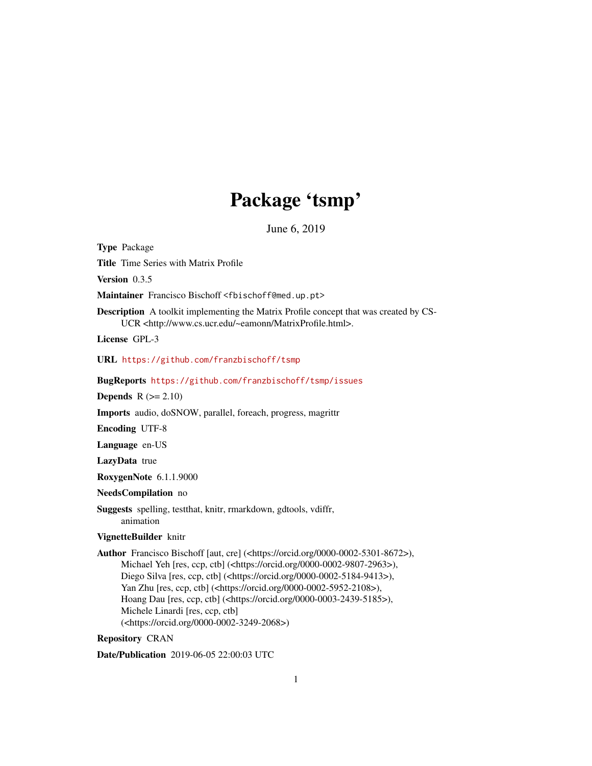# Package 'tsmp'

June 6, 2019

**Type** Package

**Title** Time Series with Matrix Profile

**Version** 0.3.5

**Maintainer** Francisco Bischoff <fbischoff@med.up.pt>

**Description** A toolkit implementing the Matrix Profile concept that was created by CS-UCR <http://www.cs.ucr.edu/~eamonn/MatrixProfile.html>.

**License** GPL-3

**URL** https://github.com/franzbischoff/tsmp

**BugReports** https://github.com/franzbischoff/tsmp/issues

**Depends** R (>= 2.10)

**Imports** audio, doSNOW, parallel, foreach, progress, magrittr

**Encoding** UTF-8

**Language** en-US

**LazyData** true

**RoxygenNote** 6.1.1.9000

**NeedsCompilation** no

**Suggests** spelling, testthat, knitr, rmarkdown, gdtools, vdiffr, animation

**VignetteBuilder** knitr

**Author** Francisco Bischoff [aut, cre] (<https://orcid.org/0000-0002-5301-8672>), Michael Yeh [res, ccp, ctb] (<https://orcid.org/0000-0002-9807-2963>), Diego Silva [res, ccp, ctb] (<https://orcid.org/0000-0002-5184-9413>), Yan Zhu [res, ccp, ctb] (<https://orcid.org/0000-0002-5952-2108>), Hoang Dau [res, ccp, ctb] (<https://orcid.org/0000-0003-2439-5185>), Michele Linardi [res, ccp, ctb] (<https://orcid.org/0000-0002-3249-2068>)

**Repository** CRAN

**Date/Publication** 2019-06-05 22:00:03 UTC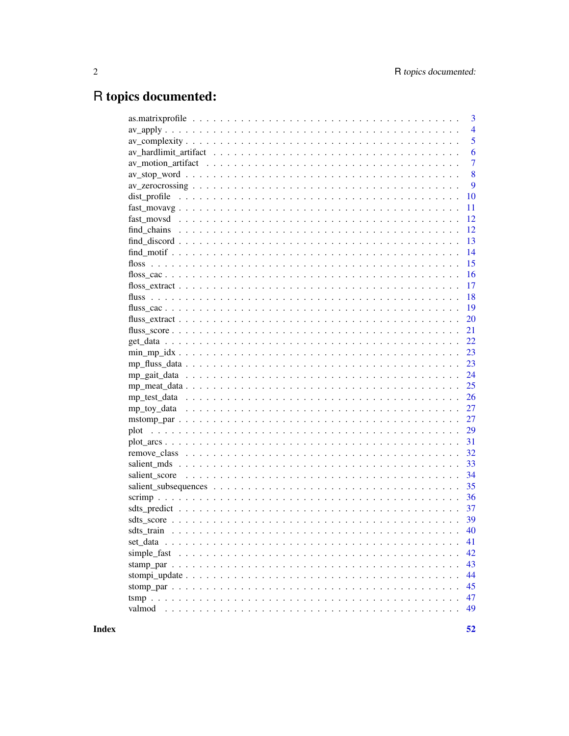# R topics documented:

| | |
|---|---|
| as.matrixprofile | 3 |
| av_apply | 4 |
| av_complexity | 5 |
| av_hardlimit_artifact | 6 |
| av_motion_artifact | 7 |
| av_stop_word | 8 |
| av_zerocrossing | 9 |
| dist_profile | 10 |
| fast_movavg | 11 |
| fast_movsd | 12 |
| find_chains | 12 |
| find_discord | 13 |
| find_motif | 14 |
| floss | 15 |
| floss_cac | 16 |
| floss_extract | 17 |
| fluss | 18 |
| fluss_cac | 19 |
| fluss_extract | 20 |
| fluss_score | 21 |
| get_data | 22 |
| min_mp_idx | 23 |
| mp_fluss_data | 23 |
| mp_gait_data | 24 |
| mp_meat_data | 25 |
| mp_test_data | 26 |
| mp_toy_data | 27 |
| mstomp_par | 27 |
| plot | 29 |
| plot_arcs | 31 |
| remove_class | 32 |
| salient_mds | 33 |
| salient_score | 34 |
| salient_subsequences | 35 |
| scrimp | 36 |
| sdts_predict | 37 |
| sdts_score | 39 |
| sdts_train | 40 |
| set_data | 41 |
| simple_fast | 42 |
| stamp_par | 43 |
| stompi_update | 44 |
| stomp_par | 45 |
| tsmp | 47 |
| valmod | 49 |

**Index** **52**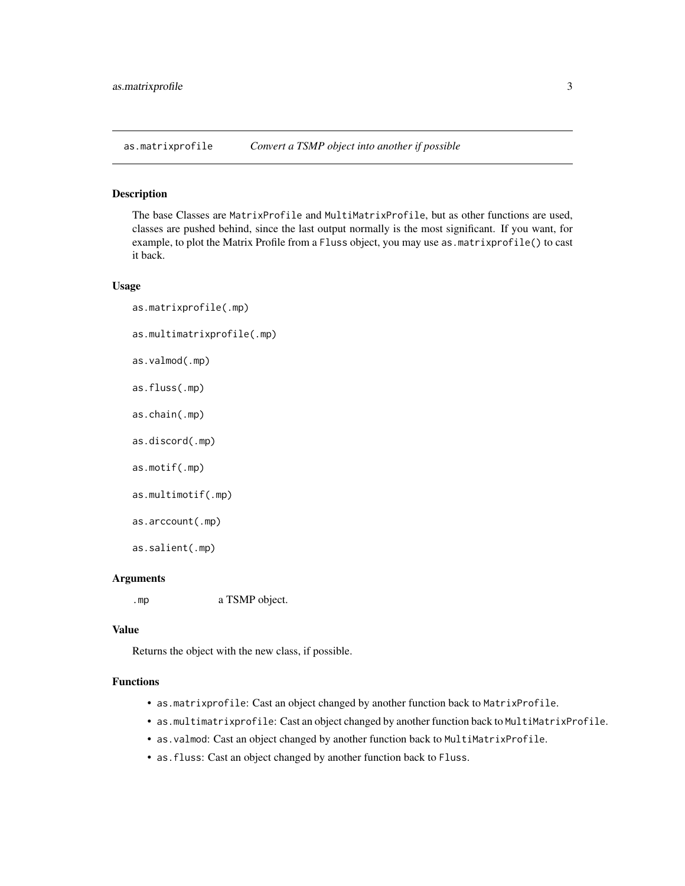## as.matrixprofile *Convert a TSMP object into another if possible*

### Description

The base Classes are `MatrixProfile` and `MultiMatrixProfile`, but as other functions are used, classes are pushed behind, since the last output normally is the most significant. If you want, for example, to plot the Matrix Profile from a `Fluss` object, you may use `as.matrixprofile()` to cast it back.

### Usage

```
as.matrixprofile(.mp)

as.multimatrixprofile(.mp)

as.valmod(.mp)

as.fluss(.mp)

as.chain(.mp)

as.discord(.mp)

as.motif(.mp)

as.multimotif(.mp)

as.arccount(.mp)

as.salient(.mp)
```

### Arguments

| | |
|---|---|
| `.mp` | a TSMP object. |

### Value

Returns the object with the new class, if possible.

### Functions

- `as.matrixprofile`: Cast an object changed by another function back to `MatrixProfile`.
- `as.multimatrixprofile`: Cast an object changed by another function back to `MultiMatrixProfile`.
- `as.valmod`: Cast an object changed by another function back to `MultiMatrixProfile`.
- `as.fluss`: Cast an object changed by another function back to `Fluss`.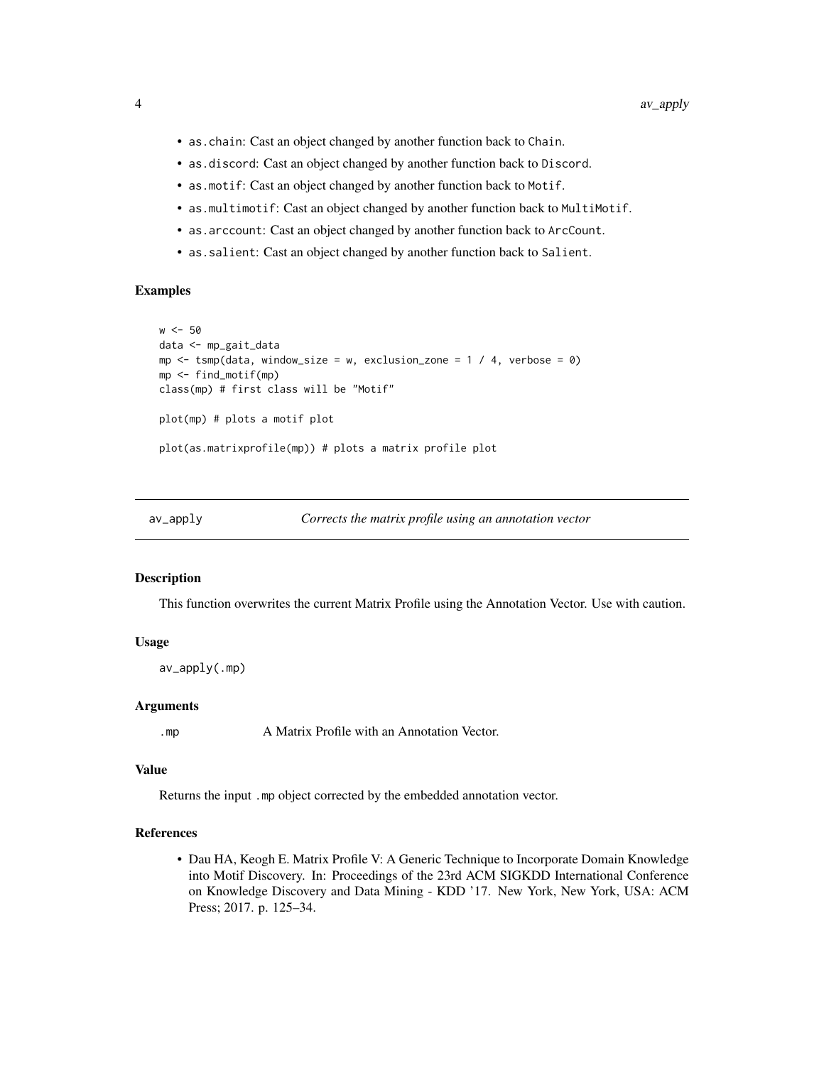- `as.chain`: Cast an object changed by another function back to `Chain`.
- `as.discord`: Cast an object changed by another function back to `Discord`.
- `as.motif`: Cast an object changed by another function back to `Motif`.
- `as.multimotif`: Cast an object changed by another function back to `MultiMotif`.
- `as.arccount`: Cast an object changed by another function back to `ArcCount`.
- `as.salient`: Cast an object changed by another function back to `Salient`.

### Examples

```
w <- 50
data <- mp_gait_data
mp <- tsmp(data, window_size = w, exclusion_zone = 1 / 4, verbose = 0)
mp <- find_motif(mp)
class(mp) # first class will be "Motif"

plot(mp) # plots a motif plot

plot(as.matrixprofile(mp)) # plots a matrix profile plot
```

---

## av_apply — *Corrects the matrix profile using an annotation vector*

---

### Description

This function overwrites the current Matrix Profile using the Annotation Vector. Use with caution.

### Usage

```
av_apply(.mp)
```

### Arguments

| | |
|---|---|
| `.mp` | A Matrix Profile with an Annotation Vector. |

### Value

Returns the input `.mp` object corrected by the embedded annotation vector.

### References

- Dau HA, Keogh E. Matrix Profile V: A Generic Technique to Incorporate Domain Knowledge into Motif Discovery. In: Proceedings of the 23rd ACM SIGKDD International Conference on Knowledge Discovery and Data Mining - KDD '17. New York, New York, USA: ACM Press; 2017. p. 125–34.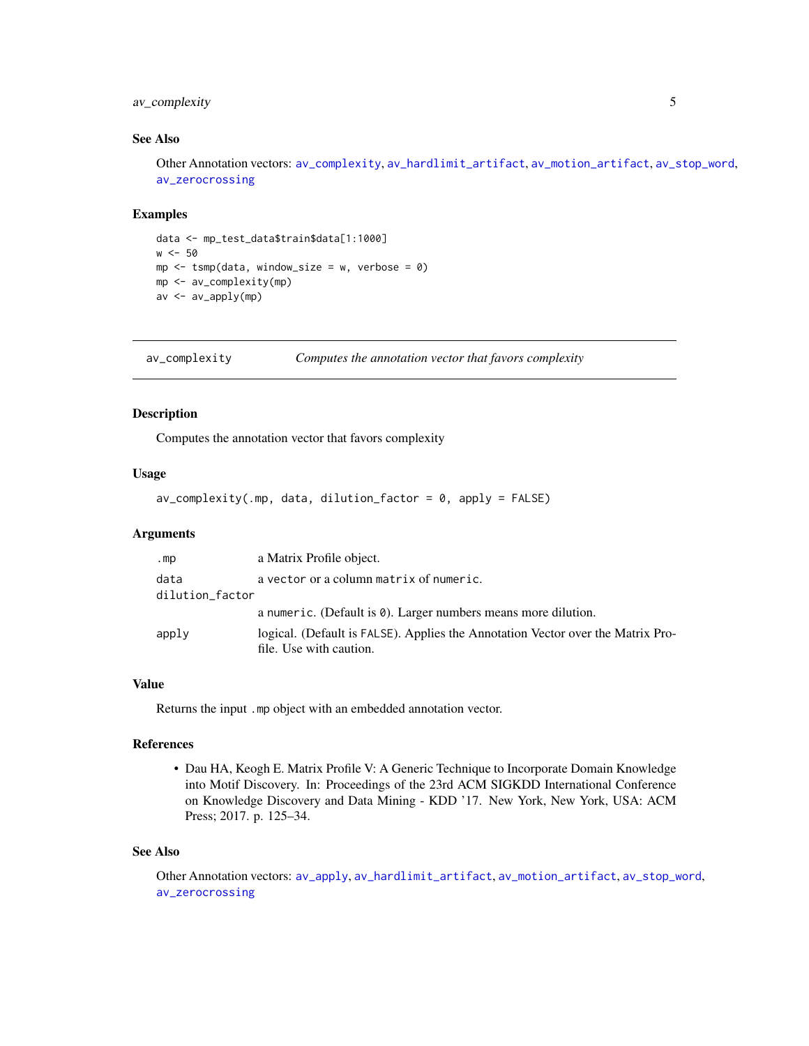### See Also

Other Annotation vectors: av_complexity, av_hardlimit_artifact, av_motion_artifact, av_stop_word, av_zerocrossing

### Examples

```
data <- mp_test_data$train$data[1:1000]
w <- 50
mp <- tsmp(data, window_size = w, verbose = 0)
mp <- av_complexity(mp)
av <- av_apply(mp)
```

---

## av_complexity — *Computes the annotation vector that favors complexity*

---

### Description

Computes the annotation vector that favors complexity

### Usage

```
av_complexity(.mp, data, dilution_factor = 0, apply = FALSE)
```

### Arguments

| | |
|---|---|
| `.mp` | a Matrix Profile object. |
| `data` | a `vector` or a column `matrix` of `numeric`. |
| `dilution_factor` | a `numeric`. (Default is `0`). Larger numbers means more dilution. |
| `apply` | logical. (Default is `FALSE`). Applies the Annotation Vector over the Matrix Profile. Use with caution. |

### Value

Returns the input `.mp` object with an embedded annotation vector.

### References

- Dau HA, Keogh E. Matrix Profile V: A Generic Technique to Incorporate Domain Knowledge into Motif Discovery. In: Proceedings of the 23rd ACM SIGKDD International Conference on Knowledge Discovery and Data Mining - KDD '17. New York, New York, USA: ACM Press; 2017. p. 125–34.

### See Also

Other Annotation vectors: av_apply, av_hardlimit_artifact, av_motion_artifact, av_stop_word, av_zerocrossing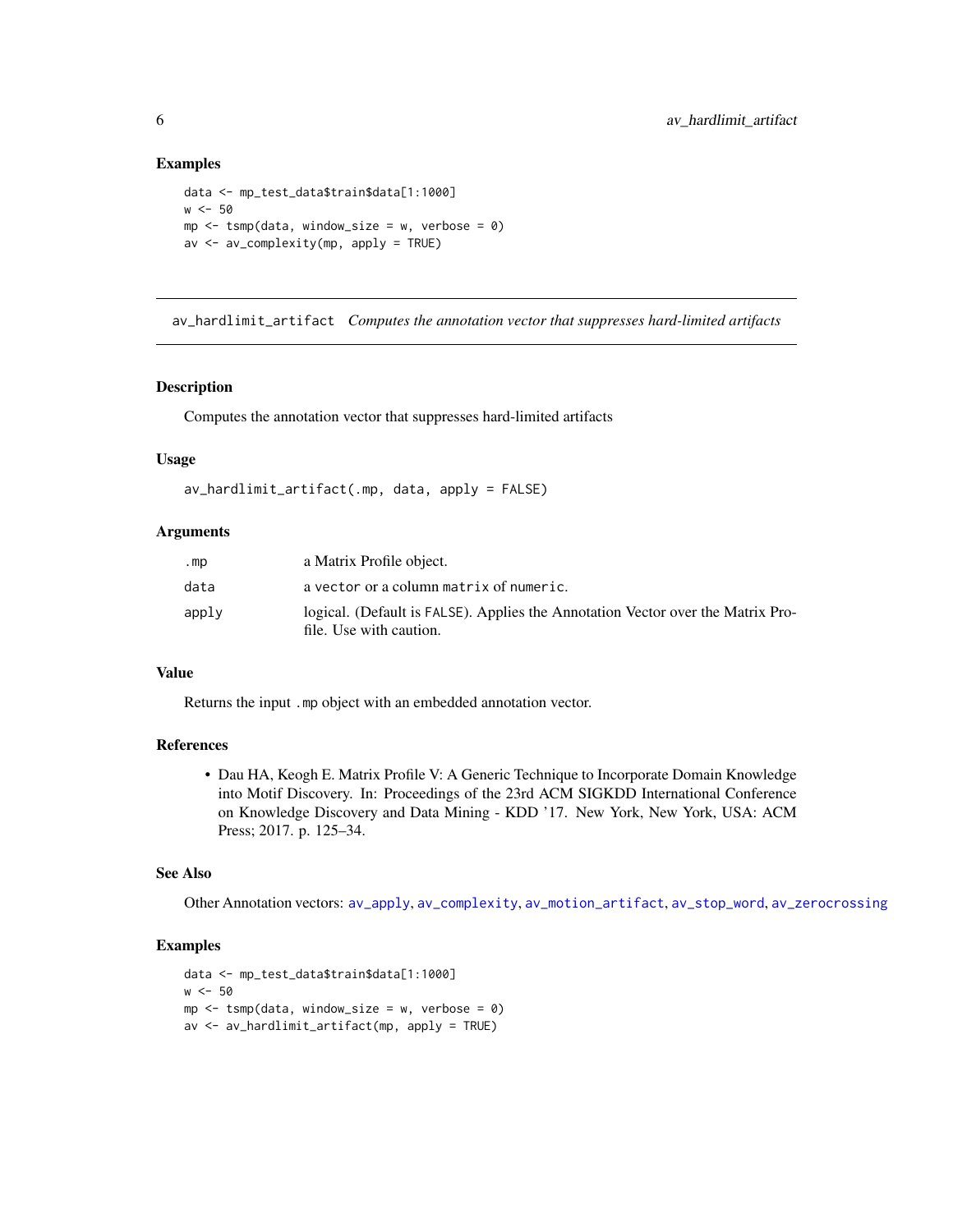### Examples

```
data <- mp_test_data$train$data[1:1000]
w <- 50
mp <- tsmp(data, window_size = w, verbose = 0)
av <- av_complexity(mp, apply = TRUE)
```

---

## av_hardlimit_artifact *Computes the annotation vector that suppresses hard-limited artifacts*

---

### Description

Computes the annotation vector that suppresses hard-limited artifacts

### Usage

```
av_hardlimit_artifact(.mp, data, apply = FALSE)
```

### Arguments

| | |
|---|---|
| `.mp` | a Matrix Profile object. |
| `data` | a `vector` or a column `matrix` of `numeric`. |
| `apply` | logical. (Default is `FALSE`). Applies the Annotation Vector over the Matrix Profile. Use with caution. |

### Value

Returns the input `.mp` object with an embedded annotation vector.

### References

- Dau HA, Keogh E. Matrix Profile V: A Generic Technique to Incorporate Domain Knowledge into Motif Discovery. In: Proceedings of the 23rd ACM SIGKDD International Conference on Knowledge Discovery and Data Mining - KDD '17. New York, New York, USA: ACM Press; 2017. p. 125–34.

### See Also

Other Annotation vectors: `av_apply`, `av_complexity`, `av_motion_artifact`, `av_stop_word`, `av_zerocrossing`

### Examples

```
data <- mp_test_data$train$data[1:1000]
w <- 50
mp <- tsmp(data, window_size = w, verbose = 0)
av <- av_hardlimit_artifact(mp, apply = TRUE)
```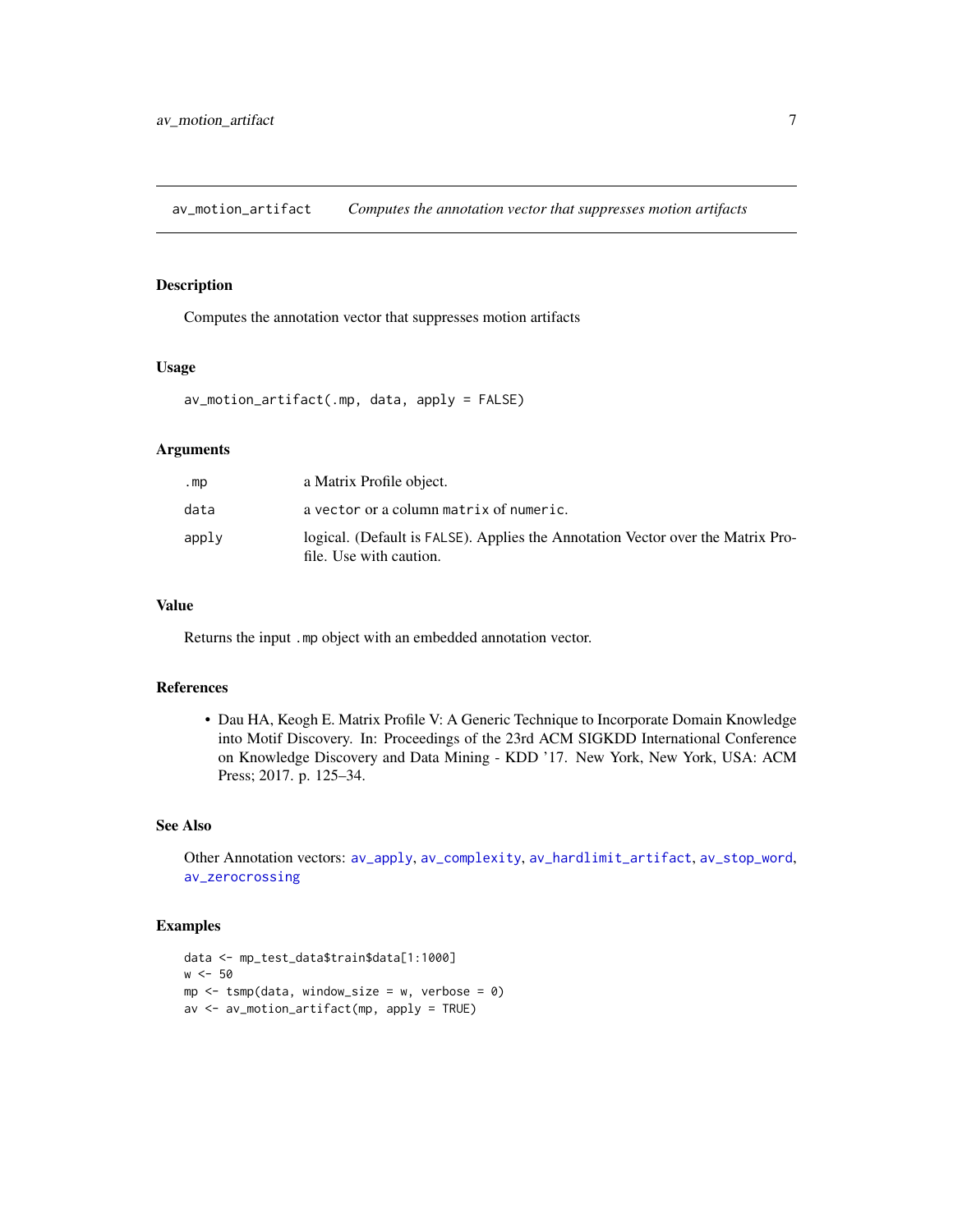## av_motion_artifact — *Computes the annotation vector that suppresses motion artifacts*

### Description

Computes the annotation vector that suppresses motion artifacts

### Usage

```
av_motion_artifact(.mp, data, apply = FALSE)
```

### Arguments

| | |
|---|---|
| `.mp` | a Matrix Profile object. |
| `data` | a `vector` or a column `matrix` of `numeric`. |
| `apply` | logical. (Default is `FALSE`). Applies the Annotation Vector over the Matrix Profile. Use with caution. |

### Value

Returns the input `.mp` object with an embedded annotation vector.

### References

- Dau HA, Keogh E. Matrix Profile V: A Generic Technique to Incorporate Domain Knowledge into Motif Discovery. In: Proceedings of the 23rd ACM SIGKDD International Conference on Knowledge Discovery and Data Mining - KDD '17. New York, New York, USA: ACM Press; 2017. p. 125–34.

### See Also

Other Annotation vectors: `av_apply`, `av_complexity`, `av_hardlimit_artifact`, `av_stop_word`, `av_zerocrossing`

### Examples

```
data <- mp_test_data$train$data[1:1000]
w <- 50
mp <- tsmp(data, window_size = w, verbose = 0)
av <- av_motion_artifact(mp, apply = TRUE)
```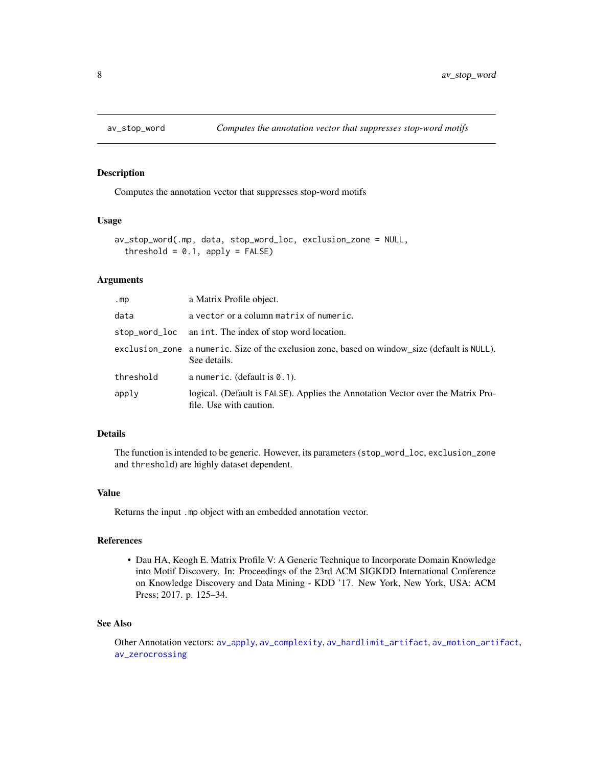`av_stop_word` *Computes the annotation vector that suppresses stop-word motifs*

## Description

Computes the annotation vector that suppresses stop-word motifs

## Usage

```
av_stop_word(.mp, data, stop_word_loc, exclusion_zone = NULL,
  threshold = 0.1, apply = FALSE)
```

## Arguments

| | |
|---|---|
| `.mp` | a Matrix Profile object. |
| `data` | a `vector` or a column `matrix` of `numeric`. |
| `stop_word_loc` | an `int`. The index of stop word location. |
| `exclusion_zone` | a `numeric`. Size of the exclusion zone, based on window_size (default is `NULL`). See details. |
| `threshold` | a `numeric`. (default is `0.1`). |
| `apply` | logical. (Default is `FALSE`). Applies the Annotation Vector over the Matrix Profile. Use with caution. |

## Details

The function is intended to be generic. However, its parameters (`stop_word_loc`, `exclusion_zone` and `threshold`) are highly dataset dependent.

## Value

Returns the input `.mp` object with an embedded annotation vector.

## References

- Dau HA, Keogh E. Matrix Profile V: A Generic Technique to Incorporate Domain Knowledge into Motif Discovery. In: Proceedings of the 23rd ACM SIGKDD International Conference on Knowledge Discovery and Data Mining - KDD '17. New York, New York, USA: ACM Press; 2017. p. 125–34.

## See Also

Other Annotation vectors: `av_apply`, `av_complexity`, `av_hardlimit_artifact`, `av_motion_artifact`, `av_zerocrossing`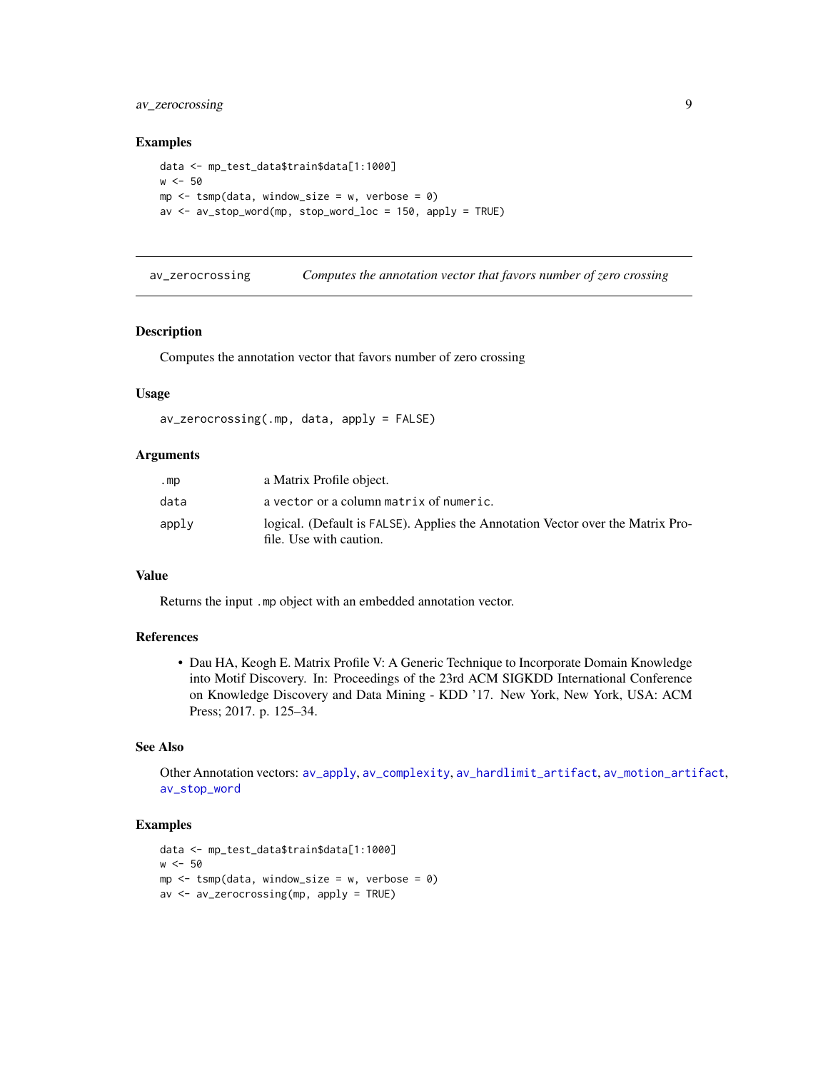### Examples

```
data <- mp_test_data$train$data[1:1000]
w <- 50
mp <- tsmp(data, window_size = w, verbose = 0)
av <- av_stop_word(mp, stop_word_loc = 150, apply = TRUE)
```

---

## av_zerocrossing — *Computes the annotation vector that favors number of zero crossing*

---

### Description

Computes the annotation vector that favors number of zero crossing

### Usage

```
av_zerocrossing(.mp, data, apply = FALSE)
```

### Arguments

| | |
|---|---|
| `.mp` | a Matrix Profile object. |
| `data` | a `vector` or a column `matrix` of `numeric`. |
| `apply` | logical. (Default is `FALSE`). Applies the Annotation Vector over the Matrix Profile. Use with caution. |

### Value

Returns the input `.mp` object with an embedded annotation vector.

### References

- Dau HA, Keogh E. Matrix Profile V: A Generic Technique to Incorporate Domain Knowledge into Motif Discovery. In: Proceedings of the 23rd ACM SIGKDD International Conference on Knowledge Discovery and Data Mining - KDD '17. New York, New York, USA: ACM Press; 2017. p. 125–34.

### See Also

Other Annotation vectors: `av_apply`, `av_complexity`, `av_hardlimit_artifact`, `av_motion_artifact`, `av_stop_word`

### Examples

```
data <- mp_test_data$train$data[1:1000]
w <- 50
mp <- tsmp(data, window_size = w, verbose = 0)
av <- av_zerocrossing(mp, apply = TRUE)
```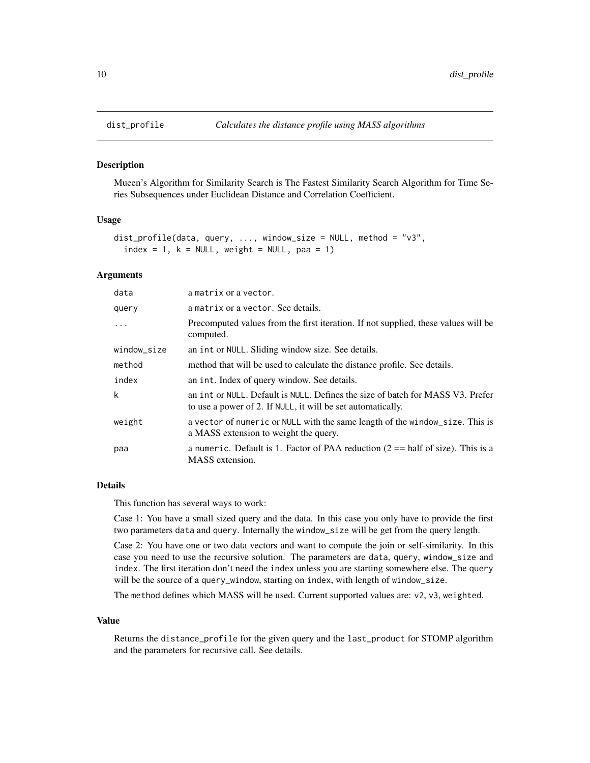# dist_profile — *Calculates the distance profile using MASS algorithms*

## Description

Mueen's Algorithm for Similarity Search is The Fastest Similarity Search Algorithm for Time Series Subsequences under Euclidean Distance and Correlation Coefficient.

## Usage

```
dist_profile(data, query, ..., window_size = NULL, method = "v3",
  index = 1, k = NULL, weight = NULL, paa = 1)
```

## Arguments

| | |
|---|---|
| `data` | a `matrix` or a `vector`. |
| `query` | a `matrix` or a `vector`. See details. |
| `...` | Precomputed values from the first iteration. If not supplied, these values will be computed. |
| `window_size` | an `int` or `NULL`. Sliding window size. See details. |
| `method` | method that will be used to calculate the distance profile. See details. |
| `index` | an `int`. Index of query window. See details. |
| `k` | an `int` or `NULL`. Default is `NULL`. Defines the size of batch for MASS V3. Prefer to use a power of 2. If `NULL`, it will be set automatically. |
| `weight` | a `vector` of `numeric` or `NULL` with the same length of the `window_size`. This is a MASS extension to weight the query. |
| `paa` | a `numeric`. Default is `1`. Factor of PAA reduction (2 == half of size). This is a MASS extension. |

## Details

This function has several ways to work:

Case 1: You have a small sized query and the data. In this case you only have to provide the first two parameters `data` and `query`. Internally the `window_size` will be get from the query length.

Case 2: You have one or two data vectors and want to compute the join or self-similarity. In this case you need to use the recursive solution. The parameters are `data`, `query`, `window_size` and `index`. The first iteration don't need the `index` unless you are starting somewhere else. The `query` will be the source of a `query_window`, starting on `index`, with length of `window_size`.

The `method` defines which MASS will be used. Current supported values are: `v2`, `v3`, `weighted`.

## Value

Returns the `distance_profile` for the given query and the `last_product` for STOMP algorithm and the parameters for recursive call. See details.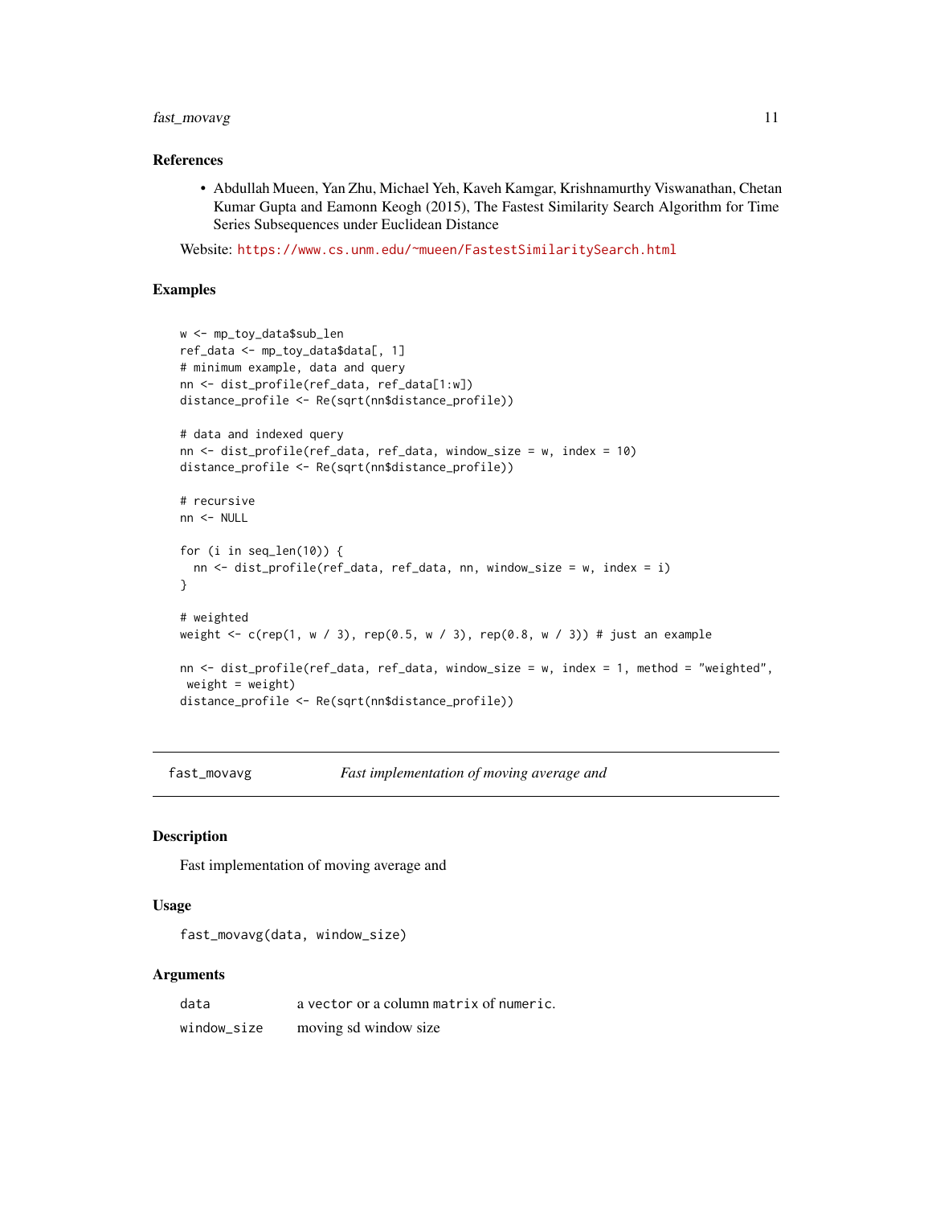### References

- Abdullah Mueen, Yan Zhu, Michael Yeh, Kaveh Kamgar, Krishnamurthy Viswanathan, Chetan Kumar Gupta and Eamonn Keogh (2015), The Fastest Similarity Search Algorithm for Time Series Subsequences under Euclidean Distance

Website: https://www.cs.unm.edu/~mueen/FastestSimilaritySearch.html

### Examples

```
w <- mp_toy_data$sub_len
ref_data <- mp_toy_data$data[, 1]
# minimum example, data and query
nn <- dist_profile(ref_data, ref_data[1:w])
distance_profile <- Re(sqrt(nn$distance_profile))

# data and indexed query
nn <- dist_profile(ref_data, ref_data, window_size = w, index = 10)
distance_profile <- Re(sqrt(nn$distance_profile))

# recursive
nn <- NULL

for (i in seq_len(10)) {
  nn <- dist_profile(ref_data, ref_data, nn, window_size = w, index = i)
}

# weighted
weight <- c(rep(1, w / 3), rep(0.5, w / 3), rep(0.8, w / 3)) # just an example

nn <- dist_profile(ref_data, ref_data, window_size = w, index = 1, method = "weighted",
 weight = weight)
distance_profile <- Re(sqrt(nn$distance_profile))
```

---

## fast_movavg — *Fast implementation of moving average and*

### Description

Fast implementation of moving average and

### Usage

```
fast_movavg(data, window_size)
```

### Arguments

| | |
|---|---|
| data | a `vector` or a column `matrix` of `numeric`. |
| window_size | moving sd window size |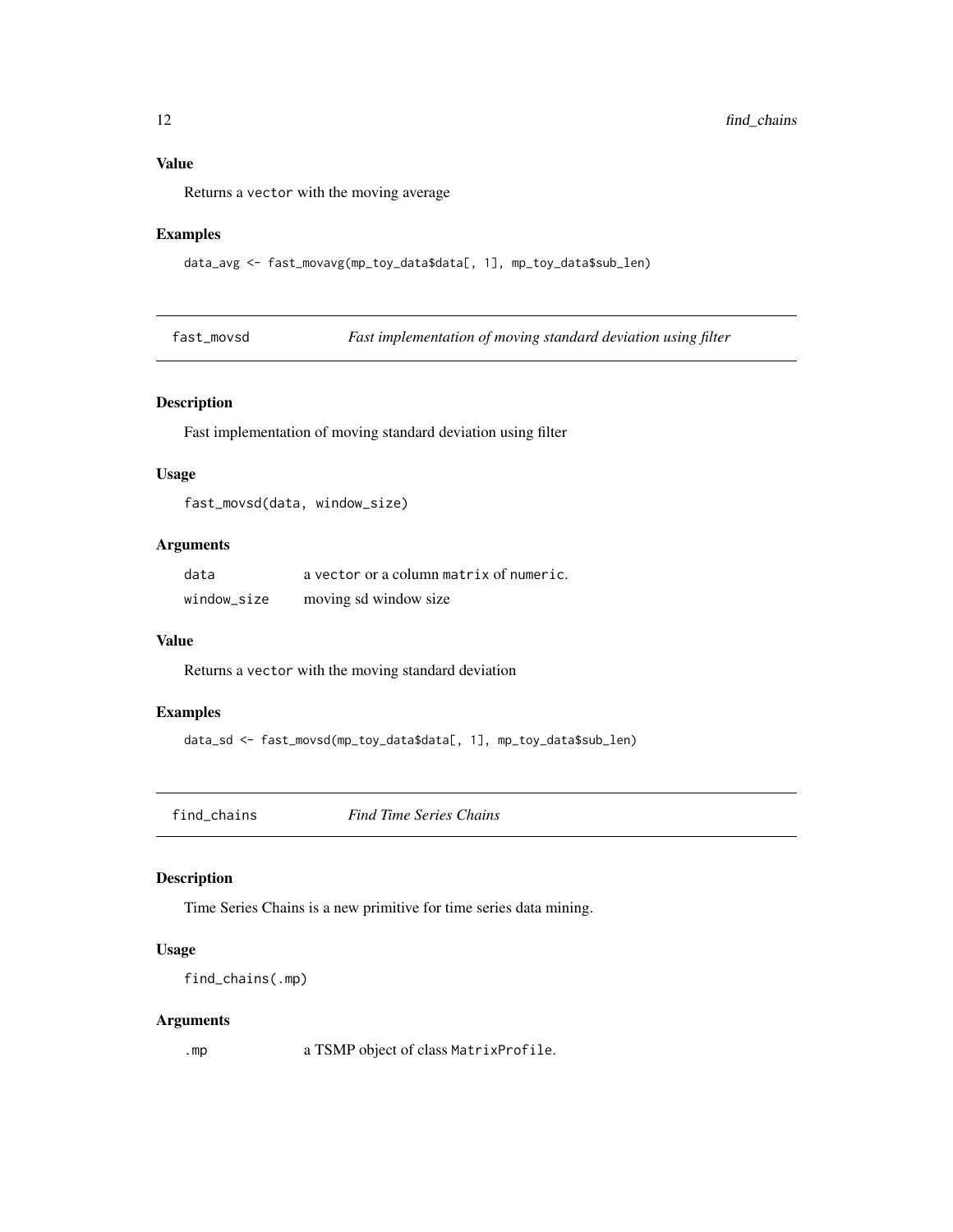### Value

Returns a vector with the moving average

### Examples

```
data_avg <- fast_movavg(mp_toy_data$data[, 1], mp_toy_data$sub_len)
```

## fast_movsd — *Fast implementation of moving standard deviation using filter*

### Description

Fast implementation of moving standard deviation using filter

### Usage

```
fast_movsd(data, window_size)
```

### Arguments

| | |
|---|---|
| data | a vector or a column matrix of numeric. |
| window_size | moving sd window size |

### Value

Returns a vector with the moving standard deviation

### Examples

```
data_sd <- fast_movsd(mp_toy_data$data[, 1], mp_toy_data$sub_len)
```

## find_chains — *Find Time Series Chains*

### Description

Time Series Chains is a new primitive for time series data mining.

### Usage

```
find_chains(.mp)
```

### Arguments

| | |
|---|---|
| .mp | a TSMP object of class MatrixProfile. |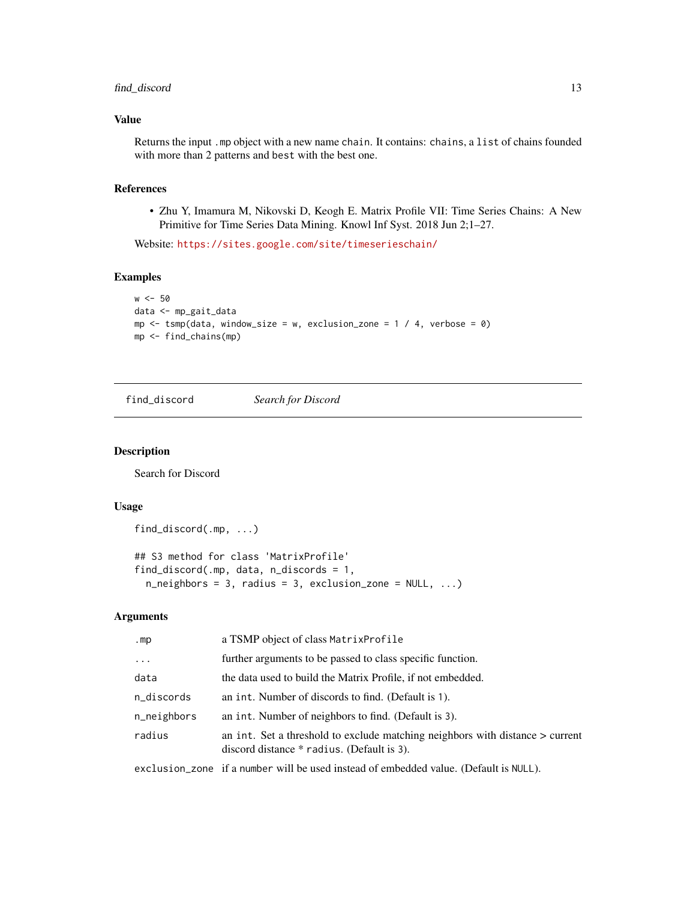## Value

Returns the input `.mp` object with a new name `chain`. It contains: `chains`, a `list` of chains founded with more than 2 patterns and `best` with the best one.

## References

- Zhu Y, Imamura M, Nikovski D, Keogh E. Matrix Profile VII: Time Series Chains: A New Primitive for Time Series Data Mining. Knowl Inf Syst. 2018 Jun 2;1–27.

Website: https://sites.google.com/site/timeserieschain/

## Examples

```
w <- 50
data <- mp_gait_data
mp <- tsmp(data, window_size = w, exclusion_zone = 1 / 4, verbose = 0)
mp <- find_chains(mp)
```

---

# find_discord — *Search for Discord*

## Description

Search for Discord

## Usage

```
find_discord(.mp, ...)

## S3 method for class 'MatrixProfile'
find_discord(.mp, data, n_discords = 1,
  n_neighbors = 3, radius = 3, exclusion_zone = NULL, ...)
```

## Arguments

| | |
|---|---|
| `.mp` | a TSMP object of class `MatrixProfile` |
| `...` | further arguments to be passed to class specific function. |
| `data` | the data used to build the Matrix Profile, if not embedded. |
| `n_discords` | an `int`. Number of discords to find. (Default is `1`). |
| `n_neighbors` | an `int`. Number of neighbors to find. (Default is `3`). |
| `radius` | an `int`. Set a threshold to exclude matching neighbors with distance > current discord distance * `radius`. (Default is `3`). |
| `exclusion_zone` | if a `number` will be used instead of embedded value. (Default is `NULL`). |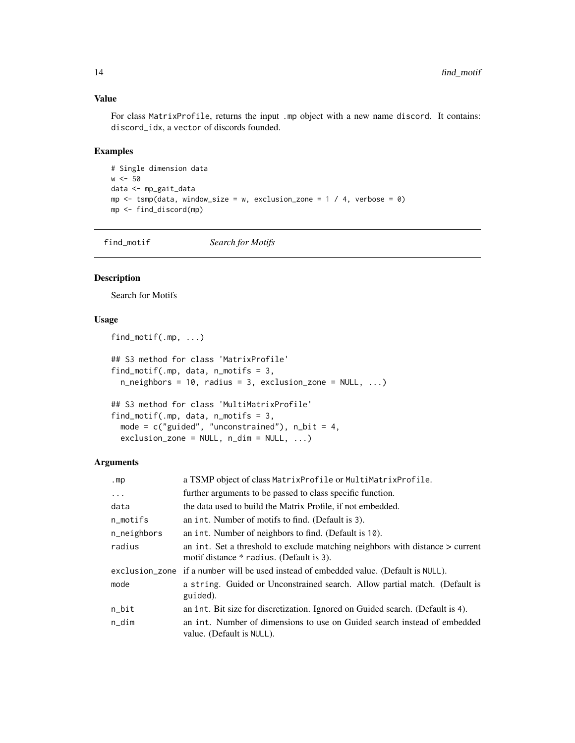### Value

For class MatrixProfile, returns the input .mp object with a new name discord. It contains: discord_idx, a vector of discords founded.

### Examples

```
# Single dimension data
w <- 50
data <- mp_gait_data
mp <- tsmp(data, window_size = w, exclusion_zone = 1 / 4, verbose = 0)
mp <- find_discord(mp)
```

---

## find_motif *Search for Motifs*

---

### Description

Search for Motifs

### Usage

```
find_motif(.mp, ...)

## S3 method for class 'MatrixProfile'
find_motif(.mp, data, n_motifs = 3,
  n_neighbors = 10, radius = 3, exclusion_zone = NULL, ...)

## S3 method for class 'MultiMatrixProfile'
find_motif(.mp, data, n_motifs = 3,
  mode = c("guided", "unconstrained"), n_bit = 4,
  exclusion_zone = NULL, n_dim = NULL, ...)
```

### Arguments

| | |
|---|---|
| .mp | a TSMP object of class MatrixProfile or MultiMatrixProfile. |
| ... | further arguments to be passed to class specific function. |
| data | the data used to build the Matrix Profile, if not embedded. |
| n_motifs | an int. Number of motifs to find. (Default is 3). |
| n_neighbors | an int. Number of neighbors to find. (Default is 10). |
| radius | an int. Set a threshold to exclude matching neighbors with distance > current motif distance * radius. (Default is 3). |
| exclusion_zone | if a number will be used instead of embedded value. (Default is NULL). |
| mode | a string. Guided or Unconstrained search. Allow partial match. (Default is guided). |
| n_bit | an ìnt. Bit size for discretization. Ignored on Guided search. (Default is 4). |
| n_dim | an int. Number of dimensions to use on Guided search instead of embedded value. (Default is NULL). |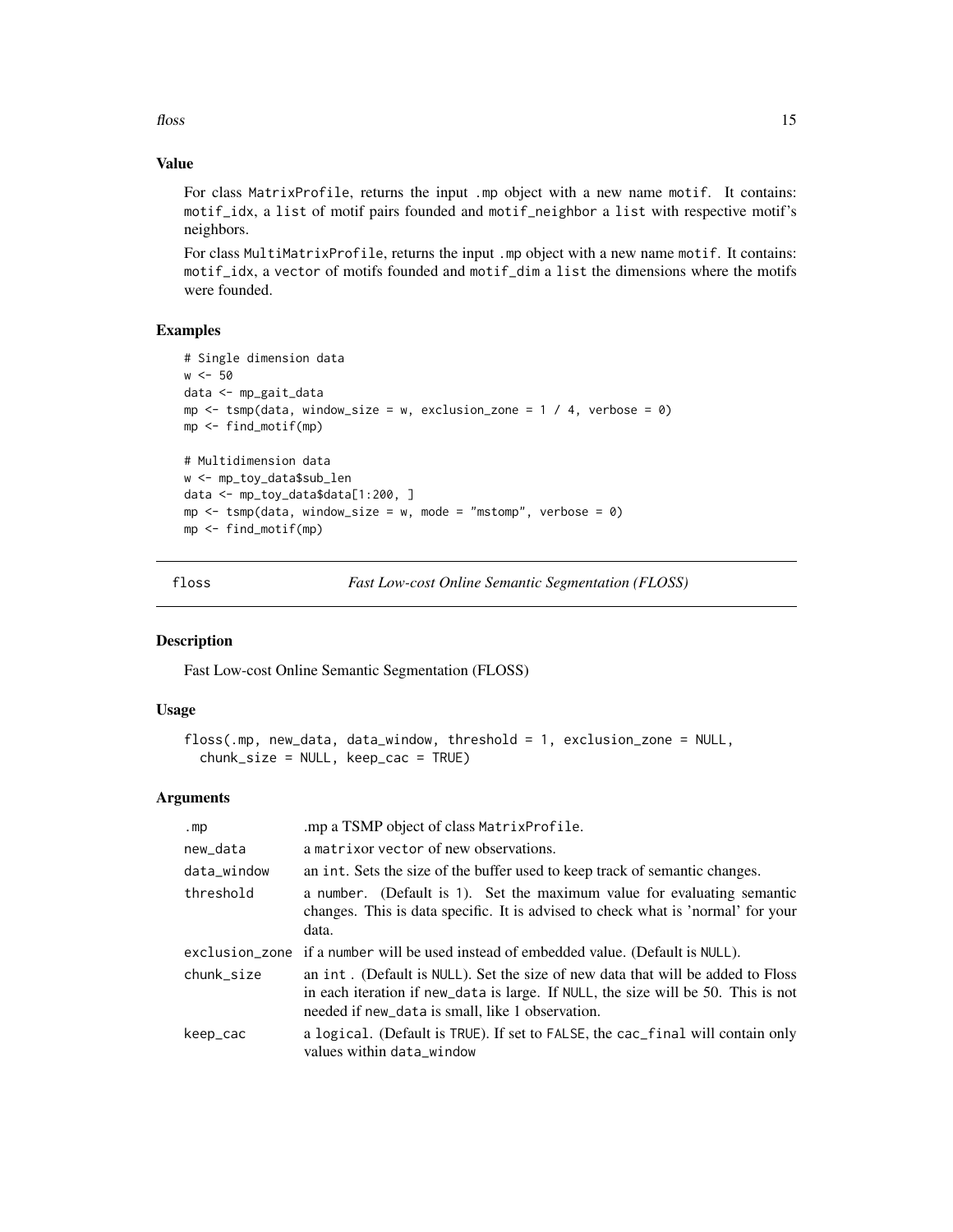## Value

For class MatrixProfile, returns the input .mp object with a new name motif. It contains: motif_idx, a list of motif pairs founded and motif_neighbor a list with respective motif's neighbors.

For class MultiMatrixProfile, returns the input .mp object with a new name motif. It contains: motif_idx, a vector of motifs founded and motif_dim a list the dimensions where the motifs were founded.

## Examples

```
# Single dimension data
w <- 50
data <- mp_gait_data
mp <- tsmp(data, window_size = w, exclusion_zone = 1 / 4, verbose = 0)
mp <- find_motif(mp)

# Multidimension data
w <- mp_toy_data$sub_len
data <- mp_toy_data$data[1:200, ]
mp <- tsmp(data, window_size = w, mode = "mstomp", verbose = 0)
mp <- find_motif(mp)
```

---

# floss — *Fast Low-cost Online Semantic Segmentation (FLOSS)*

## Description

Fast Low-cost Online Semantic Segmentation (FLOSS)

## Usage

```
floss(.mp, new_data, data_window, threshold = 1, exclusion_zone = NULL,
  chunk_size = NULL, keep_cac = TRUE)
```

## Arguments

| | |
|---|---|
| .mp | .mp a TSMP object of class MatrixProfile. |
| new_data | a matrixor vector of new observations. |
| data_window | an int. Sets the size of the buffer used to keep track of semantic changes. |
| threshold | a number. (Default is 1). Set the maximum value for evaluating semantic changes. This is data specific. It is advised to check what is 'normal' for your data. |
| exclusion_zone | if a number will be used instead of embedded value. (Default is NULL). |
| chunk_size | an int . (Default is NULL). Set the size of new data that will be added to Floss in each iteration if new_data is large. If NULL, the size will be 50. This is not needed if new_data is small, like 1 observation. |
| keep_cac | a logical. (Default is TRUE). If set to FALSE, the cac_final will contain only values within data_window |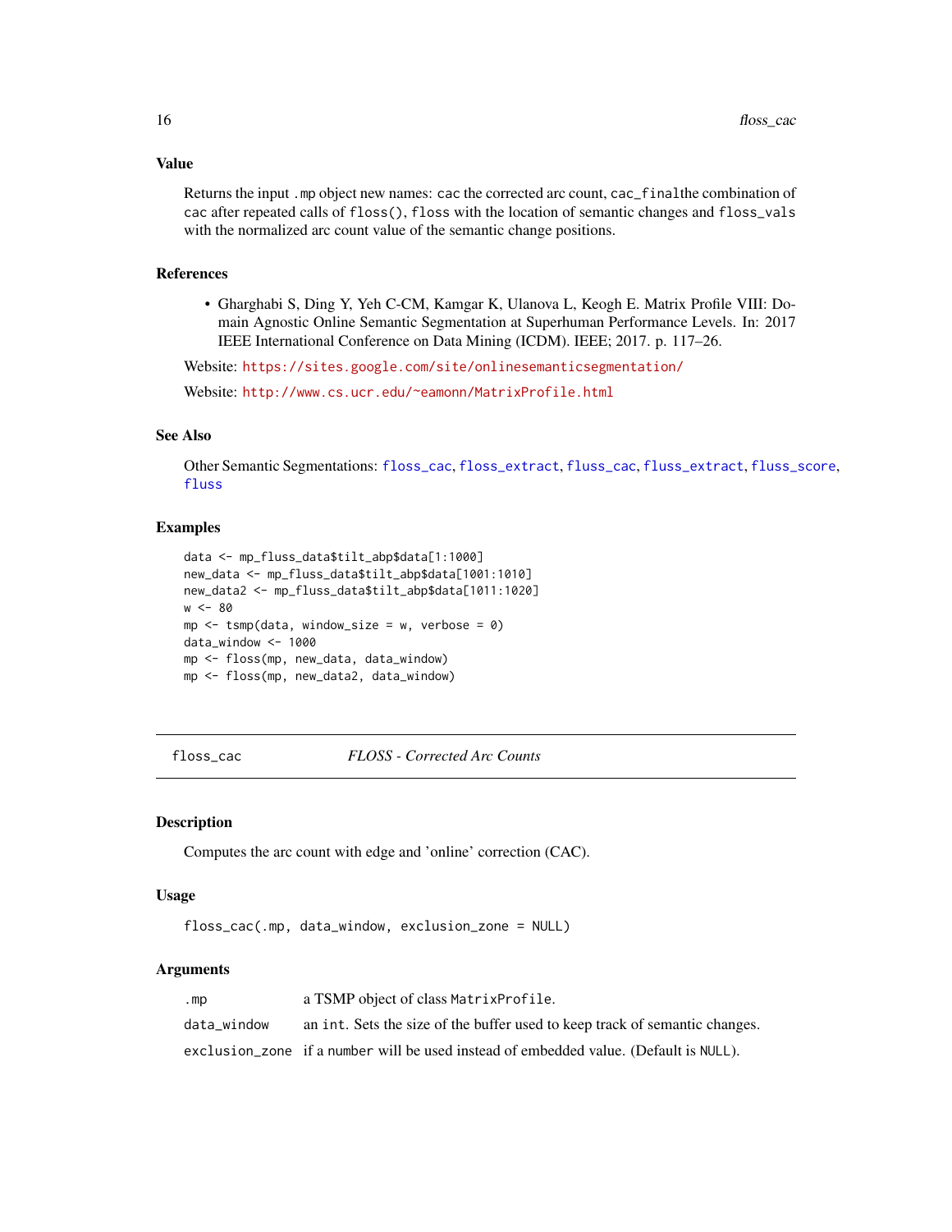### Value

Returns the input `.mp` object new names: `cac` the corrected arc count, `cac_final`the combination of `cac` after repeated calls of `floss()`, `floss` with the location of semantic changes and `floss_vals` with the normalized arc count value of the semantic change positions.

### References

- Gharghabi S, Ding Y, Yeh C-CM, Kamgar K, Ulanova L, Keogh E. Matrix Profile VIII: Domain Agnostic Online Semantic Segmentation at Superhuman Performance Levels. In: 2017 IEEE International Conference on Data Mining (ICDM). IEEE; 2017. p. 117–26.

Website: https://sites.google.com/site/onlinesemanticsegmentation/

Website: http://www.cs.ucr.edu/~eamonn/MatrixProfile.html

### See Also

Other Semantic Segmentations: `floss_cac`, `floss_extract`, `fluss_cac`, `fluss_extract`, `fluss_score`, `fluss`

### Examples

```
data <- mp_fluss_data$tilt_abp$data[1:1000]
new_data <- mp_fluss_data$tilt_abp$data[1001:1010]
new_data2 <- mp_fluss_data$tilt_abp$data[1011:1020]
w <- 80
mp <- tsmp(data, window_size = w, verbose = 0)
data_window <- 1000
mp <- floss(mp, new_data, data_window)
mp <- floss(mp, new_data2, data_window)
```

---

## floss_cac &nbsp;&nbsp;&nbsp; *FLOSS - Corrected Arc Counts*

---

### Description

Computes the arc count with edge and 'online' correction (CAC).

### Usage

```
floss_cac(.mp, data_window, exclusion_zone = NULL)
```

### Arguments

| | |
|---|---|
| `.mp` | a TSMP object of class `MatrixProfile`. |
| `data_window` | an `int`. Sets the size of the buffer used to keep track of semantic changes. |
| `exclusion_zone` | if a `number` will be used instead of embedded value. (Default is `NULL`). |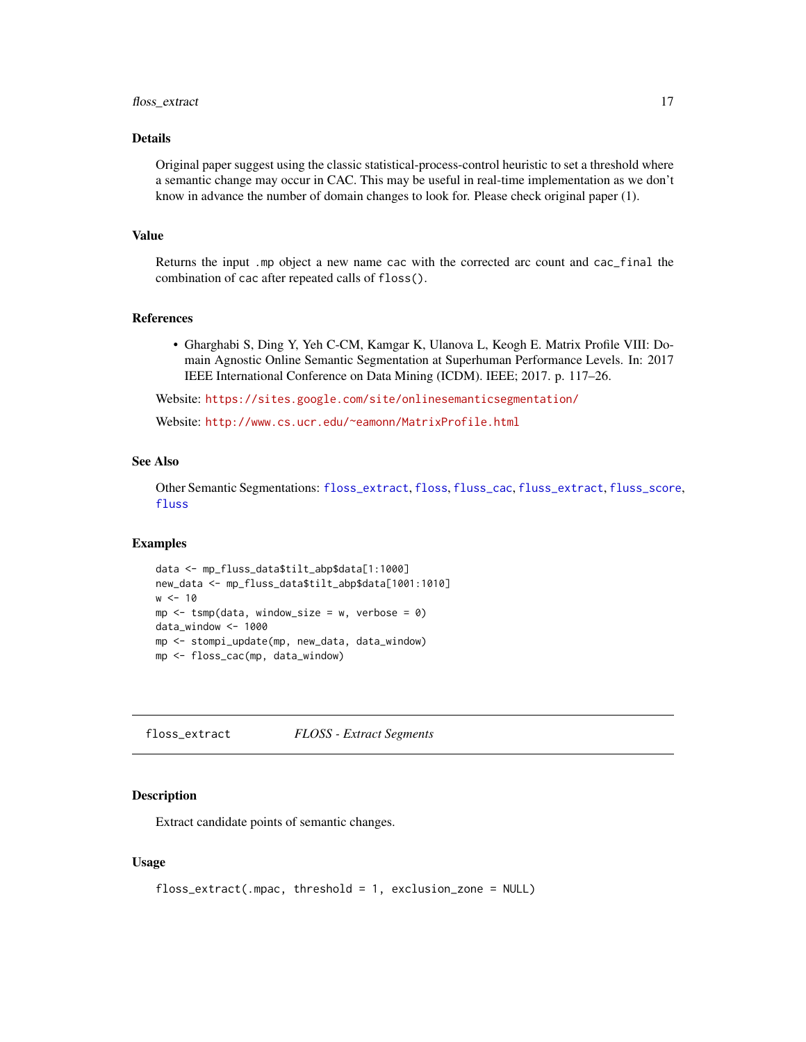## Details

Original paper suggest using the classic statistical-process-control heuristic to set a threshold where a semantic change may occur in CAC. This may be useful in real-time implementation as we don't know in advance the number of domain changes to look for. Please check original paper (1).

## Value

Returns the input `.mp` object a new name `cac` with the corrected arc count and `cac_final` the combination of `cac` after repeated calls of `floss()`.

## References

- Gharghabi S, Ding Y, Yeh C-CM, Kamgar K, Ulanova L, Keogh E. Matrix Profile VIII: Domain Agnostic Online Semantic Segmentation at Superhuman Performance Levels. In: 2017 IEEE International Conference on Data Mining (ICDM). IEEE; 2017. p. 117–26.

Website: https://sites.google.com/site/onlinesemanticsegmentation/

Website: http://www.cs.ucr.edu/~eamonn/MatrixProfile.html

## See Also

Other Semantic Segmentations: `floss_extract`, `floss`, `fluss_cac`, `fluss_extract`, `fluss_score`, `fluss`

## Examples

```
data <- mp_fluss_data$tilt_abp$data[1:1000]
new_data <- mp_fluss_data$tilt_abp$data[1001:1010]
w <- 10
mp <- tsmp(data, window_size = w, verbose = 0)
data_window <- 1000
mp <- stompi_update(mp, new_data, data_window)
mp <- floss_cac(mp, data_window)
```

---

# floss_extract — *FLOSS - Extract Segments*

## Description

Extract candidate points of semantic changes.

## Usage

```
floss_extract(.mpac, threshold = 1, exclusion_zone = NULL)
```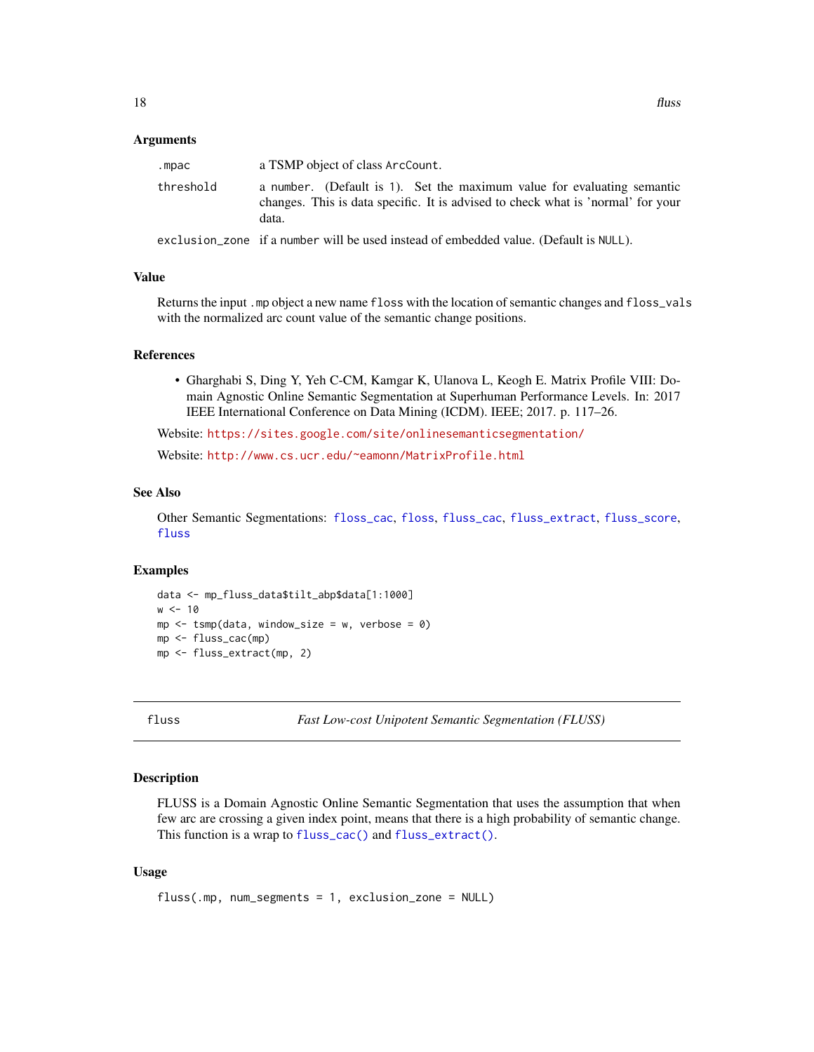### Arguments

| | |
|---|---|
| `.mpac` | a TSMP object of class `ArcCount`. |
| `threshold` | a `number`. (Default is `1`). Set the maximum value for evaluating semantic changes. This is data specific. It is advised to check what is 'normal' for your data. |
| `exclusion_zone` | if a `number` will be used instead of embedded value. (Default is `NULL`). |

### Value

Returns the input `.mp` object a new name `floss` with the location of semantic changes and `floss_vals` with the normalized arc count value of the semantic change positions.

### References

- Gharghabi S, Ding Y, Yeh C-CM, Kamgar K, Ulanova L, Keogh E. Matrix Profile VIII: Domain Agnostic Online Semantic Segmentation at Superhuman Performance Levels. In: 2017 IEEE International Conference on Data Mining (ICDM). IEEE; 2017. p. 117–26.

Website: https://sites.google.com/site/onlinesemanticsegmentation/

Website: http://www.cs.ucr.edu/~eamonn/MatrixProfile.html

### See Also

Other Semantic Segmentations: `floss_cac`, `floss`, `fluss_cac`, `fluss_extract`, `fluss_score`, `fluss`

### Examples

```
data <- mp_fluss_data$tilt_abp$data[1:1000]
w <- 10
mp <- tsmp(data, window_size = w, verbose = 0)
mp <- fluss_cac(mp)
mp <- fluss_extract(mp, 2)
```

---

## fluss — *Fast Low-cost Unipotent Semantic Segmentation (FLUSS)*

### Description

FLUSS is a Domain Agnostic Online Semantic Segmentation that uses the assumption that when few arc are crossing a given index point, means that there is a high probability of semantic change. This function is a wrap to `fluss_cac()` and `fluss_extract()`.

### Usage

```
fluss(.mp, num_segments = 1, exclusion_zone = NULL)
```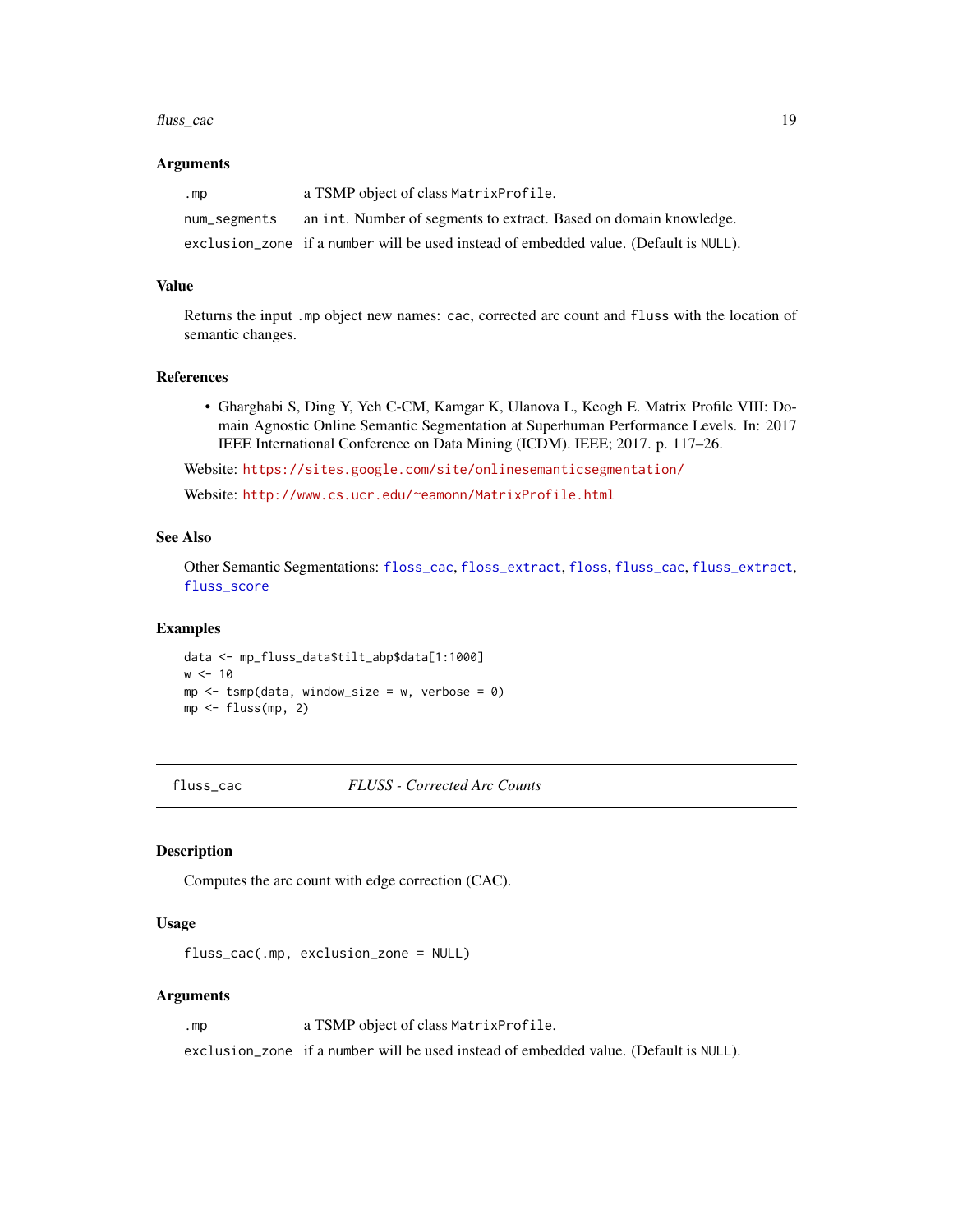### Arguments

| | |
|---|---|
| `.mp` | a TSMP object of class `MatrixProfile`. |
| `num_segments` | an `int`. Number of segments to extract. Based on domain knowledge. |
| `exclusion_zone` | if a `number` will be used instead of embedded value. (Default is `NULL`). |

### Value

Returns the input `.mp` object new names: `cac`, corrected arc count and `fluss` with the location of semantic changes.

### References

- Gharghabi S, Ding Y, Yeh C-CM, Kamgar K, Ulanova L, Keogh E. Matrix Profile VIII: Domain Agnostic Online Semantic Segmentation at Superhuman Performance Levels. In: 2017 IEEE International Conference on Data Mining (ICDM). IEEE; 2017. p. 117–26.

Website: https://sites.google.com/site/onlinesemanticsegmentation/

Website: http://www.cs.ucr.edu/~eamonn/MatrixProfile.html

### See Also

Other Semantic Segmentations: `floss_cac`, `floss_extract`, `floss`, `fluss_cac`, `fluss_extract`, `fluss_score`

### Examples

```
data <- mp_fluss_data$tilt_abp$data[1:1000]
w <- 10
mp <- tsmp(data, window_size = w, verbose = 0)
mp <- fluss(mp, 2)
```

---

## fluss_cac — *FLUSS - Corrected Arc Counts*

### Description

Computes the arc count with edge correction (CAC).

### Usage

```
fluss_cac(.mp, exclusion_zone = NULL)
```

### Arguments

| | |
|---|---|
| `.mp` | a TSMP object of class `MatrixProfile`. |
| `exclusion_zone` | if a `number` will be used instead of embedded value. (Default is `NULL`). |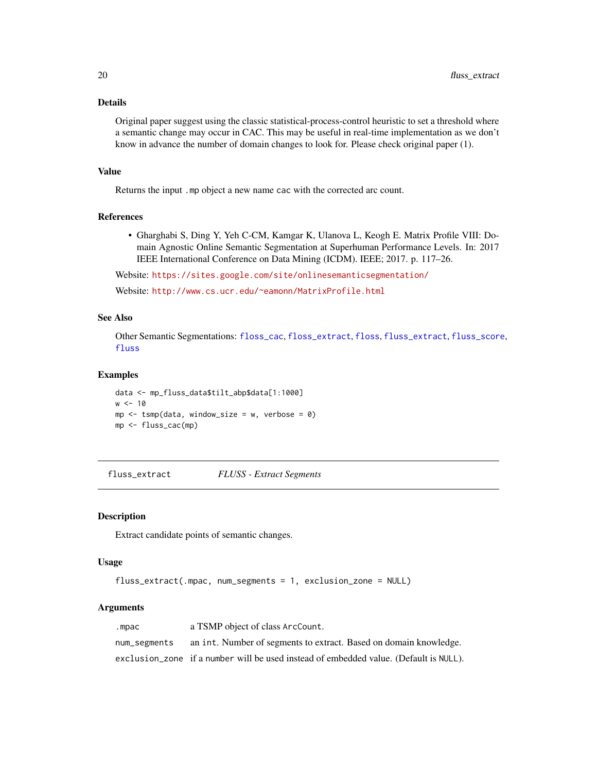### Details

Original paper suggest using the classic statistical-process-control heuristic to set a threshold where a semantic change may occur in CAC. This may be useful in real-time implementation as we don't know in advance the number of domain changes to look for. Please check original paper (1).

### Value

Returns the input `.mp` object a new name `cac` with the corrected arc count.

### References

- Gharghabi S, Ding Y, Yeh C-CM, Kamgar K, Ulanova L, Keogh E. Matrix Profile VIII: Domain Agnostic Online Semantic Segmentation at Superhuman Performance Levels. In: 2017 IEEE International Conference on Data Mining (ICDM). IEEE; 2017. p. 117–26.

Website: https://sites.google.com/site/onlinesemanticsegmentation/

Website: http://www.cs.ucr.edu/~eamonn/MatrixProfile.html

### See Also

Other Semantic Segmentations: `floss_cac`, `floss_extract`, `floss`, `fluss_extract`, `fluss_score`, `fluss`

### Examples

```
data <- mp_fluss_data$tilt_abp$data[1:1000]
w <- 10
mp <- tsmp(data, window_size = w, verbose = 0)
mp <- fluss_cac(mp)
```

---

## fluss_extract *FLUSS - Extract Segments*

---

### Description

Extract candidate points of semantic changes.

### Usage

```
fluss_extract(.mpac, num_segments = 1, exclusion_zone = NULL)
```

### Arguments

| | |
|---|---|
| `.mpac` | a TSMP object of class `ArcCount`. |
| `num_segments` | an `int`. Number of segments to extract. Based on domain knowledge. |
| `exclusion_zone` | if a `number` will be used instead of embedded value. (Default is `NULL`). |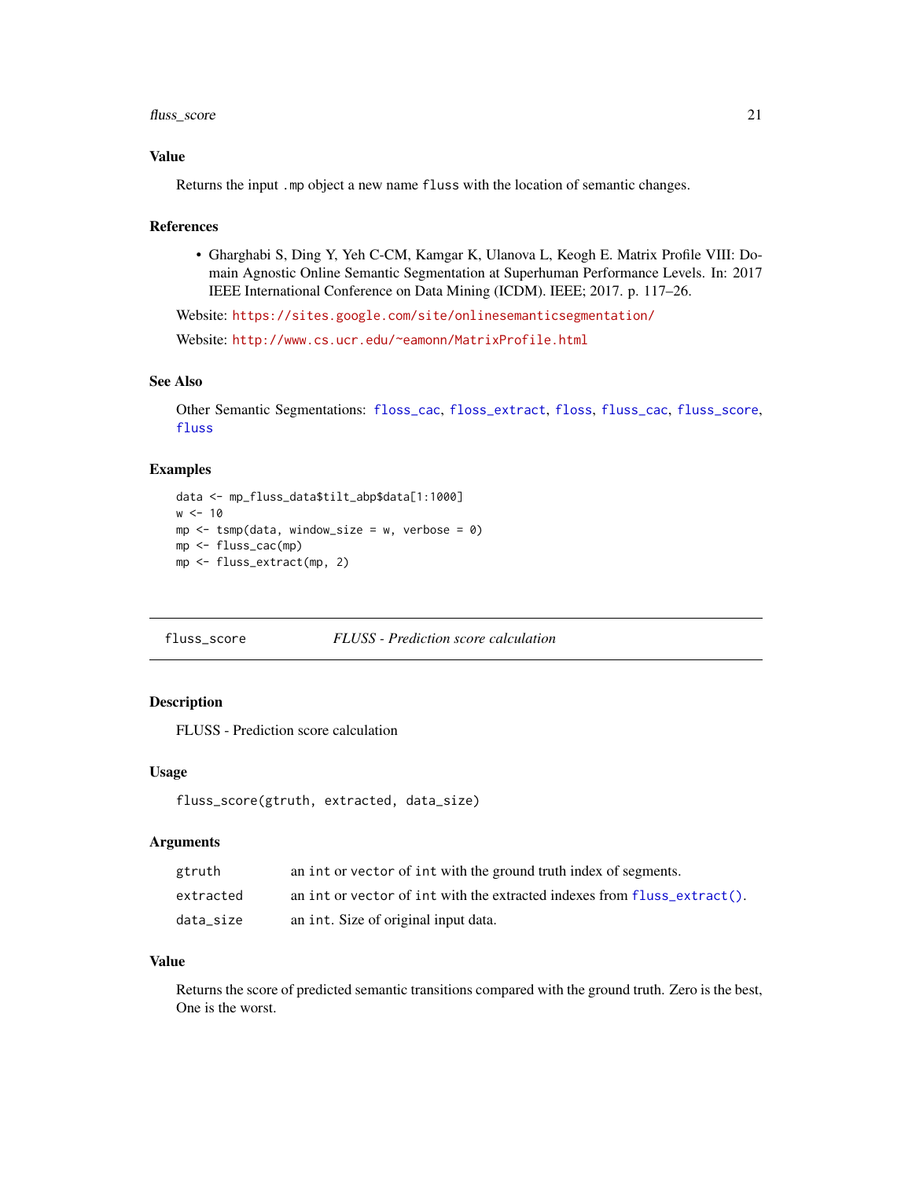## Value

Returns the input .mp object a new name fluss with the location of semantic changes.

## References

- Gharghabi S, Ding Y, Yeh C-CM, Kamgar K, Ulanova L, Keogh E. Matrix Profile VIII: Domain Agnostic Online Semantic Segmentation at Superhuman Performance Levels. In: 2017 IEEE International Conference on Data Mining (ICDM). IEEE; 2017. p. 117–26.

Website: https://sites.google.com/site/onlinesemanticsegmentation/

Website: http://www.cs.ucr.edu/~eamonn/MatrixProfile.html

## See Also

Other Semantic Segmentations: floss_cac, floss_extract, floss, fluss_cac, fluss_score, fluss

## Examples

```
data <- mp_fluss_data$tilt_abp$data[1:1000]
w <- 10
mp <- tsmp(data, window_size = w, verbose = 0)
mp <- fluss_cac(mp)
mp <- fluss_extract(mp, 2)
```

---

# fluss_score — *FLUSS - Prediction score calculation*

## Description

FLUSS - Prediction score calculation

## Usage

```
fluss_score(gtruth, extracted, data_size)
```

## Arguments

| | |
|---|---|
| gtruth | an int or vector of int with the ground truth index of segments. |
| extracted | an int or vector of int with the extracted indexes from fluss_extract(). |
| data_size | an int. Size of original input data. |

## Value

Returns the score of predicted semantic transitions compared with the ground truth. Zero is the best, One is the worst.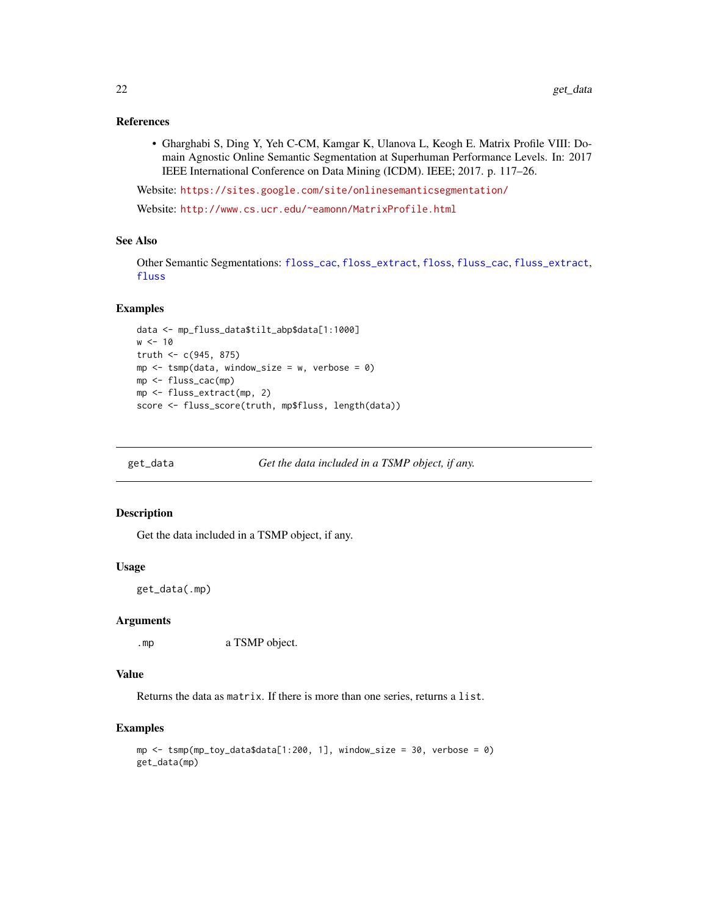### References

- Gharghabi S, Ding Y, Yeh C-CM, Kamgar K, Ulanova L, Keogh E. Matrix Profile VIII: Domain Agnostic Online Semantic Segmentation at Superhuman Performance Levels. In: 2017 IEEE International Conference on Data Mining (ICDM). IEEE; 2017. p. 117–26.

Website: https://sites.google.com/site/onlinesemanticsegmentation/

Website: http://www.cs.ucr.edu/~eamonn/MatrixProfile.html

### See Also

Other Semantic Segmentations: floss_cac, floss_extract, floss, fluss_cac, fluss_extract, fluss

### Examples

```
data <- mp_fluss_data$tilt_abp$data[1:1000]
w <- 10
truth <- c(945, 875)
mp <- tsmp(data, window_size = w, verbose = 0)
mp <- fluss_cac(mp)
mp <- fluss_extract(mp, 2)
score <- fluss_score(truth, mp$fluss, length(data))
```

---

## get_data — *Get the data included in a TSMP object, if any.*

### Description

Get the data included in a TSMP object, if any.

### Usage

```
get_data(.mp)
```

### Arguments

| | |
|---|---|
| `.mp` | a TSMP object. |

### Value

Returns the data as `matrix`. If there is more than one series, returns a `list`.

### Examples

```
mp <- tsmp(mp_toy_data$data[1:200, 1], window_size = 30, verbose = 0)
get_data(mp)
```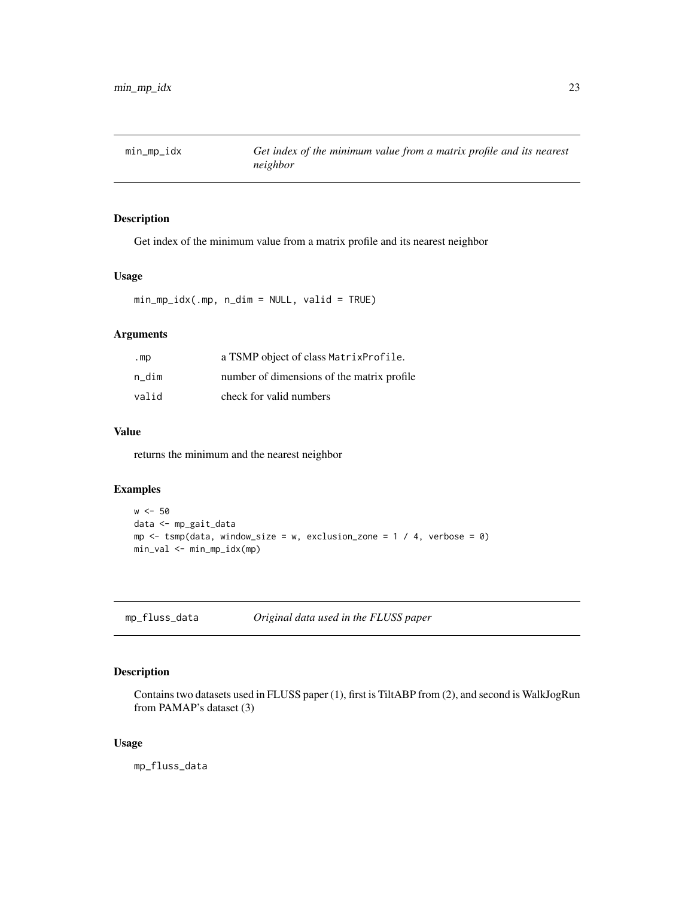## min_mp_idx — *Get index of the minimum value from a matrix profile and its nearest neighbor*

### Description

Get index of the minimum value from a matrix profile and its nearest neighbor

### Usage

```
min_mp_idx(.mp, n_dim = NULL, valid = TRUE)
```

### Arguments

| | |
|---|---|
| .mp | a TSMP object of class MatrixProfile. |
| n_dim | number of dimensions of the matrix profile |
| valid | check for valid numbers |

### Value

returns the minimum and the nearest neighbor

### Examples

```
w <- 50
data <- mp_gait_data
mp <- tsmp(data, window_size = w, exclusion_zone = 1 / 4, verbose = 0)
min_val <- min_mp_idx(mp)
```

## mp_fluss_data — *Original data used in the FLUSS paper*

### Description

Contains two datasets used in FLUSS paper (1), first is TiltABP from (2), and second is WalkJogRun from PAMAP's dataset (3)

### Usage

```
mp_fluss_data
```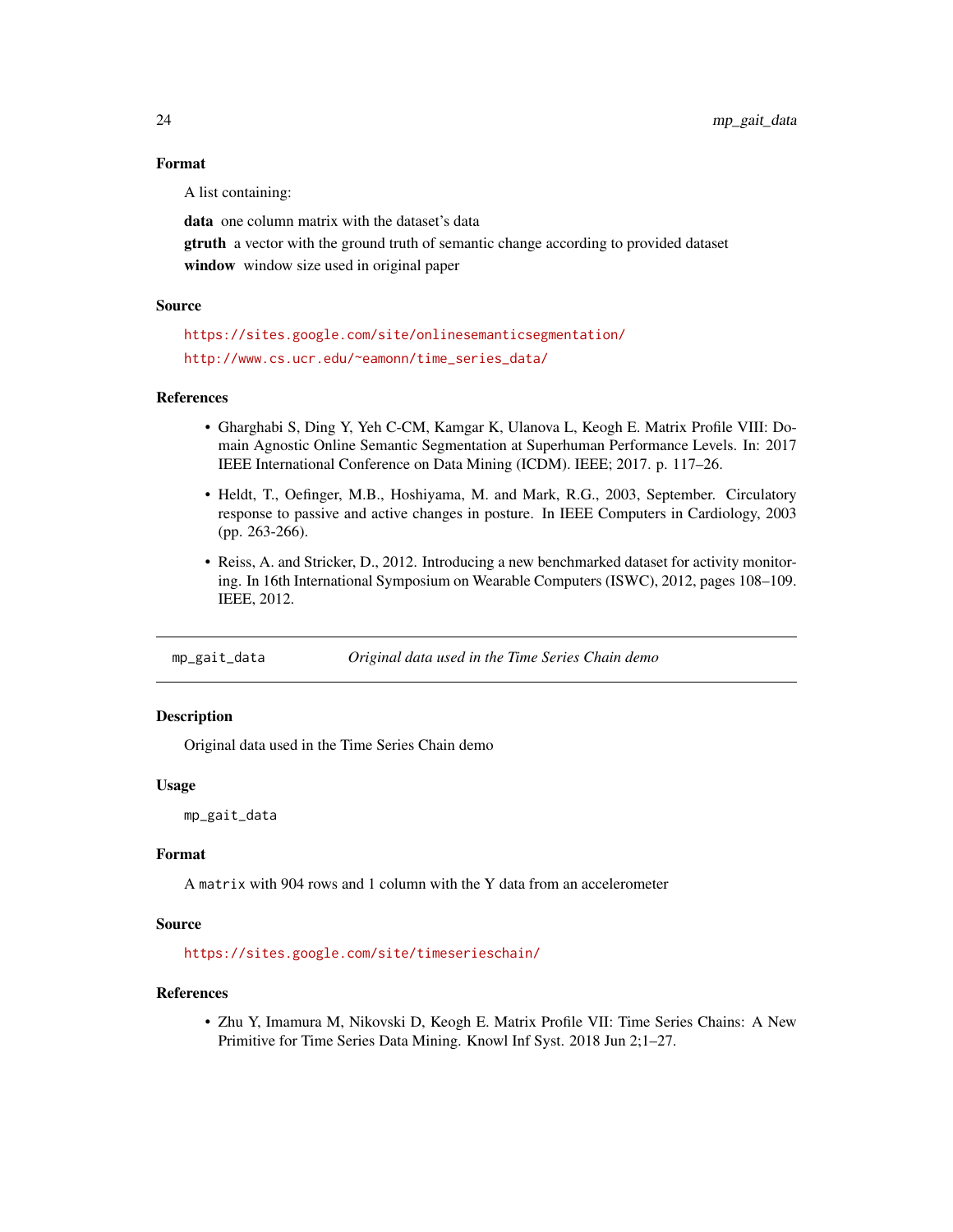### Format

A list containing:

**data** one column matrix with the dataset's data

**gtruth** a vector with the ground truth of semantic change according to provided dataset

**window** window size used in original paper

### Source

https://sites.google.com/site/onlinesemanticsegmentation/

http://www.cs.ucr.edu/~eamonn/time_series_data/

### References

- Gharghabi S, Ding Y, Yeh C-CM, Kamgar K, Ulanova L, Keogh E. Matrix Profile VIII: Domain Agnostic Online Semantic Segmentation at Superhuman Performance Levels. In: 2017 IEEE International Conference on Data Mining (ICDM). IEEE; 2017. p. 117–26.
- Heldt, T., Oefinger, M.B., Hoshiyama, M. and Mark, R.G., 2003, September. Circulatory response to passive and active changes in posture. In IEEE Computers in Cardiology, 2003 (pp. 263-266).
- Reiss, A. and Stricker, D., 2012. Introducing a new benchmarked dataset for activity monitoring. In 16th International Symposium on Wearable Computers (ISWC), 2012, pages 108–109. IEEE, 2012.

---

## mp_gait_data — *Original data used in the Time Series Chain demo*

### Description

Original data used in the Time Series Chain demo

### Usage

```
mp_gait_data
```

### Format

A `matrix` with 904 rows and 1 column with the Y data from an accelerometer

### Source

https://sites.google.com/site/timeserieschain/

### References

- Zhu Y, Imamura M, Nikovski D, Keogh E. Matrix Profile VII: Time Series Chains: A New Primitive for Time Series Data Mining. Knowl Inf Syst. 2018 Jun 2;1–27.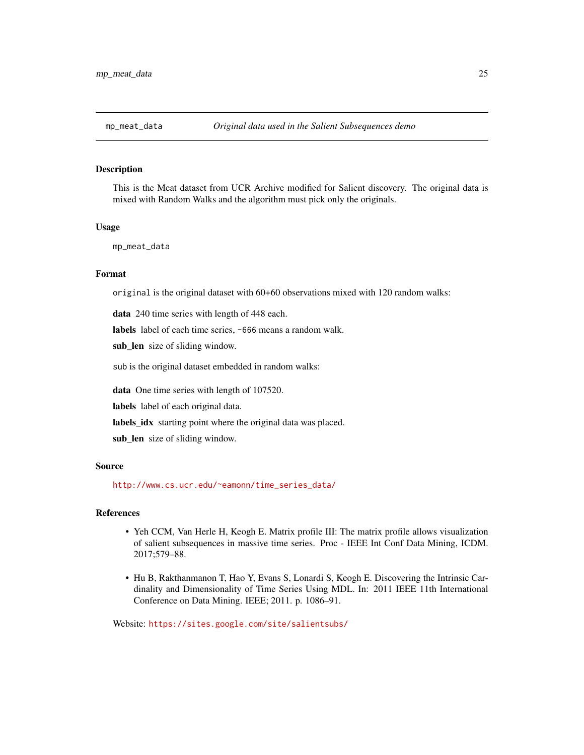## mp_meat_data    *Original data used in the Salient Subsequences demo*

### Description

This is the Meat dataset from UCR Archive modified for Salient discovery. The original data is mixed with Random Walks and the algorithm must pick only the originals.

### Usage

```
mp_meat_data
```

### Format

`original` is the original dataset with 60+60 observations mixed with 120 random walks:

**data** 240 time series with length of 448 each.

**labels** label of each time series, `-666` means a random walk.

**sub_len** size of sliding window.

`sub` is the original dataset embedded in random walks:

**data** One time series with length of 107520.

**labels** label of each original data.

**labels_idx** starting point where the original data was placed.

**sub_len** size of sliding window.

### Source

http://www.cs.ucr.edu/~eamonn/time_series_data/

### References

- Yeh CCM, Van Herle H, Keogh E. Matrix profile III: The matrix profile allows visualization of salient subsequences in massive time series. Proc - IEEE Int Conf Data Mining, ICDM. 2017;579–88.
- Hu B, Rakthanmanon T, Hao Y, Evans S, Lonardi S, Keogh E. Discovering the Intrinsic Cardinality and Dimensionality of Time Series Using MDL. In: 2011 IEEE 11th International Conference on Data Mining. IEEE; 2011. p. 1086–91.

Website: https://sites.google.com/site/salientsubs/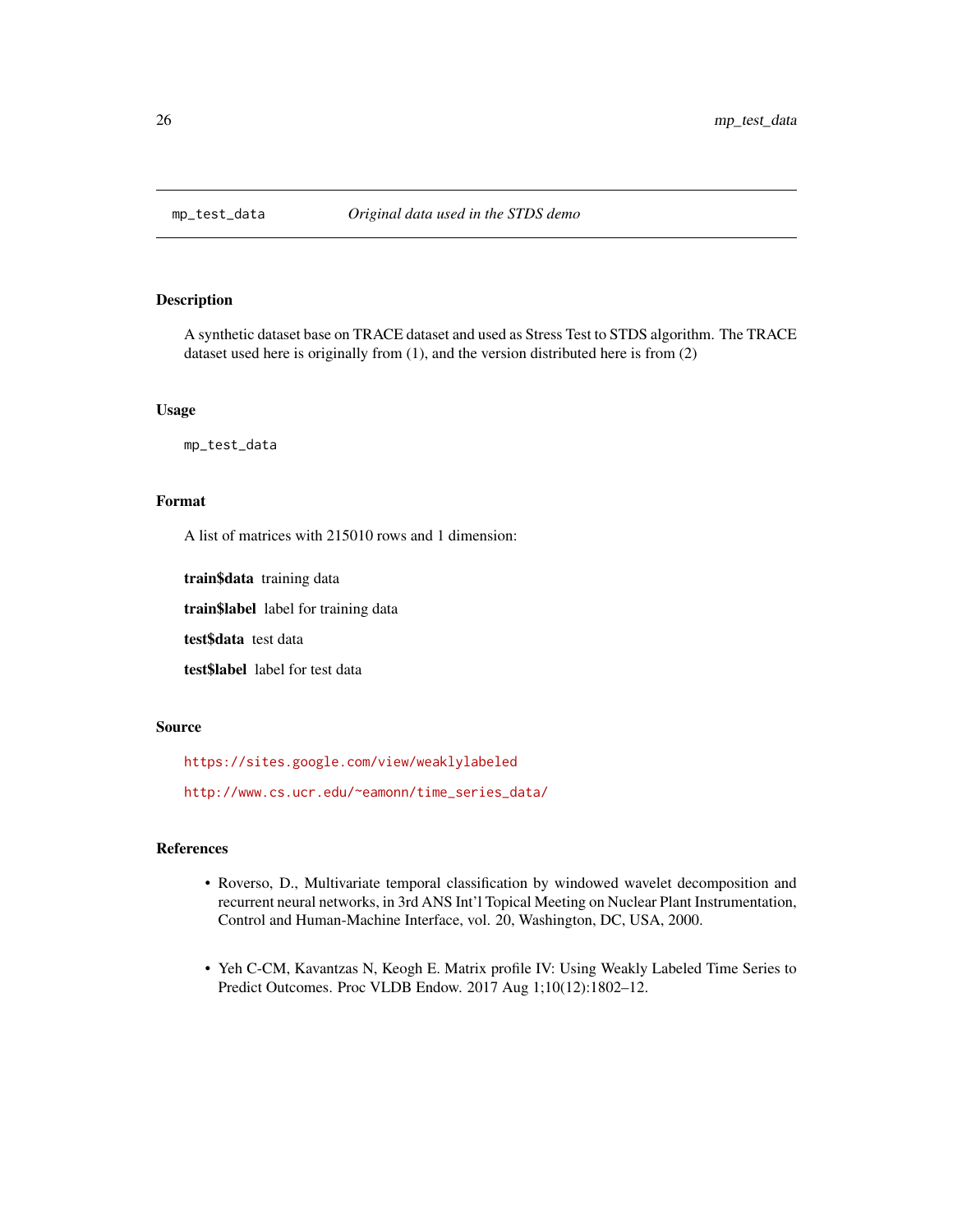## mp_test_data *Original data used in the STDS demo*

### Description

A synthetic dataset base on TRACE dataset and used as Stress Test to STDS algorithm. The TRACE dataset used here is originally from (1), and the version distributed here is from (2)

### Usage

```
mp_test_data
```

### Format

A list of matrices with 215010 rows and 1 dimension:

**train$data** training data

**train$label** label for training data

**test$data** test data

**test$label** label for test data

### Source

https://sites.google.com/view/weaklylabeled

http://www.cs.ucr.edu/~eamonn/time_series_data/

### References

- Roverso, D., Multivariate temporal classification by windowed wavelet decomposition and recurrent neural networks, in 3rd ANS Int'l Topical Meeting on Nuclear Plant Instrumentation, Control and Human-Machine Interface, vol. 20, Washington, DC, USA, 2000.
- Yeh C-CM, Kavantzas N, Keogh E. Matrix profile IV: Using Weakly Labeled Time Series to Predict Outcomes. Proc VLDB Endow. 2017 Aug 1;10(12):1802–12.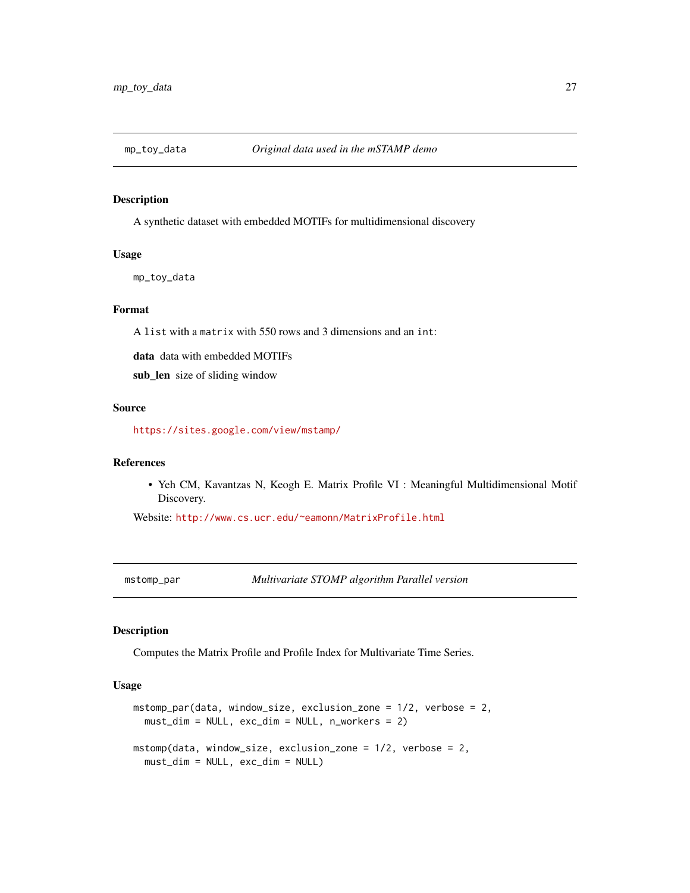## mp_toy_data — *Original data used in the mSTAMP demo*

### Description

A synthetic dataset with embedded MOTIFs for multidimensional discovery

### Usage

```
mp_toy_data
```

### Format

A `list` with a `matrix` with 550 rows and 3 dimensions and an `int`:

**data** data with embedded MOTIFs

**sub_len** size of sliding window

### Source

https://sites.google.com/view/mstamp/

### References

- Yeh CM, Kavantzas N, Keogh E. Matrix Profile VI : Meaningful Multidimensional Motif Discovery.

Website: http://www.cs.ucr.edu/~eamonn/MatrixProfile.html

## mstomp_par — *Multivariate STOMP algorithm Parallel version*

### Description

Computes the Matrix Profile and Profile Index for Multivariate Time Series.

### Usage

```
mstomp_par(data, window_size, exclusion_zone = 1/2, verbose = 2,
  must_dim = NULL, exc_dim = NULL, n_workers = 2)

mstomp(data, window_size, exclusion_zone = 1/2, verbose = 2,
  must_dim = NULL, exc_dim = NULL)
```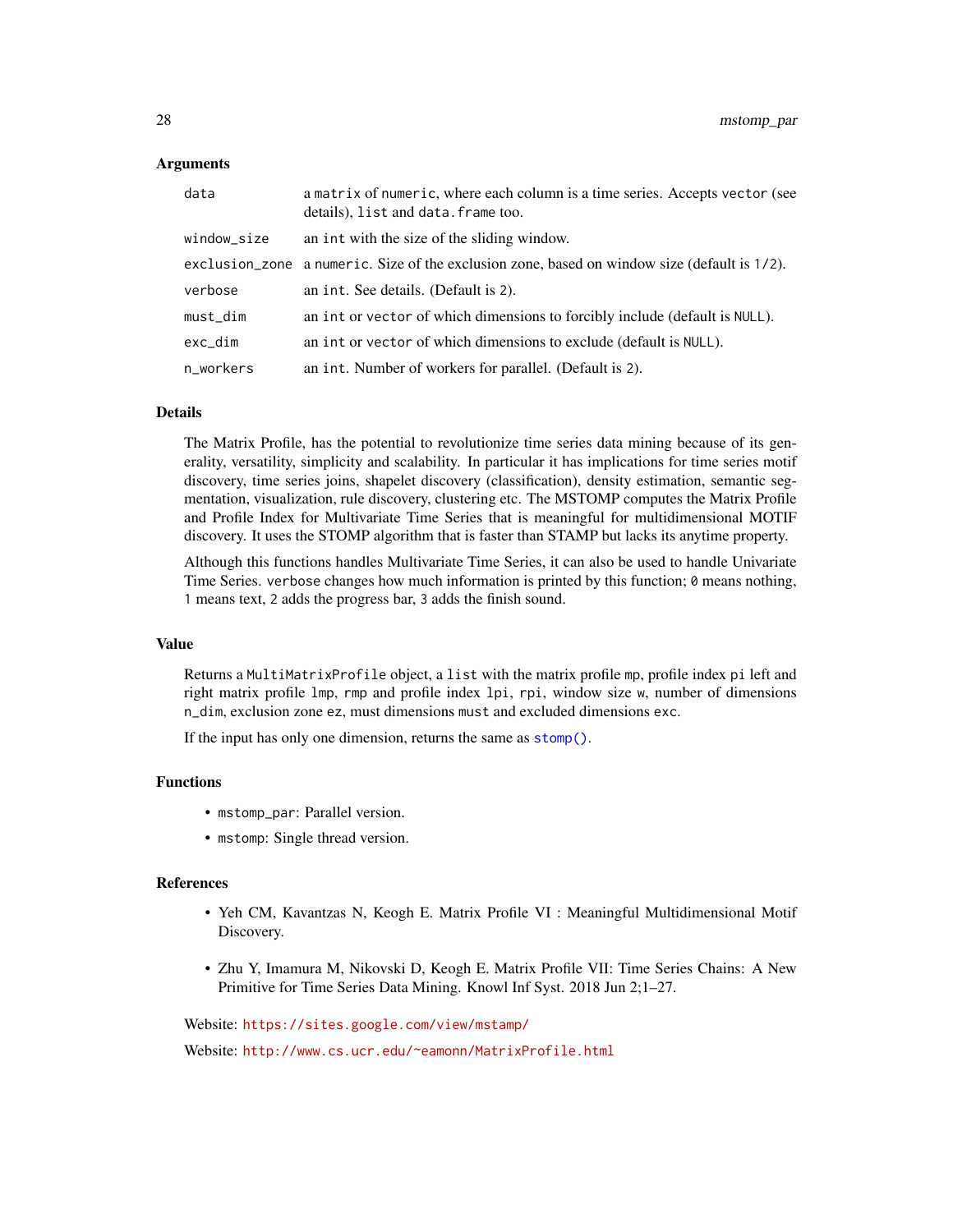### Arguments

| | |
|---|---|
| `data` | a `matrix` of `numeric`, where each column is a time series. Accepts `vector` (see details), `list` and `data.frame` too. |
| `window_size` | an `int` with the size of the sliding window. |
| `exclusion_zone` | a `numeric`. Size of the exclusion zone, based on window size (default is `1/2`). |
| `verbose` | an `int`. See details. (Default is `2`). |
| `must_dim` | an `int` or `vector` of which dimensions to forcibly include (default is `NULL`). |
| `exc_dim` | an `int` or `vector` of which dimensions to exclude (default is `NULL`). |
| `n_workers` | an `int`. Number of workers for parallel. (Default is `2`). |

### Details

The Matrix Profile, has the potential to revolutionize time series data mining because of its generality, versatility, simplicity and scalability. In particular it has implications for time series motif discovery, time series joins, shapelet discovery (classification), density estimation, semantic segmentation, visualization, rule discovery, clustering etc. The MSTOMP computes the Matrix Profile and Profile Index for Multivariate Time Series that is meaningful for multidimensional MOTIF discovery. It uses the STOMP algorithm that is faster than STAMP but lacks its anytime property.

Although this functions handles Multivariate Time Series, it can also be used to handle Univariate Time Series. `verbose` changes how much information is printed by this function; `0` means nothing, `1` means text, `2` adds the progress bar, `3` adds the finish sound.

### Value

Returns a `MultiMatrixProfile` object, a `list` with the matrix profile `mp`, profile index `pi` left and right matrix profile `lmp`, `rmp` and profile index `lpi`, `rpi`, window size `w`, number of dimensions `n_dim`, exclusion zone `ez`, must dimensions `must` and excluded dimensions `exc`.

If the input has only one dimension, returns the same as `stomp()`.

### Functions

- `mstomp_par`: Parallel version.
- `mstomp`: Single thread version.

### References

- Yeh CM, Kavantzas N, Keogh E. Matrix Profile VI : Meaningful Multidimensional Motif Discovery.
- Zhu Y, Imamura M, Nikovski D, Keogh E. Matrix Profile VII: Time Series Chains: A New Primitive for Time Series Data Mining. Knowl Inf Syst. 2018 Jun 2;1–27.

Website: https://sites.google.com/view/mstamp/

Website: http://www.cs.ucr.edu/~eamonn/MatrixProfile.html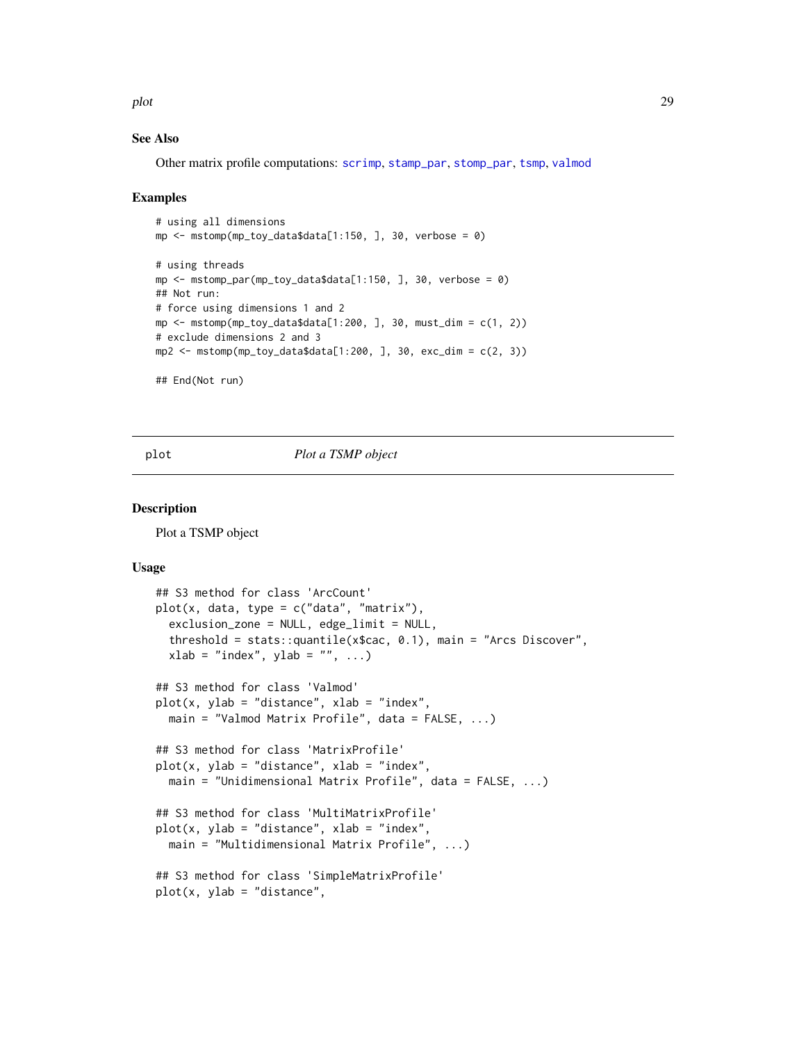## See Also

Other matrix profile computations: scrimp, stamp_par, stomp_par, tsmp, valmod

## Examples

```
# using all dimensions
mp <- mstomp(mp_toy_data$data[1:150, ], 30, verbose = 0)

# using threads
mp <- mstomp_par(mp_toy_data$data[1:150, ], 30, verbose = 0)
## Not run:
# force using dimensions 1 and 2
mp <- mstomp(mp_toy_data$data[1:200, ], 30, must_dim = c(1, 2))
# exclude dimensions 2 and 3
mp2 <- mstomp(mp_toy_data$data[1:200, ], 30, exc_dim = c(2, 3))

## End(Not run)
```

---

# plot — *Plot a TSMP object*

## Description

Plot a TSMP object

## Usage

```
## S3 method for class 'ArcCount'
plot(x, data, type = c("data", "matrix"),
  exclusion_zone = NULL, edge_limit = NULL,
  threshold = stats::quantile(x$cac, 0.1), main = "Arcs Discover",
  xlab = "index", ylab = "", ...)

## S3 method for class 'Valmod'
plot(x, ylab = "distance", xlab = "index",
  main = "Valmod Matrix Profile", data = FALSE, ...)

## S3 method for class 'MatrixProfile'
plot(x, ylab = "distance", xlab = "index",
  main = "Unidimensional Matrix Profile", data = FALSE, ...)

## S3 method for class 'MultiMatrixProfile'
plot(x, ylab = "distance", xlab = "index",
  main = "Multidimensional Matrix Profile", ...)

## S3 method for class 'SimpleMatrixProfile'
plot(x, ylab = "distance",
```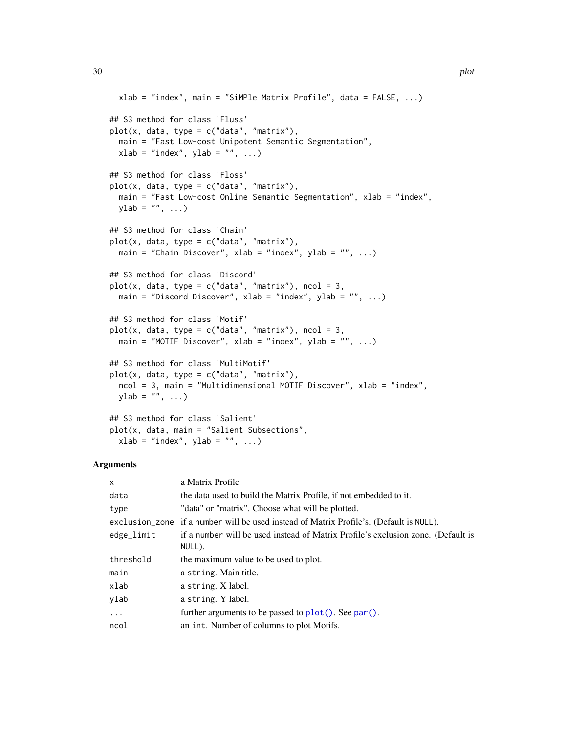```
  xlab = "index", main = "SiMPle Matrix Profile", data = FALSE, ...)

## S3 method for class 'Fluss'
plot(x, data, type = c("data", "matrix"),
  main = "Fast Low-cost Unipotent Semantic Segmentation",
  xlab = "index", ylab = "", ...)

## S3 method for class 'Floss'
plot(x, data, type = c("data", "matrix"),
  main = "Fast Low-cost Online Semantic Segmentation", xlab = "index",
  ylab = "", ...)

## S3 method for class 'Chain'
plot(x, data, type = c("data", "matrix"),
  main = "Chain Discover", xlab = "index", ylab = "", ...)

## S3 method for class 'Discord'
plot(x, data, type = c("data", "matrix"), ncol = 3,
  main = "Discord Discover", xlab = "index", ylab = "", ...)

## S3 method for class 'Motif'
plot(x, data, type = c("data", "matrix"), ncol = 3,
  main = "MOTIF Discover", xlab = "index", ylab = "", ...)

## S3 method for class 'MultiMotif'
plot(x, data, type = c("data", "matrix"),
  ncol = 3, main = "Multidimensional MOTIF Discover", xlab = "index",
  ylab = "", ...)

## S3 method for class 'Salient'
plot(x, data, main = "Salient Subsections",
  xlab = "index", ylab = "", ...)
```

## Arguments

| | |
|---|---|
| `x` | a Matrix Profile |
| `data` | the data used to build the Matrix Profile, if not embedded to it. |
| `type` | "data" or "matrix". Choose what will be plotted. |
| `exclusion_zone` | if a `number` will be used instead of Matrix Profile's. (Default is `NULL`). |
| `edge_limit` | if a `number` will be used instead of Matrix Profile's exclusion zone. (Default is `NULL`). |
| `threshold` | the maximum value to be used to plot. |
| `main` | a `string`. Main title. |
| `xlab` | a `string`. X label. |
| `ylab` | a `string`. Y label. |
| `...` | further arguments to be passed to `plot()`. See `par()`. |
| `ncol` | an `int`. Number of columns to plot Motifs. |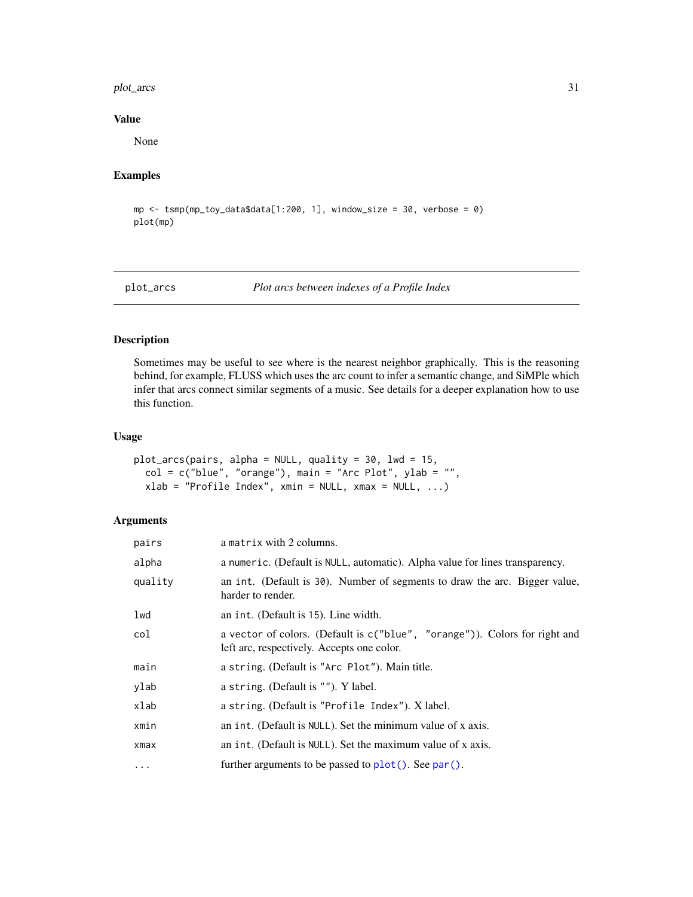### Value

None

### Examples

```
mp <- tsmp(mp_toy_data$data[1:200, 1], window_size = 30, verbose = 0)
plot(mp)
```

---

## plot_arcs — *Plot arcs between indexes of a Profile Index*

---

### Description

Sometimes may be useful to see where is the nearest neighbor graphically. This is the reasoning behind, for example, FLUSS which uses the arc count to infer a semantic change, and SiMPle which infer that arcs connect similar segments of a music. See details for a deeper explanation how to use this function.

### Usage

```
plot_arcs(pairs, alpha = NULL, quality = 30, lwd = 15,
  col = c("blue", "orange"), main = "Arc Plot", ylab = "",
  xlab = "Profile Index", xmin = NULL, xmax = NULL, ...)
```

### Arguments

| | |
|---|---|
| `pairs` | a `matrix` with 2 columns. |
| `alpha` | a `numeric`. (Default is `NULL`, automatic). Alpha value for lines transparency. |
| `quality` | an `int`. (Default is `30`). Number of segments to draw the arc. Bigger value, harder to render. |
| `lwd` | an `int`. (Default is `15`). Line width. |
| `col` | a `vector` of colors. (Default is `c("blue", "orange")`). Colors for right and left arc, respectively. Accepts one color. |
| `main` | a `string`. (Default is `"Arc Plot"`). Main title. |
| `ylab` | a `string`. (Default is `""`). Y label. |
| `xlab` | a `string`. (Default is `"Profile Index"`). X label. |
| `xmin` | an `int`. (Default is `NULL`). Set the minimum value of x axis. |
| `xmax` | an `int`. (Default is `NULL`). Set the maximum value of x axis. |
| `...` | further arguments to be passed to `plot()`. See `par()`. |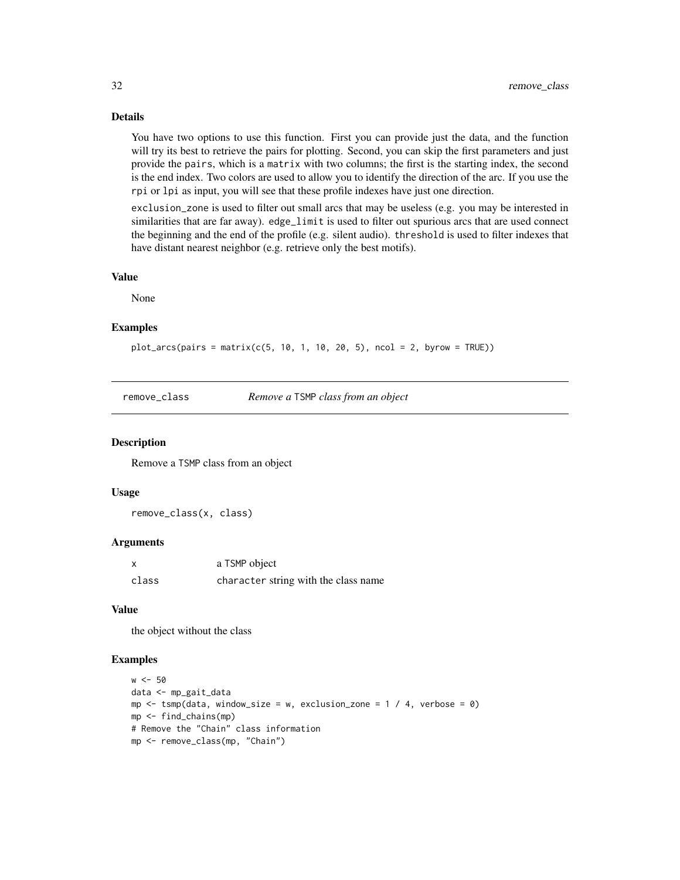### Details

You have two options to use this function. First you can provide just the data, and the function will try its best to retrieve the pairs for plotting. Second, you can skip the first parameters and just provide the `pairs`, which is a `matrix` with two columns; the first is the starting index, the second is the end index. Two colors are used to allow you to identify the direction of the arc. If you use the `rpi` or `lpi` as input, you will see that these profile indexes have just one direction.

`exclusion_zone` is used to filter out small arcs that may be useless (e.g. you may be interested in similarities that are far away). `edge_limit` is used to filter out spurious arcs that are used connect the beginning and the end of the profile (e.g. silent audio). `threshold` is used to filter indexes that have distant nearest neighbor (e.g. retrieve only the best motifs).

### Value

None

### Examples

```
plot_arcs(pairs = matrix(c(5, 10, 1, 10, 20, 5), ncol = 2, byrow = TRUE))
```

---

## remove_class — *Remove a* `TSMP` *class from an object*

### Description

Remove a `TSMP` class from an object

### Usage

```
remove_class(x, class)
```

### Arguments

| | |
|---|---|
| x | a `TSMP` object |
| class | `character` string with the class name |

### Value

the object without the class

### Examples

```
w <- 50
data <- mp_gait_data
mp <- tsmp(data, window_size = w, exclusion_zone = 1 / 4, verbose = 0)
mp <- find_chains(mp)
# Remove the "Chain" class information
mp <- remove_class(mp, "Chain")
```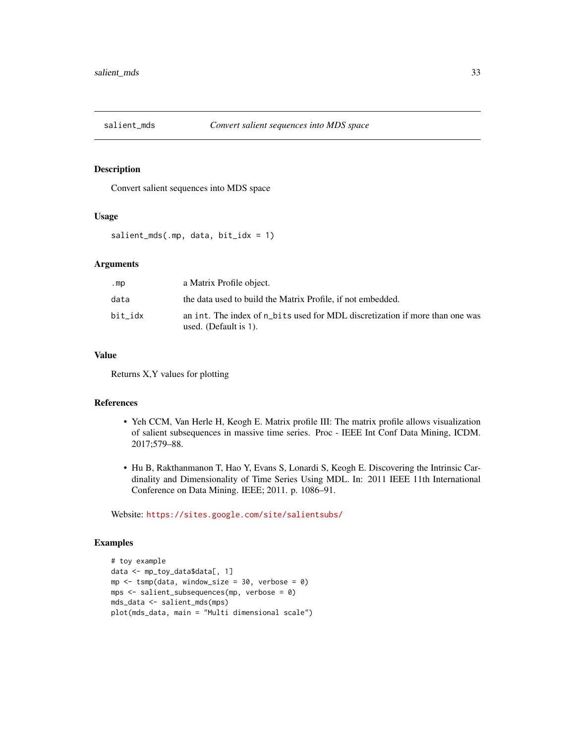## salient_mds — *Convert salient sequences into MDS space*

### Description

Convert salient sequences into MDS space

### Usage

```
salient_mds(.mp, data, bit_idx = 1)
```

### Arguments

| | |
|---|---|
| `.mp` | a Matrix Profile object. |
| `data` | the data used to build the Matrix Profile, if not embedded. |
| `bit_idx` | an `int`. The index of `n_bits` used for MDL discretization if more than one was used. (Default is 1). |

### Value

Returns X,Y values for plotting

### References

- Yeh CCM, Van Herle H, Keogh E. Matrix profile III: The matrix profile allows visualization of salient subsequences in massive time series. Proc - IEEE Int Conf Data Mining, ICDM. 2017;579–88.
- Hu B, Rakthanmanon T, Hao Y, Evans S, Lonardi S, Keogh E. Discovering the Intrinsic Cardinality and Dimensionality of Time Series Using MDL. In: 2011 IEEE 11th International Conference on Data Mining. IEEE; 2011. p. 1086–91.

Website: https://sites.google.com/site/salientsubs/

### Examples

```
# toy example
data <- mp_toy_data$data[, 1]
mp <- tsmp(data, window_size = 30, verbose = 0)
mps <- salient_subsequences(mp, verbose = 0)
mds_data <- salient_mds(mps)
plot(mds_data, main = "Multi dimensional scale")
```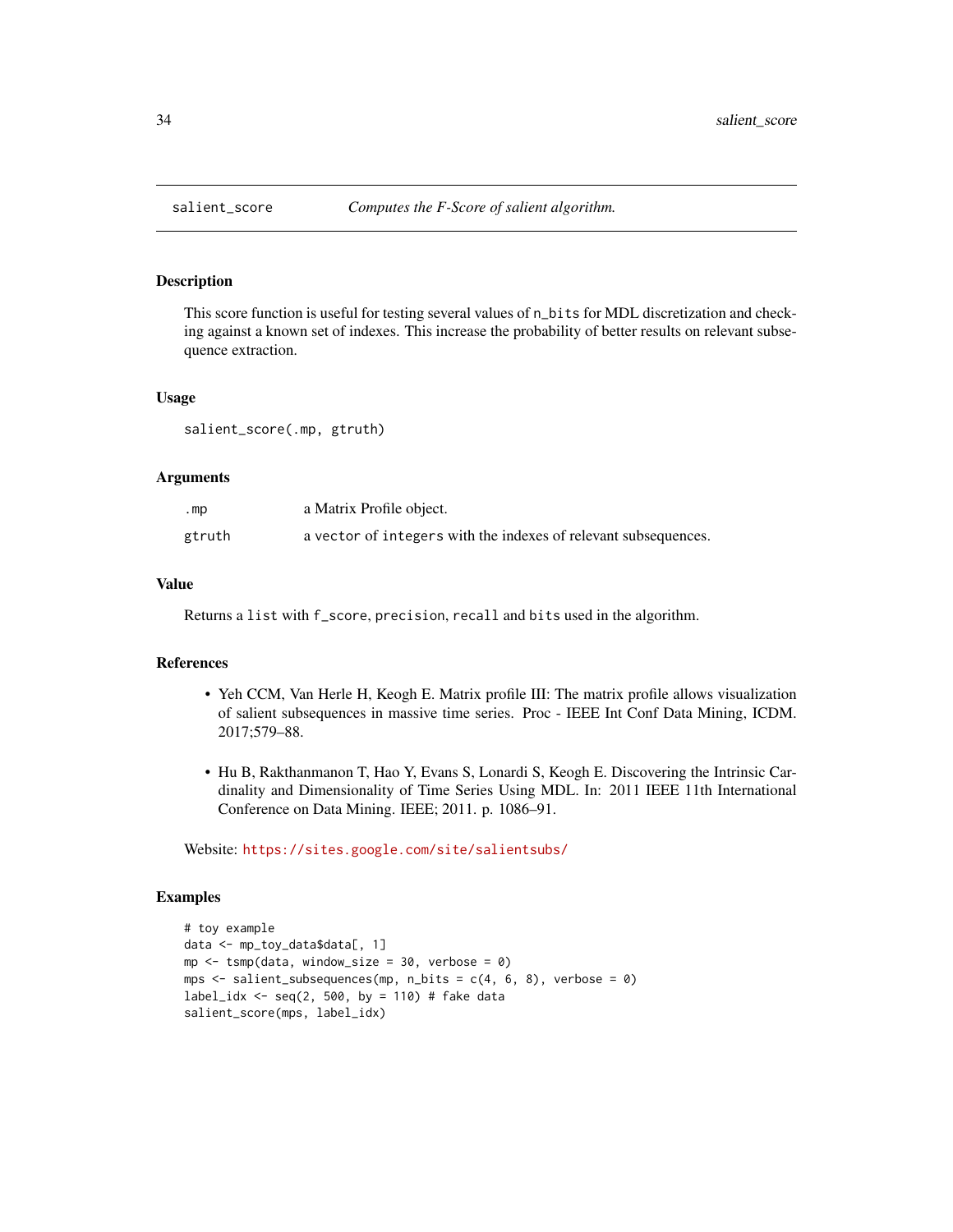## salient_score — *Computes the F-Score of salient algorithm.*

### Description

This score function is useful for testing several values of `n_bits` for MDL discretization and checking against a known set of indexes. This increase the probability of better results on relevant subsequence extraction.

### Usage

```
salient_score(.mp, gtruth)
```

### Arguments

| | |
|---|---|
| `.mp` | a Matrix Profile object. |
| `gtruth` | a `vector` of `integers` with the indexes of relevant subsequences. |

### Value

Returns a `list` with `f_score`, `precision`, `recall` and `bits` used in the algorithm.

### References

- Yeh CCM, Van Herle H, Keogh E. Matrix profile III: The matrix profile allows visualization of salient subsequences in massive time series. Proc - IEEE Int Conf Data Mining, ICDM. 2017;579–88.
- Hu B, Rakthanmanon T, Hao Y, Evans S, Lonardi S, Keogh E. Discovering the Intrinsic Cardinality and Dimensionality of Time Series Using MDL. In: 2011 IEEE 11th International Conference on Data Mining. IEEE; 2011. p. 1086–91.

Website: https://sites.google.com/site/salientsubs/

### Examples

```
# toy example
data <- mp_toy_data$data[, 1]
mp <- tsmp(data, window_size = 30, verbose = 0)
mps <- salient_subsequences(mp, n_bits = c(4, 6, 8), verbose = 0)
label_idx <- seq(2, 500, by = 110) # fake data
salient_score(mps, label_idx)
```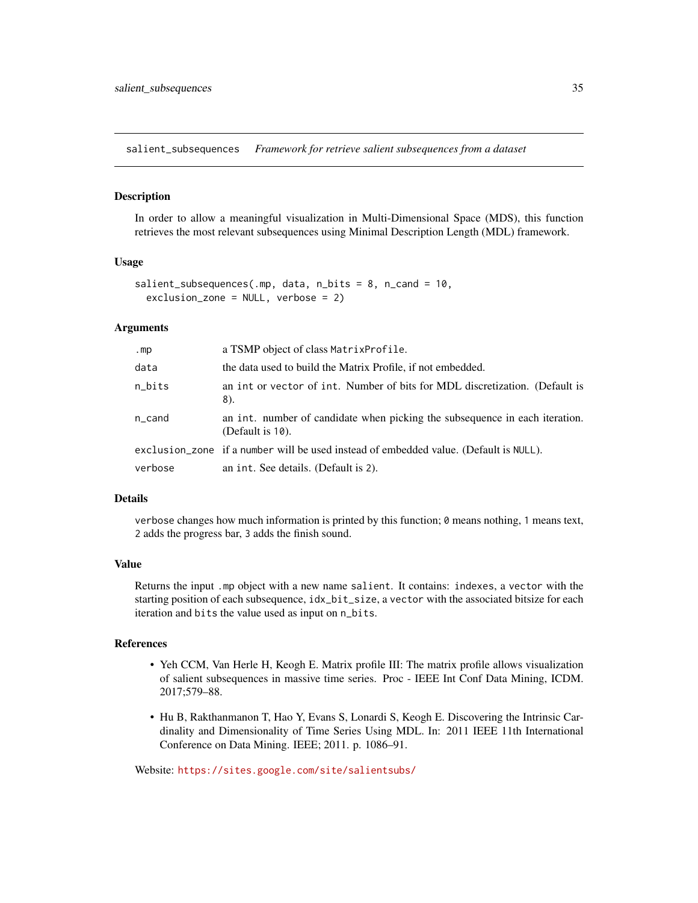# salient_subsequences *Framework for retrieve salient subsequences from a dataset*

### Description

In order to allow a meaningful visualization in Multi-Dimensional Space (MDS), this function retrieves the most relevant subsequences using Minimal Description Length (MDL) framework.

### Usage

```
salient_subsequences(.mp, data, n_bits = 8, n_cand = 10,
  exclusion_zone = NULL, verbose = 2)
```

### Arguments

| | |
|---|---|
| `.mp` | a TSMP object of class `MatrixProfile`. |
| `data` | the data used to build the Matrix Profile, if not embedded. |
| `n_bits` | an `int` or `vector` of `int`. Number of bits for MDL discretization. (Default is `8`). |
| `n_cand` | an `int`. number of candidate when picking the subsequence in each iteration. (Default is `10`). |
| `exclusion_zone` | if a `number` will be used instead of embedded value. (Default is `NULL`). |
| `verbose` | an `int`. See details. (Default is `2`). |

### Details

`verbose` changes how much information is printed by this function; `0` means nothing, `1` means text, `2` adds the progress bar, `3` adds the finish sound.

### Value

Returns the input `.mp` object with a new name `salient`. It contains: `indexes`, a `vector` with the starting position of each subsequence, `idx_bit_size`, a `vector` with the associated bitsize for each iteration and `bits` the value used as input on `n_bits`.

### References

- Yeh CCM, Van Herle H, Keogh E. Matrix profile III: The matrix profile allows visualization of salient subsequences in massive time series. Proc - IEEE Int Conf Data Mining, ICDM. 2017;579–88.
- Hu B, Rakthanmanon T, Hao Y, Evans S, Lonardi S, Keogh E. Discovering the Intrinsic Cardinality and Dimensionality of Time Series Using MDL. In: 2011 IEEE 11th International Conference on Data Mining. IEEE; 2011. p. 1086–91.

Website: https://sites.google.com/site/salientsubs/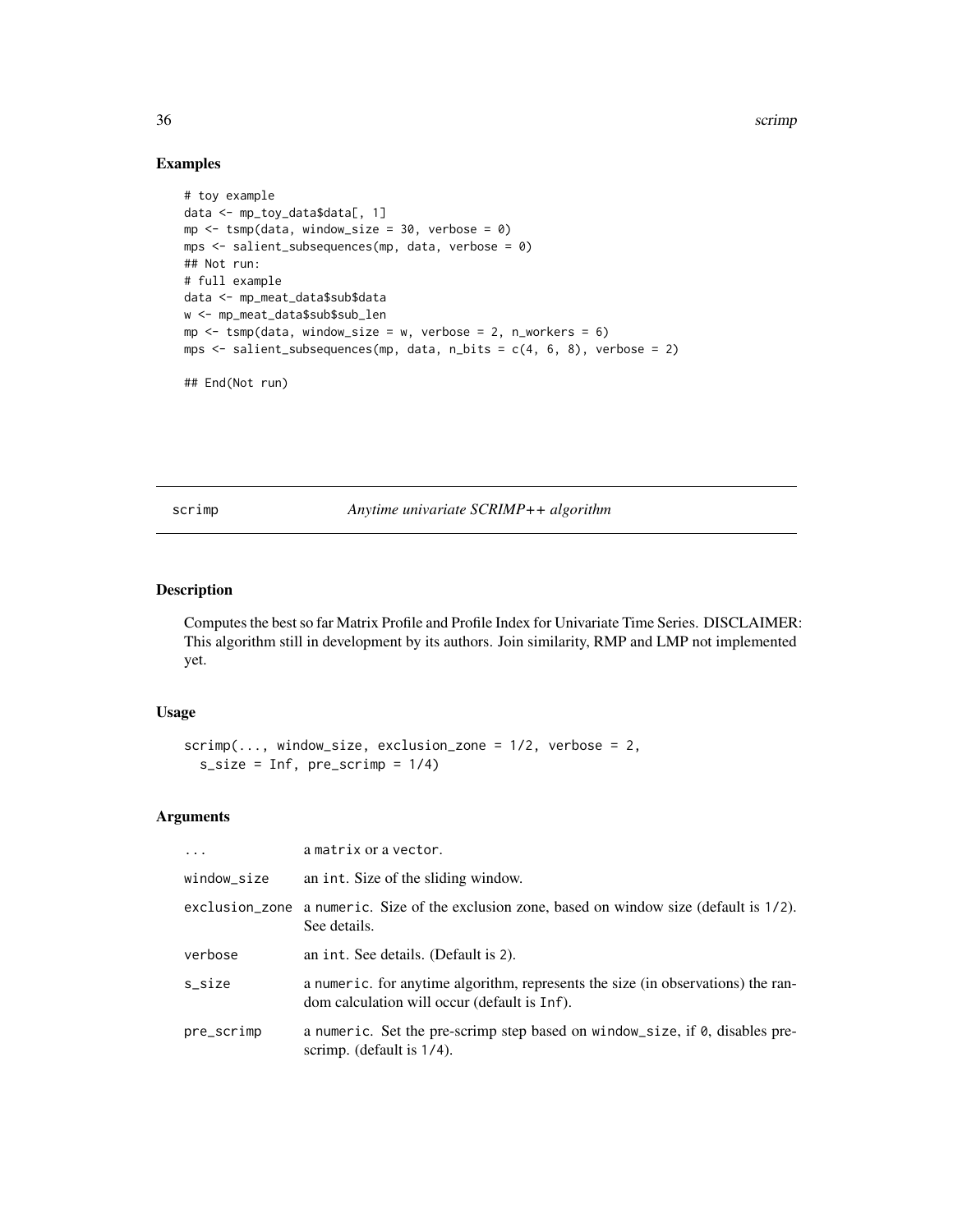## Examples

```
# toy example
data <- mp_toy_data$data[, 1]
mp <- tsmp(data, window_size = 30, verbose = 0)
mps <- salient_subsequences(mp, data, verbose = 0)
## Not run:
# full example
data <- mp_meat_data$sub$data
w <- mp_meat_data$sub$sub_len
mp <- tsmp(data, window_size = w, verbose = 2, n_workers = 6)
mps <- salient_subsequences(mp, data, n_bits = c(4, 6, 8), verbose = 2)

## End(Not run)
```

---

# scrimp — *Anytime univariate SCRIMP++ algorithm*

---

## Description

Computes the best so far Matrix Profile and Profile Index for Univariate Time Series. DISCLAIMER: This algorithm still in development by its authors. Join similarity, RMP and LMP not implemented yet.

## Usage

```
scrimp(..., window_size, exclusion_zone = 1/2, verbose = 2,
  s_size = Inf, pre_scrimp = 1/4)
```

## Arguments

| | |
|---|---|
| `...` | a `matrix` or a `vector`. |
| `window_size` | an `int`. Size of the sliding window. |
| `exclusion_zone` | a `numeric`. Size of the exclusion zone, based on window size (default is `1/2`). See details. |
| `verbose` | an `int`. See details. (Default is `2`). |
| `s_size` | a `numeric`. for anytime algorithm, represents the size (in observations) the random calculation will occur (default is `Inf`). |
| `pre_scrimp` | a `numeric`. Set the pre-scrimp step based on `window_size`, if `0`, disables pre-scrimp. (default is `1/4`). |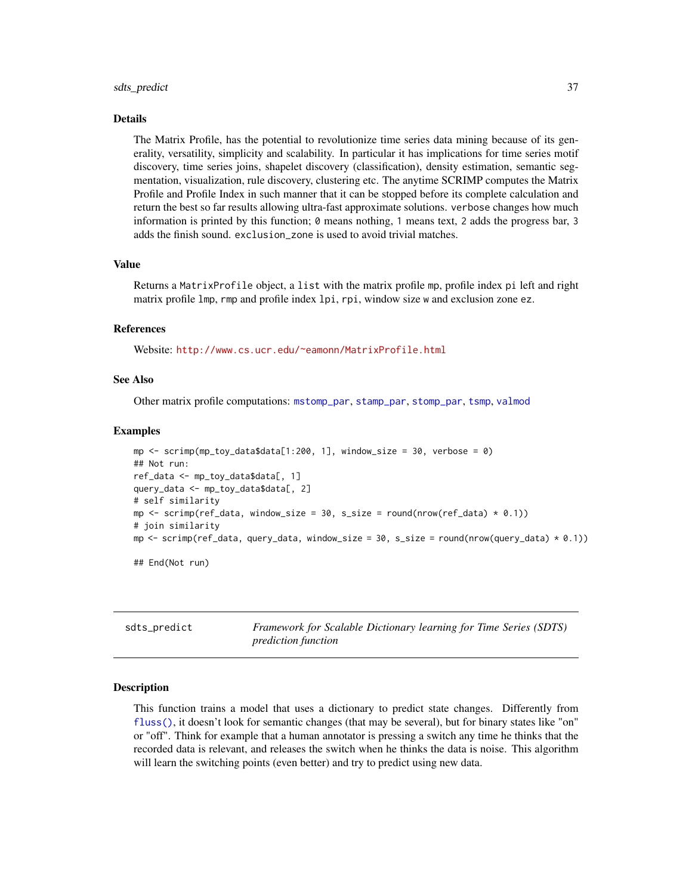## Details

The Matrix Profile, has the potential to revolutionize time series data mining because of its generality, versatility, simplicity and scalability. In particular it has implications for time series motif discovery, time series joins, shapelet discovery (classification), density estimation, semantic segmentation, visualization, rule discovery, clustering etc. The anytime SCRIMP computes the Matrix Profile and Profile Index in such manner that it can be stopped before its complete calculation and return the best so far results allowing ultra-fast approximate solutions. `verbose` changes how much information is printed by this function; `0` means nothing, `1` means text, `2` adds the progress bar, `3` adds the finish sound. `exclusion_zone` is used to avoid trivial matches.

## Value

Returns a `MatrixProfile` object, a `list` with the matrix profile `mp`, profile index `pi` left and right matrix profile `lmp`, `rmp` and profile index `lpi`, `rpi`, window size `w` and exclusion zone `ez`.

## References

Website: http://www.cs.ucr.edu/~eamonn/MatrixProfile.html

## See Also

Other matrix profile computations: `mstomp_par`, `stamp_par`, `stomp_par`, `tsmp`, `valmod`

## Examples

```
mp <- scrimp(mp_toy_data$data[1:200, 1], window_size = 30, verbose = 0)
## Not run:
ref_data <- mp_toy_data$data[, 1]
query_data <- mp_toy_data$data[, 2]
# self similarity
mp <- scrimp(ref_data, window_size = 30, s_size = round(nrow(ref_data) * 0.1))
# join similarity
mp <- scrimp(ref_data, query_data, window_size = 30, s_size = round(nrow(query_data) * 0.1))

## End(Not run)
```

---

# sdts_predict — *Framework for Scalable Dictionary learning for Time Series (SDTS) prediction function*

## Description

This function trains a model that uses a dictionary to predict state changes. Differently from `fluss()`, it doesn't look for semantic changes (that may be several), but for binary states like "on" or "off". Think for example that a human annotator is pressing a switch any time he thinks that the recorded data is relevant, and releases the switch when he thinks the data is noise. This algorithm will learn the switching points (even better) and try to predict using new data.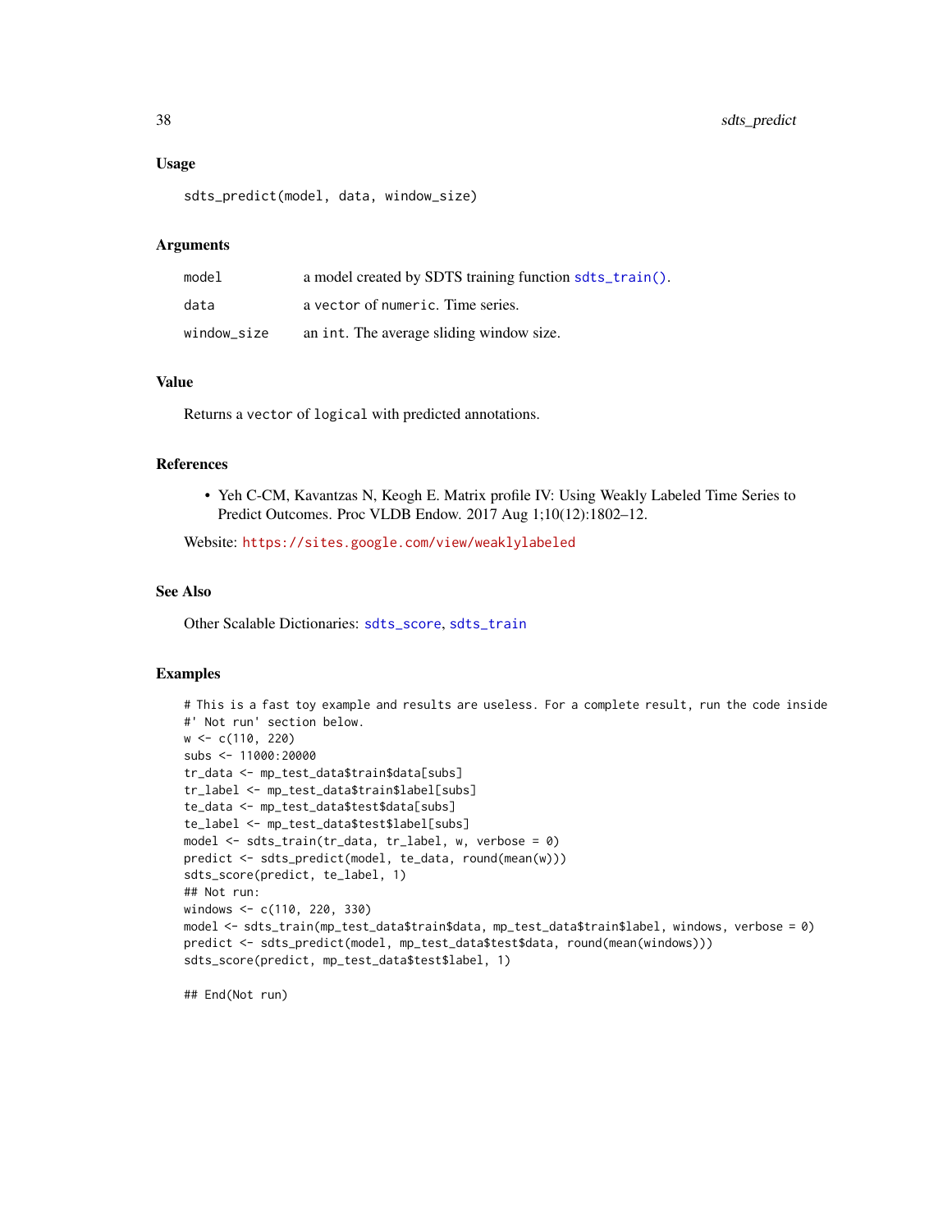### Usage

```
sdts_predict(model, data, window_size)
```

### Arguments

| | |
|---|---|
| model | a model created by SDTS training function `sdts_train()`. |
| data | a `vector` of `numeric`. Time series. |
| window_size | an `int`. The average sliding window size. |

### Value

Returns a `vector` of `logical` with predicted annotations.

### References

- Yeh C-CM, Kavantzas N, Keogh E. Matrix profile IV: Using Weakly Labeled Time Series to Predict Outcomes. Proc VLDB Endow. 2017 Aug 1;10(12):1802–12.

Website: https://sites.google.com/view/weaklylabeled

### See Also

Other Scalable Dictionaries: `sdts_score`, `sdts_train`

### Examples

```
# This is a fast toy example and results are useless. For a complete result, run the code inside
#' Not run' section below.
w <- c(110, 220)
subs <- 11000:20000
tr_data <- mp_test_data$train$data[subs]
tr_label <- mp_test_data$train$label[subs]
te_data <- mp_test_data$test$data[subs]
te_label <- mp_test_data$test$label[subs]
model <- sdts_train(tr_data, tr_label, w, verbose = 0)
predict <- sdts_predict(model, te_data, round(mean(w)))
sdts_score(predict, te_label, 1)
## Not run:
windows <- c(110, 220, 330)
model <- sdts_train(mp_test_data$train$data, mp_test_data$train$label, windows, verbose = 0)
predict <- sdts_predict(model, mp_test_data$test$data, round(mean(windows)))
sdts_score(predict, mp_test_data$test$label, 1)

## End(Not run)
```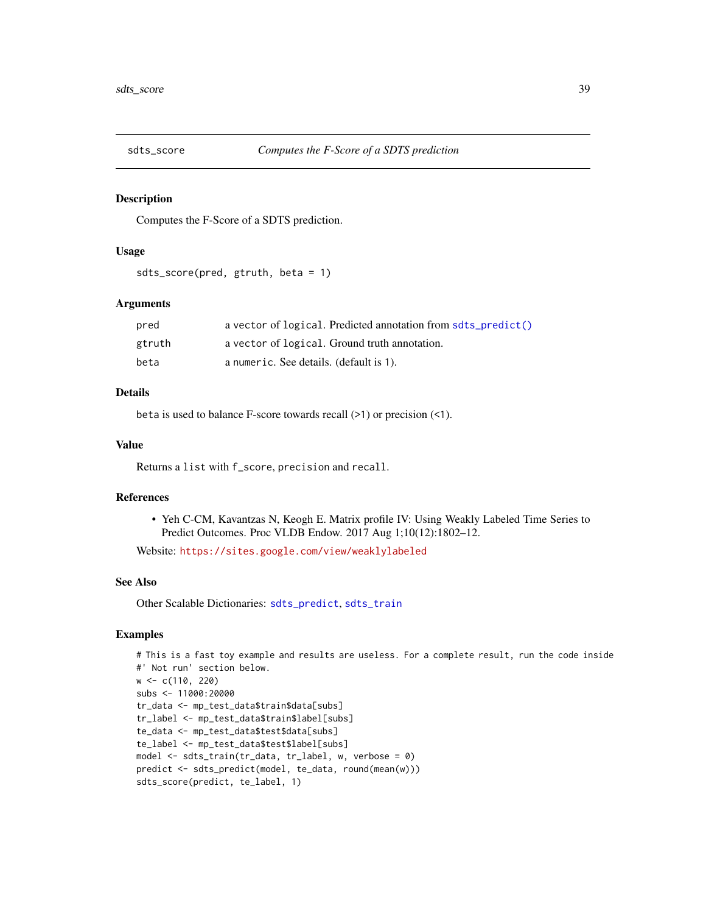## sdts_score — *Computes the F-Score of a SDTS prediction*

### Description

Computes the F-Score of a SDTS prediction.

### Usage

```
sdts_score(pred, gtruth, beta = 1)
```

### Arguments

| | |
|---|---|
| pred | a vector of logical. Predicted annotation from sdts_predict() |
| gtruth | a vector of logical. Ground truth annotation. |
| beta | a numeric. See details. (default is 1). |

### Details

beta is used to balance F-score towards recall (>1) or precision (<1).

### Value

Returns a list with f_score, precision and recall.

### References

- Yeh C-CM, Kavantzas N, Keogh E. Matrix profile IV: Using Weakly Labeled Time Series to Predict Outcomes. Proc VLDB Endow. 2017 Aug 1;10(12):1802–12.

Website: https://sites.google.com/view/weaklylabeled

### See Also

Other Scalable Dictionaries: sdts_predict, sdts_train

### Examples

```
# This is a fast toy example and results are useless. For a complete result, run the code inside
#' Not run' section below.
w <- c(110, 220)
subs <- 11000:20000
tr_data <- mp_test_data$train$data[subs]
tr_label <- mp_test_data$train$label[subs]
te_data <- mp_test_data$test$data[subs]
te_label <- mp_test_data$test$label[subs]
model <- sdts_train(tr_data, tr_label, w, verbose = 0)
predict <- sdts_predict(model, te_data, round(mean(w)))
sdts_score(predict, te_label, 1)
```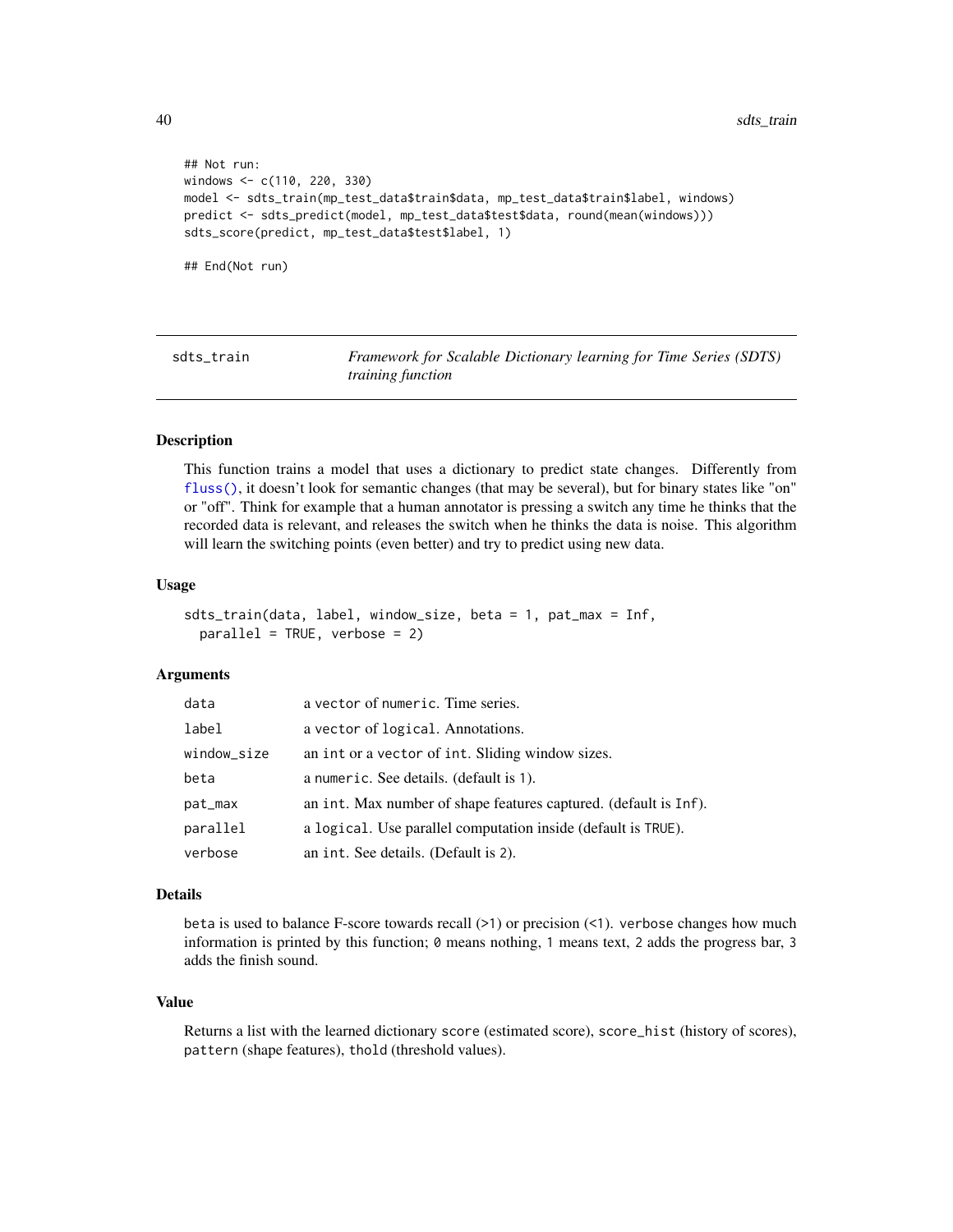```
## Not run:
windows <- c(110, 220, 330)
model <- sdts_train(mp_test_data$train$data, mp_test_data$train$label, windows)
predict <- sdts_predict(model, mp_test_data$test$data, round(mean(windows)))
sdts_score(predict, mp_test_data$test$label, 1)

## End(Not run)
```

## sdts_train — *Framework for Scalable Dictionary learning for Time Series (SDTS) training function*

### Description

This function trains a model that uses a dictionary to predict state changes. Differently from fluss(), it doesn't look for semantic changes (that may be several), but for binary states like "on" or "off". Think for example that a human annotator is pressing a switch any time he thinks that the recorded data is relevant, and releases the switch when he thinks the data is noise. This algorithm will learn the switching points (even better) and try to predict using new data.

### Usage

```
sdts_train(data, label, window_size, beta = 1, pat_max = Inf,
  parallel = TRUE, verbose = 2)
```

### Arguments

| | |
|---|---|
| data | a vector of numeric. Time series. |
| label | a vector of logical. Annotations. |
| window_size | an int or a vector of int. Sliding window sizes. |
| beta | a numeric. See details. (default is 1). |
| pat_max | an int. Max number of shape features captured. (default is Inf). |
| parallel | a logical. Use parallel computation inside (default is TRUE). |
| verbose | an int. See details. (Default is 2). |

### Details

beta is used to balance F-score towards recall (>1) or precision (<1). verbose changes how much information is printed by this function; 0 means nothing, 1 means text, 2 adds the progress bar, 3 adds the finish sound.

### Value

Returns a list with the learned dictionary score (estimated score), score_hist (history of scores), pattern (shape features), thold (threshold values).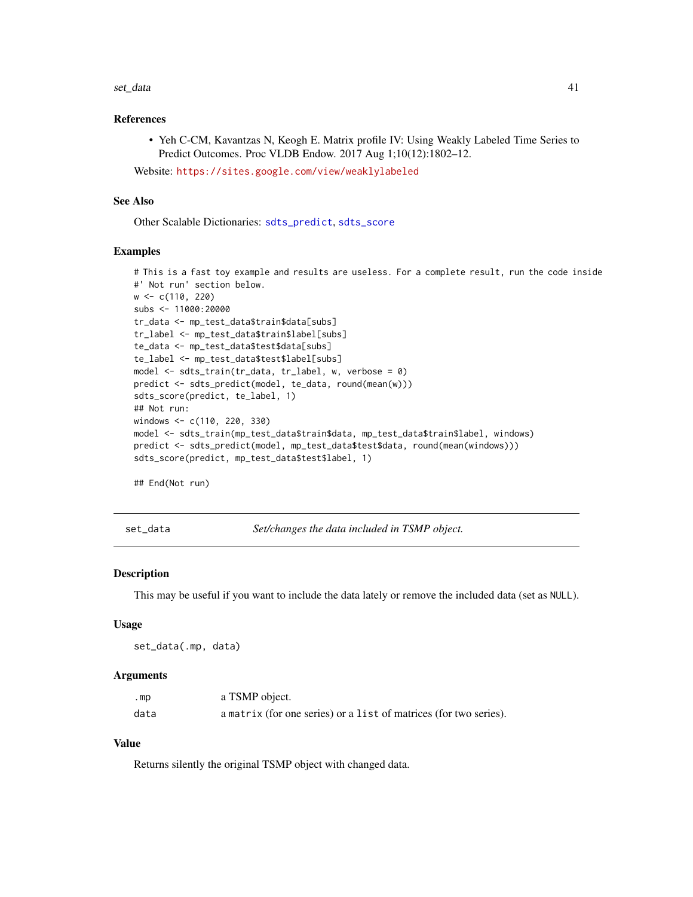### References

- Yeh C-CM, Kavantzas N, Keogh E. Matrix profile IV: Using Weakly Labeled Time Series to Predict Outcomes. Proc VLDB Endow. 2017 Aug 1;10(12):1802–12.

Website: https://sites.google.com/view/weaklylabeled

### See Also

Other Scalable Dictionaries: sdts_predict, sdts_score

### Examples

```
# This is a fast toy example and results are useless. For a complete result, run the code inside
#' Not run' section below.
w <- c(110, 220)
subs <- 11000:20000
tr_data <- mp_test_data$train$data[subs]
tr_label <- mp_test_data$train$label[subs]
te_data <- mp_test_data$test$data[subs]
te_label <- mp_test_data$test$label[subs]
model <- sdts_train(tr_data, tr_label, w, verbose = 0)
predict <- sdts_predict(model, te_data, round(mean(w)))
sdts_score(predict, te_label, 1)
## Not run:
windows <- c(110, 220, 330)
model <- sdts_train(mp_test_data$train$data, mp_test_data$train$label, windows)
predict <- sdts_predict(model, mp_test_data$test$data, round(mean(windows)))
sdts_score(predict, mp_test_data$test$label, 1)

## End(Not run)
```

---

## set_data *Set/changes the data included in TSMP object.*

---

### Description

This may be useful if you want to include the data lately or remove the included data (set as NULL).

### Usage

```
set_data(.mp, data)
```

### Arguments

| | |
|---|---|
| .mp | a TSMP object. |
| data | a matrix (for one series) or a list of matrices (for two series). |

### Value

Returns silently the original TSMP object with changed data.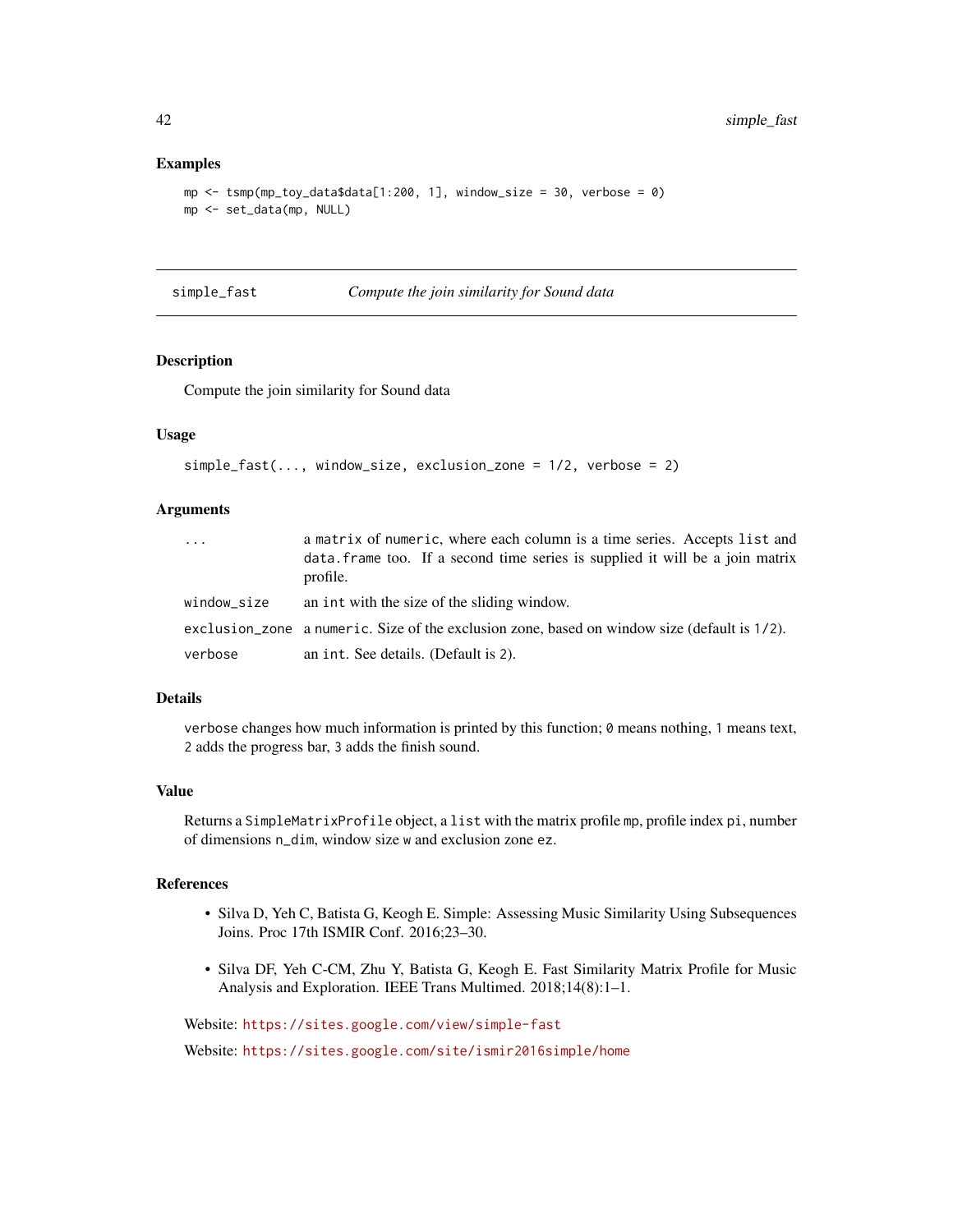### Examples

```
mp <- tsmp(mp_toy_data$data[1:200, 1], window_size = 30, verbose = 0)
mp <- set_data(mp, NULL)
```

---

## simple_fast — *Compute the join similarity for Sound data*

### Description

Compute the join similarity for Sound data

### Usage

```
simple_fast(..., window_size, exclusion_zone = 1/2, verbose = 2)
```

### Arguments

| | |
|---|---|
| `...` | a `matrix` of `numeric`, where each column is a time series. Accepts `list` and `data.frame` too. If a second time series is supplied it will be a join matrix profile. |
| `window_size` | an `int` with the size of the sliding window. |
| `exclusion_zone` | a `numeric`. Size of the exclusion zone, based on window size (default is `1/2`). |
| `verbose` | an `int`. See details. (Default is `2`). |

### Details

`verbose` changes how much information is printed by this function; `0` means nothing, `1` means text, `2` adds the progress bar, `3` adds the finish sound.

### Value

Returns a `SimpleMatrixProfile` object, a `list` with the matrix profile `mp`, profile index `pi`, number of dimensions `n_dim`, window size `w` and exclusion zone `ez`.

### References

- Silva D, Yeh C, Batista G, Keogh E. Simple: Assessing Music Similarity Using Subsequences Joins. Proc 17th ISMIR Conf. 2016;23–30.
- Silva DF, Yeh C-CM, Zhu Y, Batista G, Keogh E. Fast Similarity Matrix Profile for Music Analysis and Exploration. IEEE Trans Multimed. 2018;14(8):1–1.

Website: https://sites.google.com/view/simple-fast

Website: https://sites.google.com/site/ismir2016simple/home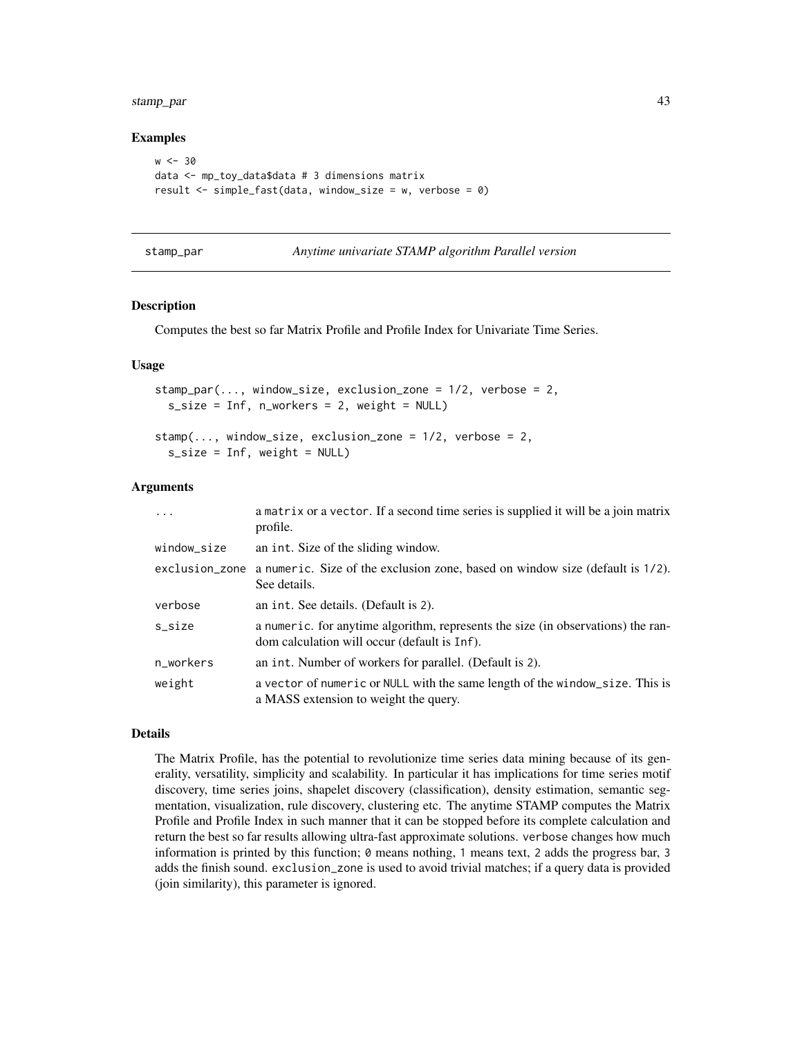### Examples

```
w <- 30
data <- mp_toy_data$data # 3 dimensions matrix
result <- simple_fast(data, window_size = w, verbose = 0)
```

---

## stamp_par — *Anytime univariate STAMP algorithm Parallel version*

---

### Description

Computes the best so far Matrix Profile and Profile Index for Univariate Time Series.

### Usage

```
stamp_par(..., window_size, exclusion_zone = 1/2, verbose = 2,
  s_size = Inf, n_workers = 2, weight = NULL)

stamp(..., window_size, exclusion_zone = 1/2, verbose = 2,
  s_size = Inf, weight = NULL)
```

### Arguments

| | |
|---|---|
| `...` | a `matrix` or a `vector`. If a second time series is supplied it will be a join matrix profile. |
| `window_size` | an `int`. Size of the sliding window. |
| `exclusion_zone` | a `numeric`. Size of the exclusion zone, based on window size (default is `1/2`). See details. |
| `verbose` | an `int`. See details. (Default is `2`). |
| `s_size` | a `numeric`. for anytime algorithm, represents the size (in observations) the random calculation will occur (default is `Inf`). |
| `n_workers` | an `int`. Number of workers for parallel. (Default is `2`). |
| `weight` | a `vector` of `numeric` or `NULL` with the same length of the `window_size`. This is a MASS extension to weight the query. |

### Details

The Matrix Profile, has the potential to revolutionize time series data mining because of its generality, versatility, simplicity and scalability. In particular it has implications for time series motif discovery, time series joins, shapelet discovery (classification), density estimation, semantic segmentation, visualization, rule discovery, clustering etc. The anytime STAMP computes the Matrix Profile and Profile Index in such manner that it can be stopped before its complete calculation and return the best so far results allowing ultra-fast approximate solutions. `verbose` changes how much information is printed by this function; `0` means nothing, `1` means text, `2` adds the progress bar, `3` adds the finish sound. `exclusion_zone` is used to avoid trivial matches; if a query data is provided (join similarity), this parameter is ignored.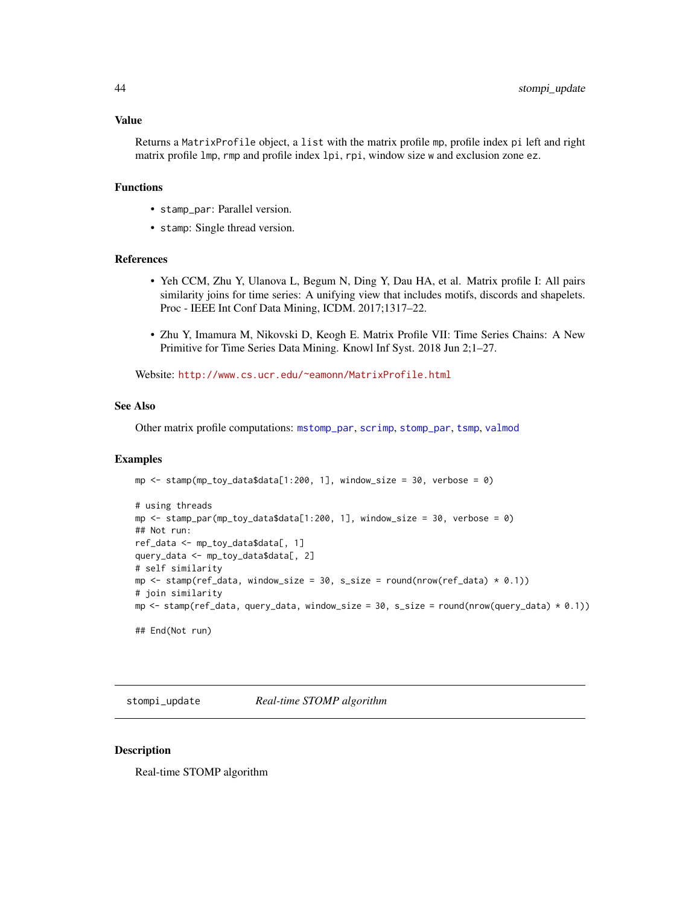## Value

Returns a `MatrixProfile` object, a `list` with the matrix profile `mp`, profile index `pi` left and right matrix profile `lmp`, `rmp` and profile index `lpi`, `rpi`, window size `w` and exclusion zone `ez`.

## Functions

- `stamp_par`: Parallel version.
- `stamp`: Single thread version.

## References

- Yeh CCM, Zhu Y, Ulanova L, Begum N, Ding Y, Dau HA, et al. Matrix profile I: All pairs similarity joins for time series: A unifying view that includes motifs, discords and shapelets. Proc - IEEE Int Conf Data Mining, ICDM. 2017;1317–22.
- Zhu Y, Imamura M, Nikovski D, Keogh E. Matrix Profile VII: Time Series Chains: A New Primitive for Time Series Data Mining. Knowl Inf Syst. 2018 Jun 2;1–27.

Website: http://www.cs.ucr.edu/~eamonn/MatrixProfile.html

## See Also

Other matrix profile computations: `mstomp_par`, `scrimp`, `stomp_par`, `tsmp`, `valmod`

## Examples

```
mp <- stamp(mp_toy_data$data[1:200, 1], window_size = 30, verbose = 0)

# using threads
mp <- stamp_par(mp_toy_data$data[1:200, 1], window_size = 30, verbose = 0)
## Not run:
ref_data <- mp_toy_data$data[, 1]
query_data <- mp_toy_data$data[, 2]
# self similarity
mp <- stamp(ref_data, window_size = 30, s_size = round(nrow(ref_data) * 0.1))
# join similarity
mp <- stamp(ref_data, query_data, window_size = 30, s_size = round(nrow(query_data) * 0.1))

## End(Not run)
```

---

# stompi_update — *Real-time STOMP algorithm*

## Description

Real-time STOMP algorithm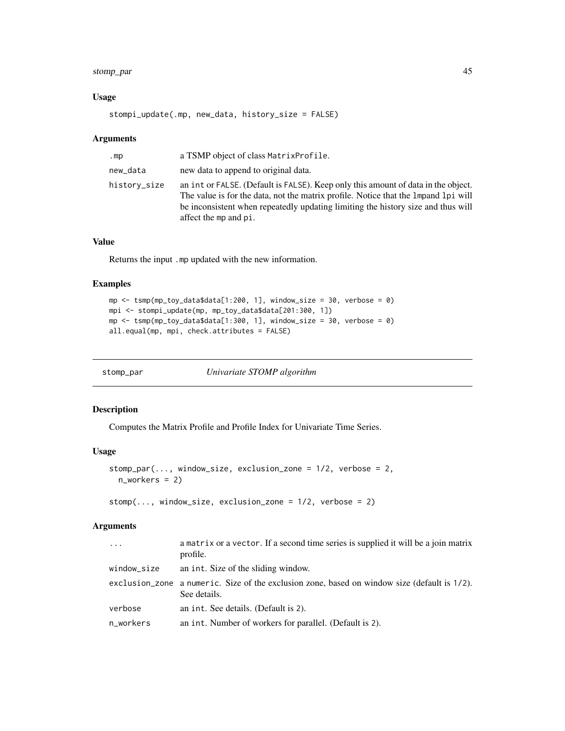### Usage

```
stompi_update(.mp, new_data, history_size = FALSE)
```

### Arguments

| | |
|---|---|
| .mp | a TSMP object of class MatrixProfile. |
| new_data | new data to append to original data. |
| history_size | an int or FALSE. (Default is FALSE). Keep only this amount of data in the object. The value is for the data, not the matrix profile. Notice that the lmpand lpi will be inconsistent when repeatedly updating limiting the history size and thus will affect the mp and pi. |

### Value

Returns the input .mp updated with the new information.

### Examples

```
mp <- tsmp(mp_toy_data$data[1:200, 1], window_size = 30, verbose = 0)
mpi <- stompi_update(mp, mp_toy_data$data[201:300, 1])
mp <- tsmp(mp_toy_data$data[1:300, 1], window_size = 30, verbose = 0)
all.equal(mp, mpi, check.attributes = FALSE)
```

---

## stomp_par &nbsp;&nbsp;&nbsp; *Univariate STOMP algorithm*

---

### Description

Computes the Matrix Profile and Profile Index for Univariate Time Series.

### Usage

```
stomp_par(..., window_size, exclusion_zone = 1/2, verbose = 2,
  n_workers = 2)

stomp(..., window_size, exclusion_zone = 1/2, verbose = 2)
```

### Arguments

| | |
|---|---|
| ... | a matrix or a vector. If a second time series is supplied it will be a join matrix profile. |
| window_size | an int. Size of the sliding window. |
| exclusion_zone | a numeric. Size of the exclusion zone, based on window size (default is 1/2). See details. |
| verbose | an int. See details. (Default is 2). |
| n_workers | an int. Number of workers for parallel. (Default is 2). |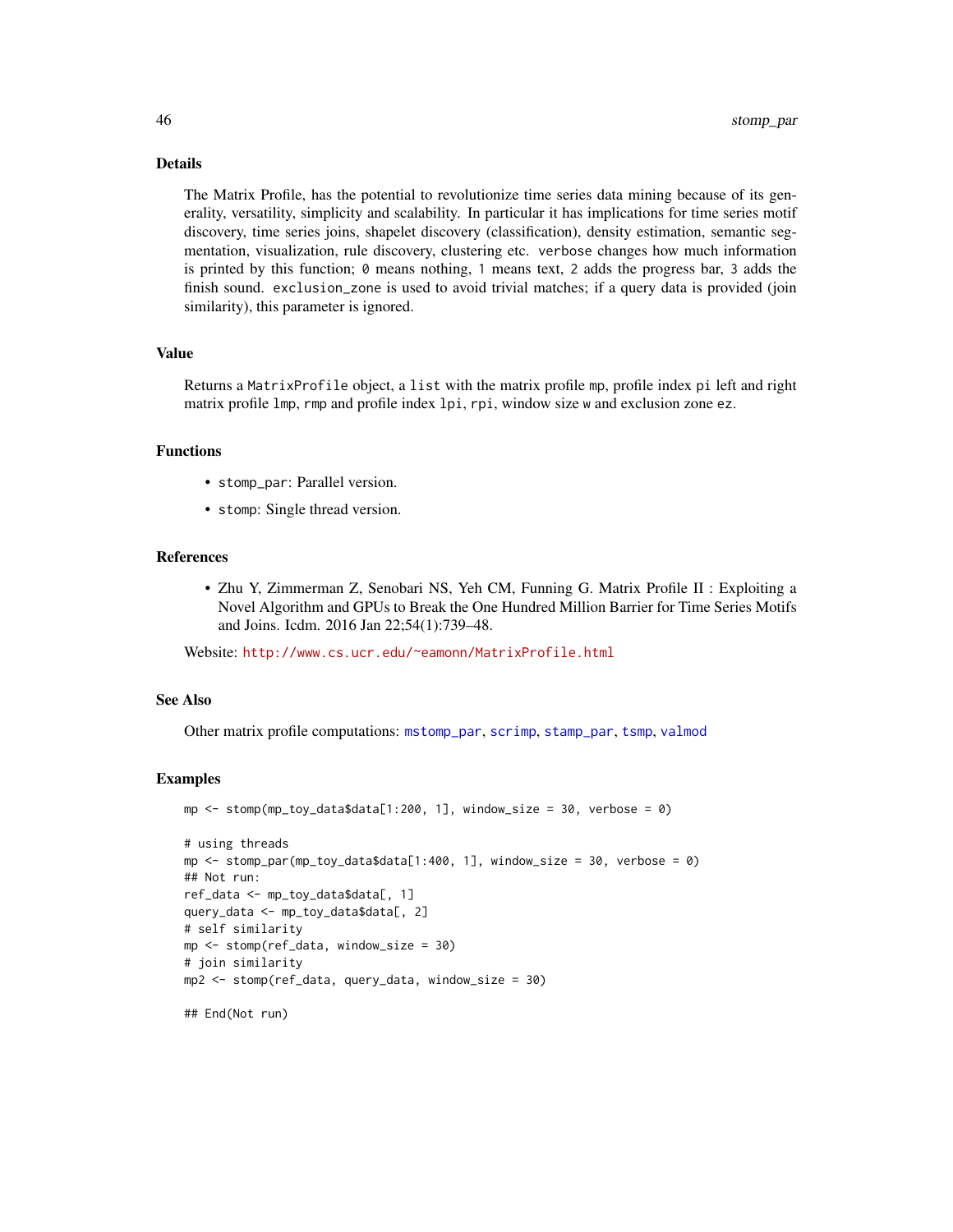## Details

The Matrix Profile, has the potential to revolutionize time series data mining because of its generality, versatility, simplicity and scalability. In particular it has implications for time series motif discovery, time series joins, shapelet discovery (classification), density estimation, semantic segmentation, visualization, rule discovery, clustering etc. `verbose` changes how much information is printed by this function; `0` means nothing, `1` means text, `2` adds the progress bar, `3` adds the finish sound. `exclusion_zone` is used to avoid trivial matches; if a query data is provided (join similarity), this parameter is ignored.

## Value

Returns a `MatrixProfile` object, a `list` with the matrix profile `mp`, profile index `pi` left and right matrix profile `lmp`, `rmp` and profile index `lpi`, `rpi`, window size `w` and exclusion zone `ez`.

## Functions

- `stomp_par`: Parallel version.
- `stomp`: Single thread version.

## References

- Zhu Y, Zimmerman Z, Senobari NS, Yeh CM, Funning G. Matrix Profile II : Exploiting a Novel Algorithm and GPUs to Break the One Hundred Million Barrier for Time Series Motifs and Joins. Icdm. 2016 Jan 22;54(1):739–48.

Website: http://www.cs.ucr.edu/~eamonn/MatrixProfile.html

## See Also

Other matrix profile computations: `mstomp_par`, `scrimp`, `stamp_par`, `tsmp`, `valmod`

## Examples

```
mp <- stomp(mp_toy_data$data[1:200, 1], window_size = 30, verbose = 0)

# using threads
mp <- stomp_par(mp_toy_data$data[1:400, 1], window_size = 30, verbose = 0)
## Not run:
ref_data <- mp_toy_data$data[, 1]
query_data <- mp_toy_data$data[, 2]
# self similarity
mp <- stomp(ref_data, window_size = 30)
# join similarity
mp2 <- stomp(ref_data, query_data, window_size = 30)

## End(Not run)
```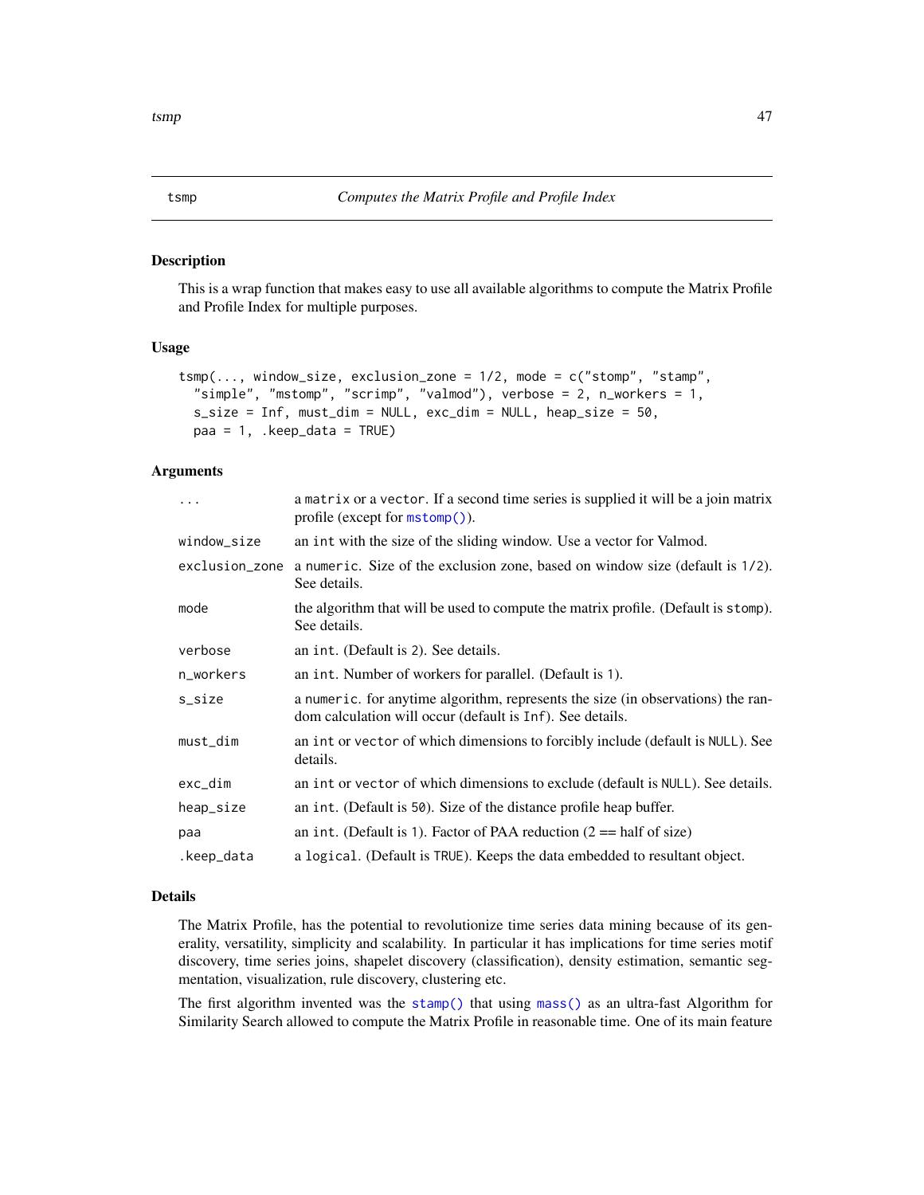## tsmp — *Computes the Matrix Profile and Profile Index*

### Description

This is a wrap function that makes easy to use all available algorithms to compute the Matrix Profile and Profile Index for multiple purposes.

### Usage

```
tsmp(..., window_size, exclusion_zone = 1/2, mode = c("stomp", "stamp",
  "simple", "mstomp", "scrimp", "valmod"), verbose = 2, n_workers = 1,
  s_size = Inf, must_dim = NULL, exc_dim = NULL, heap_size = 50,
  paa = 1, .keep_data = TRUE)
```

### Arguments

| | |
|---|---|
| `...` | a `matrix` or a `vector`. If a second time series is supplied it will be a join matrix profile (except for `mstomp()`). |
| `window_size` | an `int` with the size of the sliding window. Use a vector for Valmod. |
| `exclusion_zone` | a `numeric`. Size of the exclusion zone, based on window size (default is `1/2`). See details. |
| `mode` | the algorithm that will be used to compute the matrix profile. (Default is `stomp`). See details. |
| `verbose` | an `int`. (Default is `2`). See details. |
| `n_workers` | an `int`. Number of workers for parallel. (Default is `1`). |
| `s_size` | a `numeric`. for anytime algorithm, represents the size (in observations) the random calculation will occur (default is `Inf`). See details. |
| `must_dim` | an `int` or `vector` of which dimensions to forcibly include (default is `NULL`). See details. |
| `exc_dim` | an `int` or `vector` of which dimensions to exclude (default is `NULL`). See details. |
| `heap_size` | an `int`. (Default is `50`). Size of the distance profile heap buffer. |
| `paa` | an `int`. (Default is `1`). Factor of PAA reduction (2 == half of size) |
| `.keep_data` | a `logical`. (Default is `TRUE`). Keeps the data embedded to resultant object. |

### Details

The Matrix Profile, has the potential to revolutionize time series data mining because of its generality, versatility, simplicity and scalability. In particular it has implications for time series motif discovery, time series joins, shapelet discovery (classification), density estimation, semantic segmentation, visualization, rule discovery, clustering etc.

The first algorithm invented was the `stamp()` that using `mass()` as an ultra-fast Algorithm for Similarity Search allowed to compute the Matrix Profile in reasonable time. One of its main feature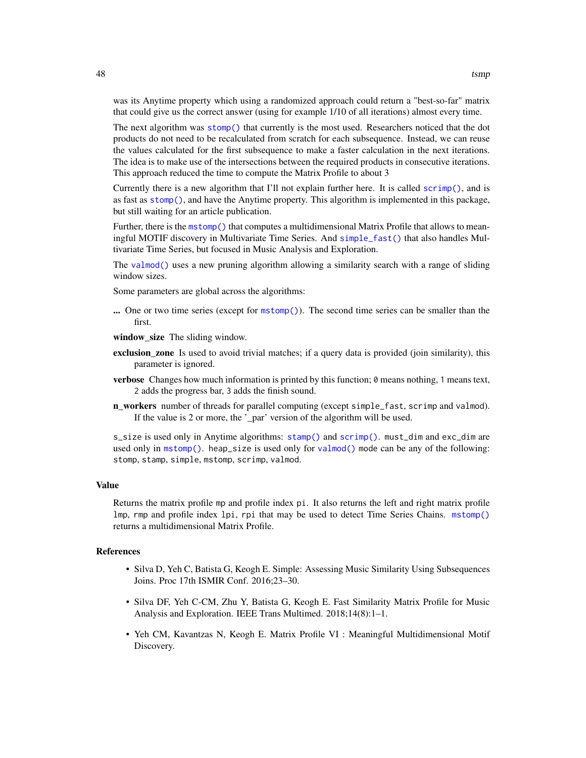was its Anytime property which using a randomized approach could return a "best-so-far" matrix that could give us the correct answer (using for example 1/10 of all iterations) almost every time.

The next algorithm was `stomp()` that currently is the most used. Researchers noticed that the dot products do not need to be recalculated from scratch for each subsequence. Instead, we can reuse the values calculated for the first subsequence to make a faster calculation in the next iterations. The idea is to make use of the intersections between the required products in consecutive iterations. This approach reduced the time to compute the Matrix Profile to about 3

Currently there is a new algorithm that I'll not explain further here. It is called `scrimp()`, and is as fast as `stomp()`, and have the Anytime property. This algorithm is implemented in this package, but still waiting for an article publication.

Further, there is the `mstomp()` that computes a multidimensional Matrix Profile that allows to meaningful MOTIF discovery in Multivariate Time Series. And `simple_fast()` that also handles Multivariate Time Series, but focused in Music Analysis and Exploration.

The `valmod()` uses a new pruning algorithm allowing a similarity search with a range of sliding window sizes.

Some parameters are global across the algorithms:

**...** One or two time series (except for `mstomp()`). The second time series can be smaller than the first.

**window_size** The sliding window.

**exclusion_zone** Is used to avoid trivial matches; if a query data is provided (join similarity), this parameter is ignored.

**verbose** Changes how much information is printed by this function; `0` means nothing, `1` means text, `2` adds the progress bar, `3` adds the finish sound.

**n_workers** number of threads for parallel computing (except `simple_fast`, `scrimp` and `valmod`). If the value is 2 or more, the '_par' version of the algorithm will be used.

`s_size` is used only in Anytime algorithms: `stamp()` and `scrimp()`. `must_dim` and `exc_dim` are used only in `mstomp()`. `heap_size` is used only for `valmod()` mode can be any of the following: `stomp`, `stamp`, `simple`, `mstomp`, `scrimp`, `valmod`.

## Value

Returns the matrix profile `mp` and profile index `pi`. It also returns the left and right matrix profile `lmp`, `rmp` and profile index `lpi`, `rpi` that may be used to detect Time Series Chains. `mstomp()` returns a multidimensional Matrix Profile.

## References

- Silva D, Yeh C, Batista G, Keogh E. Simple: Assessing Music Similarity Using Subsequences Joins. Proc 17th ISMIR Conf. 2016;23–30.
- Silva DF, Yeh C-CM, Zhu Y, Batista G, Keogh E. Fast Similarity Matrix Profile for Music Analysis and Exploration. IEEE Trans Multimed. 2018;14(8):1–1.
- Yeh CM, Kavantzas N, Keogh E. Matrix Profile VI : Meaningful Multidimensional Motif Discovery.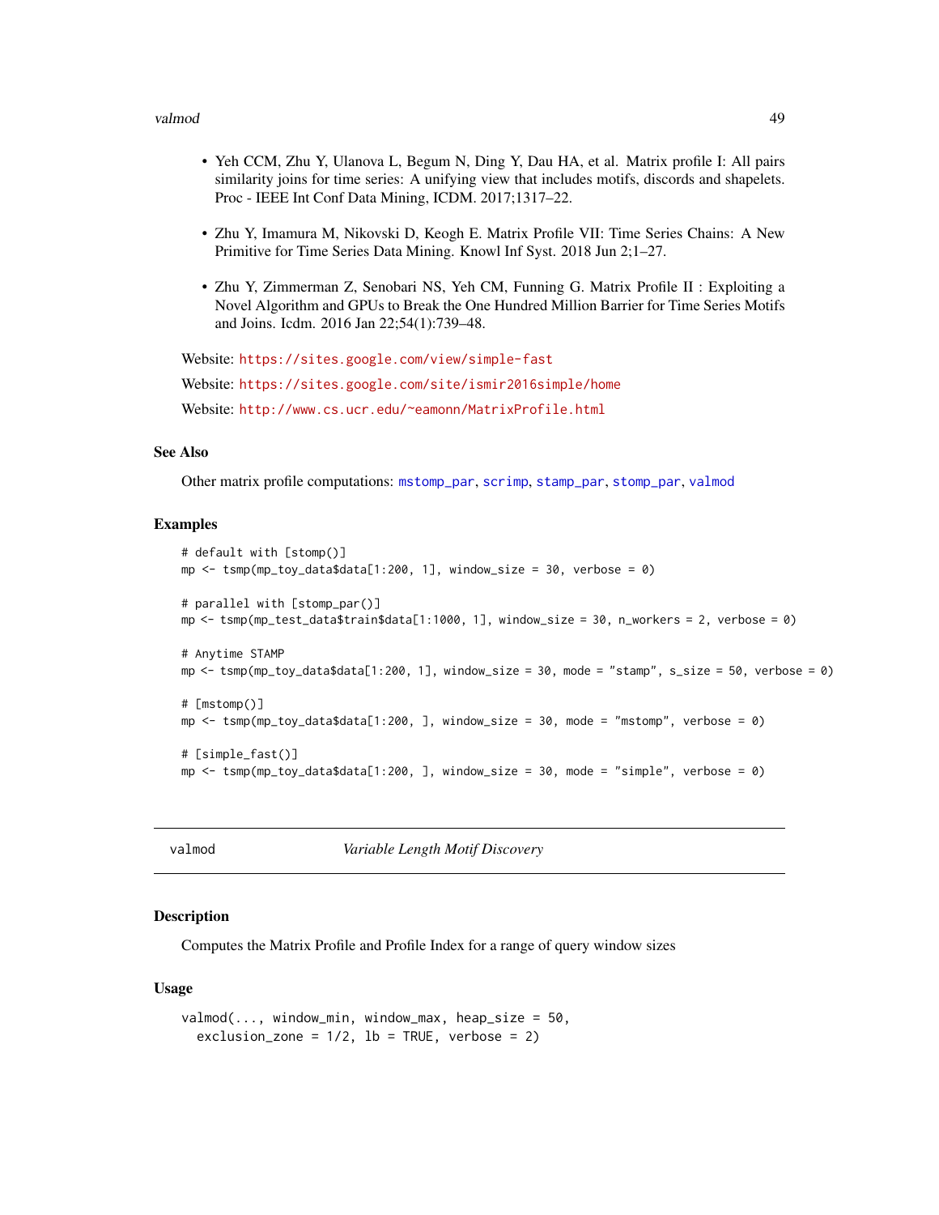- Yeh CCM, Zhu Y, Ulanova L, Begum N, Ding Y, Dau HA, et al. Matrix profile I: All pairs similarity joins for time series: A unifying view that includes motifs, discords and shapelets. Proc - IEEE Int Conf Data Mining, ICDM. 2017;1317–22.

- Zhu Y, Imamura M, Nikovski D, Keogh E. Matrix Profile VII: Time Series Chains: A New Primitive for Time Series Data Mining. Knowl Inf Syst. 2018 Jun 2;1–27.

- Zhu Y, Zimmerman Z, Senobari NS, Yeh CM, Funning G. Matrix Profile II : Exploiting a Novel Algorithm and GPUs to Break the One Hundred Million Barrier for Time Series Motifs and Joins. Icdm. 2016 Jan 22;54(1):739–48.

Website: https://sites.google.com/view/simple-fast

Website: https://sites.google.com/site/ismir2016simple/home

Website: http://www.cs.ucr.edu/~eamonn/MatrixProfile.html

### See Also

Other matrix profile computations: mstomp_par, scrimp, stamp_par, stomp_par, valmod

### Examples

```
# default with [stomp()]
mp <- tsmp(mp_toy_data$data[1:200, 1], window_size = 30, verbose = 0)

# parallel with [stomp_par()]
mp <- tsmp(mp_test_data$train$data[1:1000, 1], window_size = 30, n_workers = 2, verbose = 0)

# Anytime STAMP
mp <- tsmp(mp_toy_data$data[1:200, 1], window_size = 30, mode = "stamp", s_size = 50, verbose = 0)

# [mstomp()]
mp <- tsmp(mp_toy_data$data[1:200, ], window_size = 30, mode = "mstomp", verbose = 0)

# [simple_fast()]
mp <- tsmp(mp_toy_data$data[1:200, ], window_size = 30, mode = "simple", verbose = 0)
```

---

## valmod — *Variable Length Motif Discovery*

---

### Description

Computes the Matrix Profile and Profile Index for a range of query window sizes

### Usage

```
valmod(..., window_min, window_max, heap_size = 50,
  exclusion_zone = 1/2, lb = TRUE, verbose = 2)
```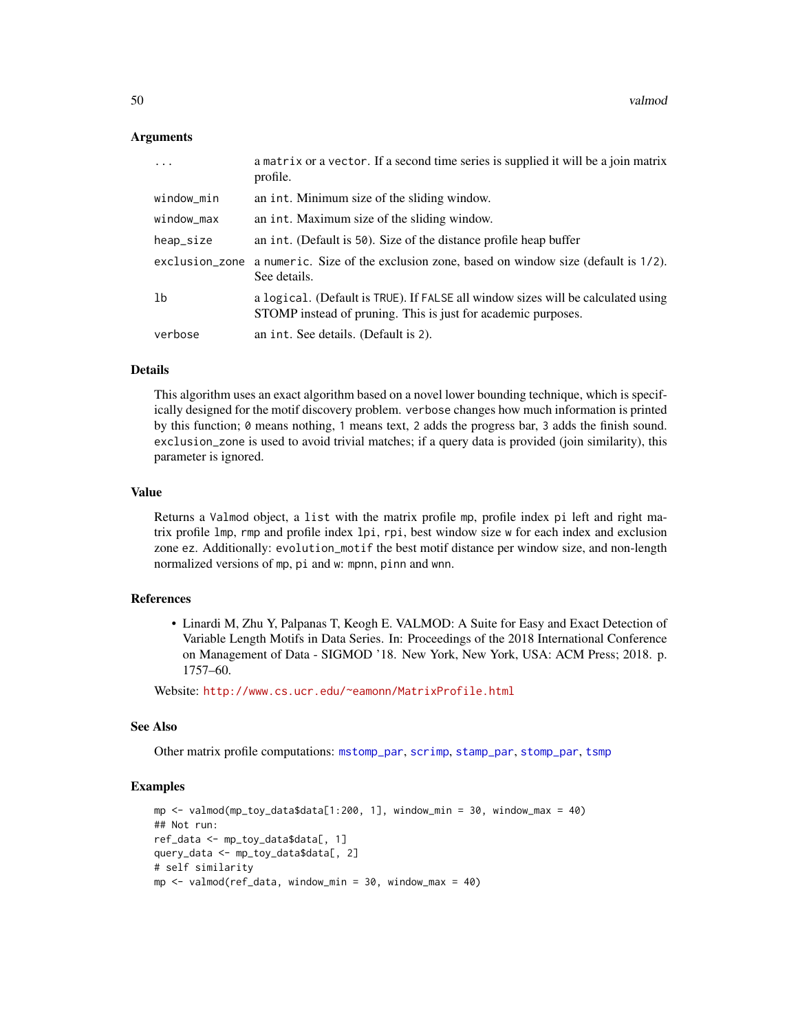## Arguments

| | |
|---|---|
| `...` | a `matrix` or a `vector`. If a second time series is supplied it will be a join matrix profile. |
| `window_min` | an `int`. Minimum size of the sliding window. |
| `window_max` | an `int`. Maximum size of the sliding window. |
| `heap_size` | an `int`. (Default is `50`). Size of the distance profile heap buffer |
| `exclusion_zone` | a `numeric`. Size of the exclusion zone, based on window size (default is `1/2`). See details. |
| `lb` | a `logical`. (Default is `TRUE`). If `FALSE` all window sizes will be calculated using STOMP instead of pruning. This is just for academic purposes. |
| `verbose` | an `int`. See details. (Default is `2`). |

## Details

This algorithm uses an exact algorithm based on a novel lower bounding technique, which is specifically designed for the motif discovery problem. `verbose` changes how much information is printed by this function; `0` means nothing, `1` means text, `2` adds the progress bar, `3` adds the finish sound. `exclusion_zone` is used to avoid trivial matches; if a query data is provided (join similarity), this parameter is ignored.

## Value

Returns a `Valmod` object, a `list` with the matrix profile `mp`, profile index `pi` left and right matrix profile `lmp`, `rmp` and profile index `lpi`, `rpi`, best window size `w` for each index and exclusion zone `ez`. Additionally: `evolution_motif` the best motif distance per window size, and non-length normalized versions of `mp`, `pi` and `w`: `mpnn`, `pinn` and `wnn`.

## References

- Linardi M, Zhu Y, Palpanas T, Keogh E. VALMOD: A Suite for Easy and Exact Detection of Variable Length Motifs in Data Series. In: Proceedings of the 2018 International Conference on Management of Data - SIGMOD '18. New York, New York, USA: ACM Press; 2018. p. 1757–60.

Website: http://www.cs.ucr.edu/~eamonn/MatrixProfile.html

## See Also

Other matrix profile computations: `mstomp_par`, `scrimp`, `stamp_par`, `stomp_par`, `tsmp`

## Examples

```
mp <- valmod(mp_toy_data$data[1:200, 1], window_min = 30, window_max = 40)
## Not run:
ref_data <- mp_toy_data$data[, 1]
query_data <- mp_toy_data$data[, 2]
# self similarity
mp <- valmod(ref_data, window_min = 30, window_max = 40)
```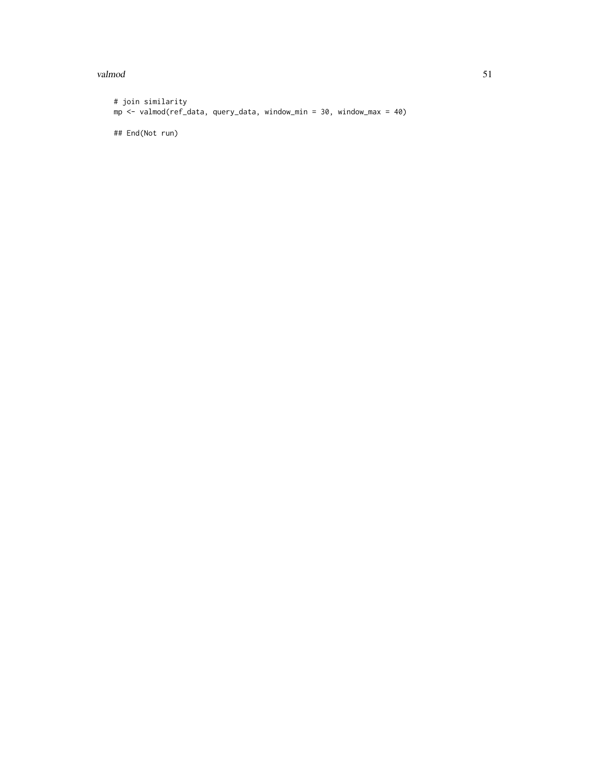```
# join similarity
mp <- valmod(ref_data, query_data, window_min = 30, window_max = 40)

## End(Not run)
```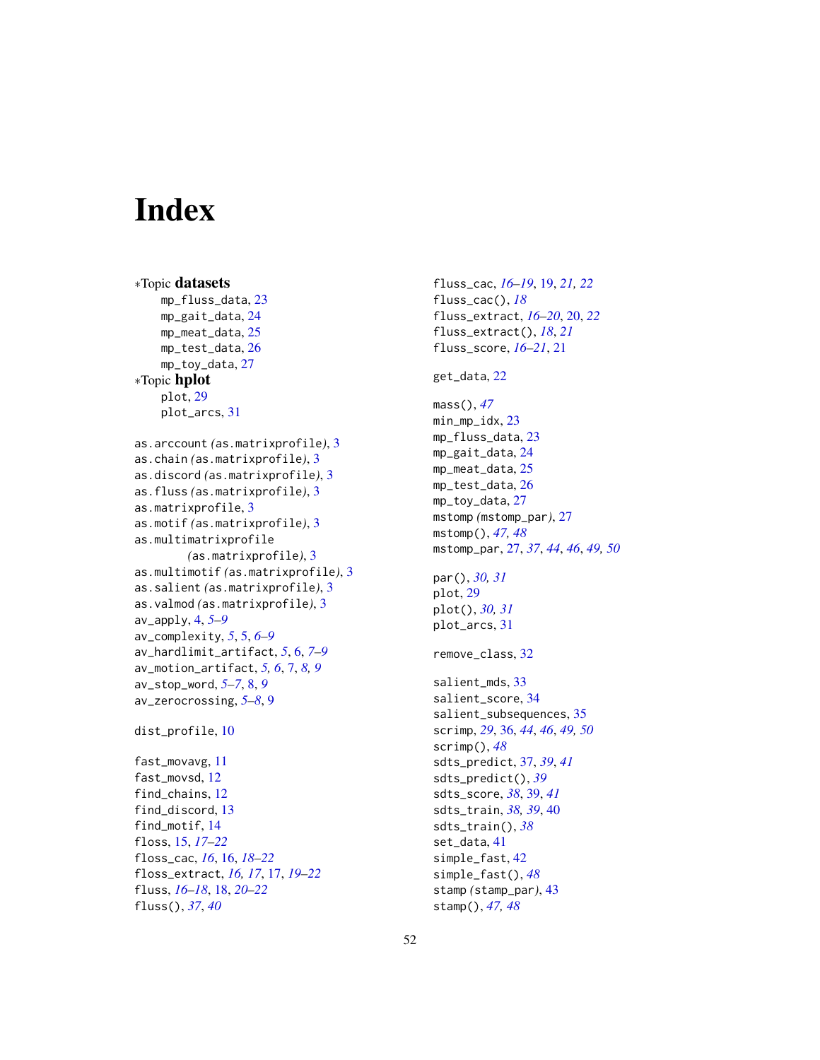# Index

∗Topic **datasets**
- mp_fluss_data, 23
- mp_gait_data, 24
- mp_meat_data, 25
- mp_test_data, 26
- mp_toy_data, 27

∗Topic **hplot**
- plot, 29
- plot_arcs, 31

as.arccount *(*as.matrixprofile*)*, 3
as.chain *(*as.matrixprofile*)*, 3
as.discord *(*as.matrixprofile*)*, 3
as.fluss *(*as.matrixprofile*)*, 3
as.matrixprofile, 3
as.motif *(*as.matrixprofile*)*, 3
as.multimatrixprofile *(*as.matrixprofile*)*, 3
as.multimotif *(*as.matrixprofile*)*, 3
as.salient *(*as.matrixprofile*)*, 3
as.valmod *(*as.matrixprofile*)*, 3
av_apply, 4, *5–9*
av_complexity, *5*, 5, *6–9*
av_hardlimit_artifact, *5*, 6, *7–9*
av_motion_artifact, *5, 6*, 7, *8, 9*
av_stop_word, *5–7*, 8, *9*
av_zerocrossing, *5–8*, 9

dist_profile, 10

fast_movavg, 11
fast_movsd, 12
find_chains, 12
find_discord, 13
find_motif, 14
floss, 15, *17–22*
floss_cac, *16*, 16, *18–22*
floss_extract, *16, 17*, 17, *19–22*
fluss, *16–18*, 18, *20–22*
fluss(), *37*, *40*
fluss_cac, *16–19*, 19, *21, 22*
fluss_cac(), *18*
fluss_extract, *16–20*, 20, *22*
fluss_extract(), *18*, *21*
fluss_score, *16–21*, 21

get_data, 22

mass(), *47*
min_mp_idx, 23
mp_fluss_data, 23
mp_gait_data, 24
mp_meat_data, 25
mp_test_data, 26
mp_toy_data, 27
mstomp *(*mstomp_par*)*, 27
mstomp(), *47, 48*
mstomp_par, 27, *37*, *44*, *46*, *49, 50*

par(), *30, 31*
plot, 29
plot(), *30, 31*
plot_arcs, 31

remove_class, 32

salient_mds, 33
salient_score, 34
salient_subsequences, 35
scrimp, *29*, 36, *44*, *46*, *49, 50*
scrimp(), *48*
sdts_predict, 37, *39*, *41*
sdts_predict(), *39*
sdts_score, *38*, 39, *41*
sdts_train, *38, 39*, 40
sdts_train(), *38*
set_data, 41
simple_fast, 42
simple_fast(), *48*
stamp *(*stamp_par*)*, 43
stamp(), *47, 48*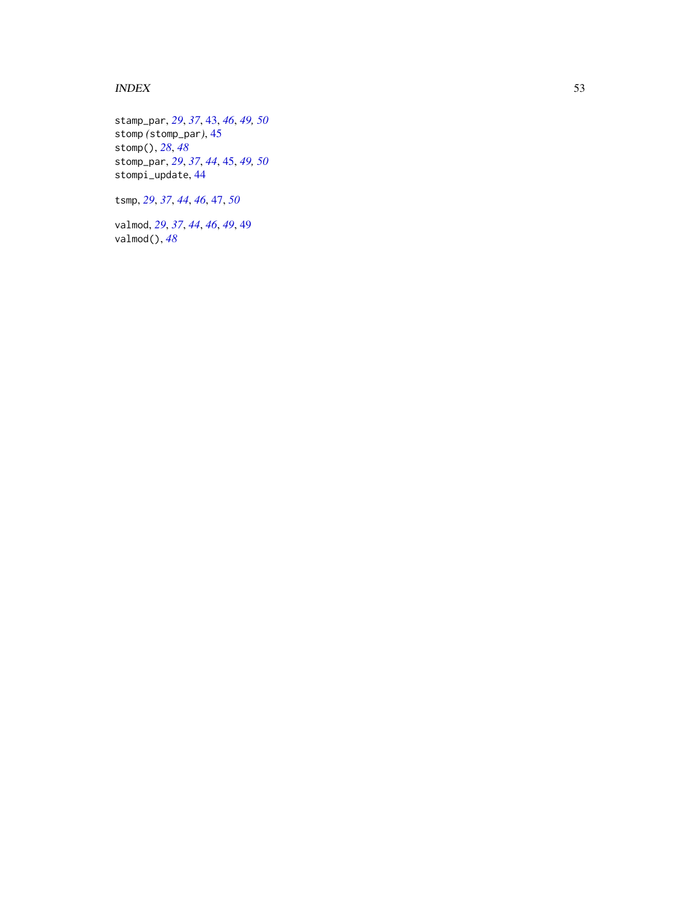stamp_par, *29*, *37*, 43, *46*, *49, 50*
stomp (stomp_par), 45
stomp(), *28*, *48*
stomp_par, *29*, *37*, *44*, 45, *49, 50*
stompi_update, 44

tsmp, *29*, *37*, *44*, *46*, 47, *50*

valmod, *29*, *37*, *44*, *46*, *49*, 49
valmod(), *48*